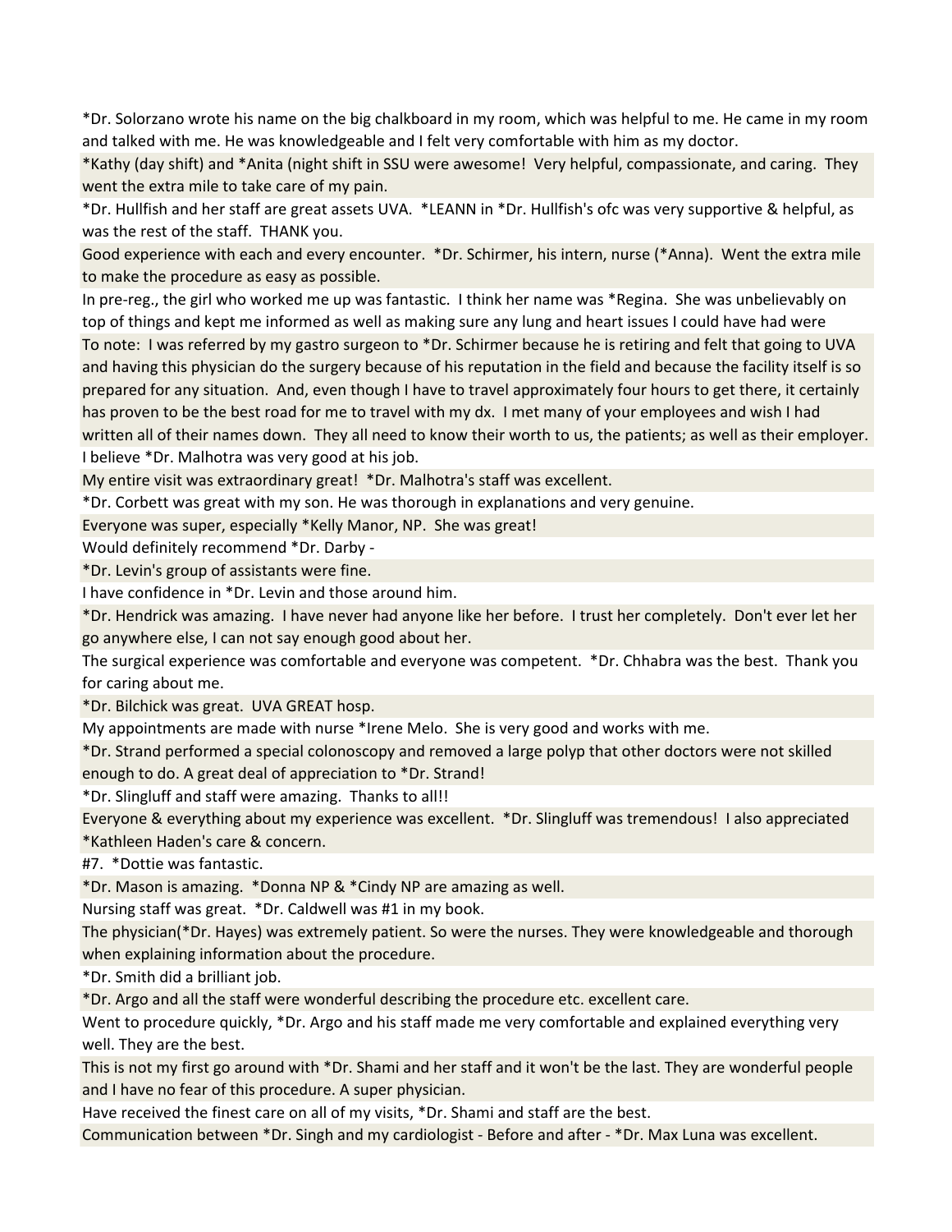*Dr. Solorzano wrote his name on the big chalkboard in my room, which was helpful to me. He came in my room and talked with me. He was knowledgeable and I felt very comfortable with him as my doctor.

*Kathy (day shift) and *Anita (night shift in SSU were awesome! Very helpful, compassionate, and caring. They went the extra mile to take care of my pain.

*Dr. Hullfish and her staff are great assets UVA. *LEANN in *Dr. Hullfish's ofc was very supportive & helpful, as was the rest of the staff. THANK you.

Good experience with each and every encounter. *Dr. Schirmer, his intern, nurse (*Anna). Went the extra mile to make the procedure as easy as possible.

In pre-reg., the girl who worked me up was fantastic. I think her name was *Regina. She was unbelievably on top of things and kept me informed as well as making sure any lung and heart issues I could have had were

To note: I was referred by my gastro surgeon to *Dr. Schirmer because he is retiring and felt that going to UVA and having this physician do the surgery because of his reputation in the field and because the facility itself is so prepared for any situation. And, even though I have to travel approximately four hours to get there, it certainly has proven to be the best road for me to travel with my dx. I met many of your employees and wish I had written all of their names down. They all need to know their worth to us, the patients; as well as their employer.

I believe *Dr. Malhotra was very good at his job.

My entire visit was extraordinary great! *Dr. Malhotra's staff was excellent.

*Dr. Corbett was great with my son. He was thorough in explanations and very genuine.

Everyone was super, especially *Kelly Manor, NP. She was great!

Would definitely recommend *Dr. Darby -

*Dr. Levin's group of assistants were fine.

I have confidence in *Dr. Levin and those around him.

*Dr. Hendrick was amazing. I have never had anyone like her before. I trust her completely. Don't ever let her go anywhere else, I can not say enough good about her.

The surgical experience was comfortable and everyone was competent. *Dr. Chhabra was the best. Thank you for caring about me.

*Dr. Bilchick was great. UVA GREAT hosp.

My appointments are made with nurse *Irene Melo. She is very good and works with me.

*Dr. Strand performed a special colonoscopy and removed a large polyp that other doctors were not skilled enough to do. A great deal of appreciation to *Dr. Strand!

*Dr. Slingluff and staff were amazing. Thanks to all!!

Everyone & everything about my experience was excellent. *Dr. Slingluff was tremendous! I also appreciated *Kathleen Haden's care & concern.

#7. *Dottie was fantastic.

*Dr. Mason is amazing. *Donna NP & *Cindy NP are amazing as well.

Nursing staff was great. *Dr. Caldwell was #1 in my book.

The physician(*Dr. Hayes) was extremely patient. So were the nurses. They were knowledgeable and thorough when explaining information about the procedure.

*Dr. Smith did a brilliant job.

*Dr. Argo and all the staff were wonderful describing the procedure etc. excellent care.

Went to procedure quickly, *Dr. Argo and his staff made me very comfortable and explained everything very well. They are the best.

This is not my first go around with *Dr. Shami and her staff and it won't be the last. They are wonderful people and I have no fear of this procedure. A super physician.

Have received the finest care on all of my visits, *Dr. Shami and staff are the best.

Communication between *Dr. Singh and my cardiologist - Before and after - *Dr. Max Luna was excellent.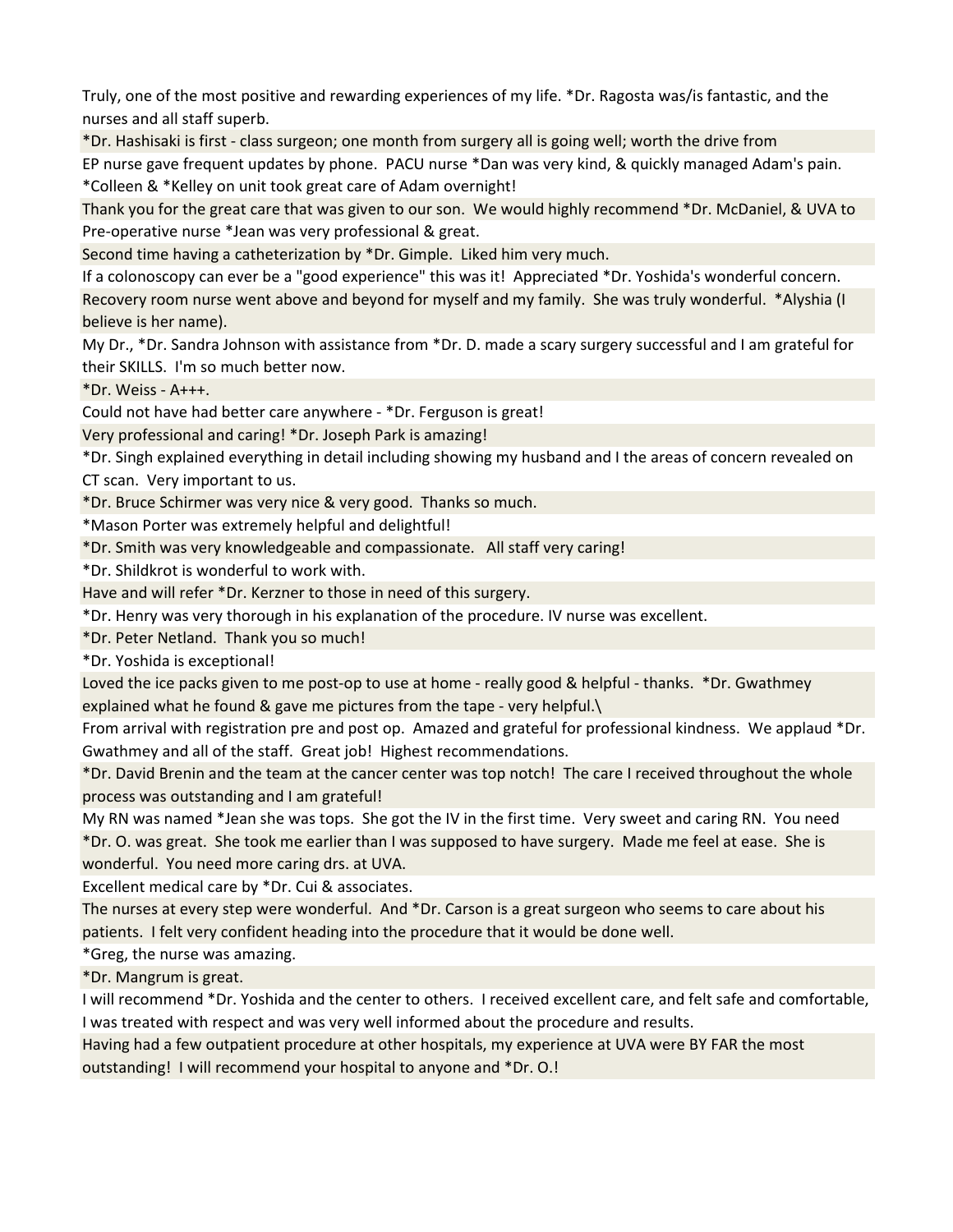Truly, one of the most positive and rewarding experiences of my life. *Dr. Ragosta was/is fantastic, and the nurses and all staff superb.

*Dr. Hashisaki is first - class surgeon; one month from surgery all is going well; worth the drive from

EP nurse gave frequent updates by phone. PACU nurse *Dan was very kind, & quickly managed Adam's pain. *Colleen & *Kelley on unit took great care of Adam overnight!

Thank you for the great care that was given to our son. We would highly recommend *Dr. McDaniel, & UVA to

Pre-operative nurse *Jean was very professional & great.

Second time having a catheterization by *Dr. Gimple. Liked him very much.

If a colonoscopy can ever be a "good experience" this was it! Appreciated *Dr. Yoshida's wonderful concern.

Recovery room nurse went above and beyond for myself and my family. She was truly wonderful. *Alyshia (I believe is her name).

My Dr., *Dr. Sandra Johnson with assistance from *Dr. D. made a scary surgery successful and I am grateful for their SKILLS. I'm so much better now.

*Dr. Weiss - A+++.

Could not have had better care anywhere - *Dr. Ferguson is great!

Very professional and caring! *Dr. Joseph Park is amazing!

*Dr. Singh explained everything in detail including showing my husband and I the areas of concern revealed on CT scan. Very important to us.

*Dr. Bruce Schirmer was very nice & very good. Thanks so much.

*Mason Porter was extremely helpful and delightful!

*Dr. Smith was very knowledgeable and compassionate. All staff very caring!

*Dr. Shildkrot is wonderful to work with.

Have and will refer *Dr. Kerzner to those in need of this surgery.

*Dr. Henry was very thorough in his explanation of the procedure. IV nurse was excellent.

*Dr. Peter Netland. Thank you so much!

*Dr. Yoshida is exceptional!

Loved the ice packs given to me post-op to use at home - really good & helpful - thanks. *Dr. Gwathmey explained what he found & gave me pictures from the tape - very helpful.\

From arrival with registration pre and post op. Amazed and grateful for professional kindness. We applaud *Dr. Gwathmey and all of the staff. Great job! Highest recommendations.

*Dr. David Brenin and the team at the cancer center was top notch! The care I received throughout the whole process was outstanding and I am grateful!

My RN was named *Jean she was tops. She got the IV in the first time. Very sweet and caring RN. You need

*Dr. O. was great. She took me earlier than I was supposed to have surgery. Made me feel at ease. She is wonderful. You need more caring drs. at UVA.

Excellent medical care by *Dr. Cui & associates.

The nurses at every step were wonderful. And *Dr. Carson is a great surgeon who seems to care about his patients. I felt very confident heading into the procedure that it would be done well.

*Greg, the nurse was amazing.

*Dr. Mangrum is great.

I will recommend *Dr. Yoshida and the center to others. I received excellent care, and felt safe and comfortable, I was treated with respect and was very well informed about the procedure and results.

Having had a few outpatient procedure at other hospitals, my experience at UVA were BY FAR the most outstanding! I will recommend your hospital to anyone and *Dr. O.!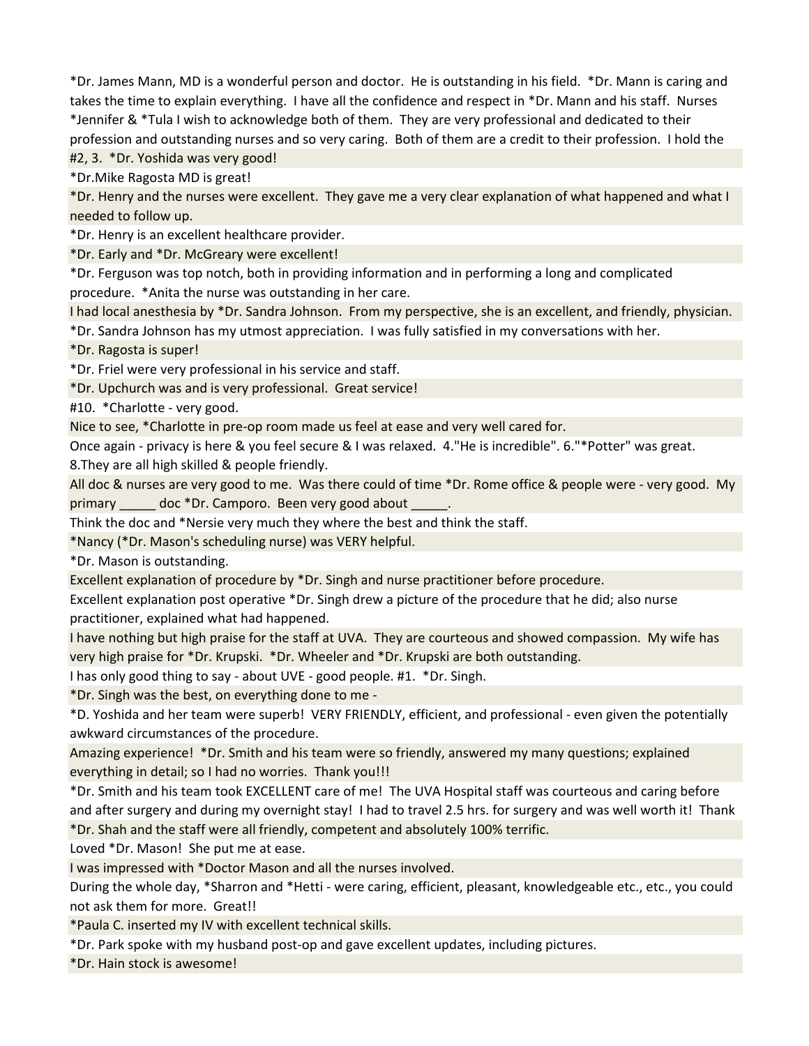*Dr. James Mann, MD is a wonderful person and doctor. He is outstanding in his field. *Dr. Mann is caring and takes the time to explain everything. I have all the confidence and respect in *Dr. Mann and his staff. Nurses *Jennifer & *Tula I wish to acknowledge both of them. They are very professional and dedicated to their profession and outstanding nurses and so very caring. Both of them are a credit to their profession. I hold the

#2, 3. *Dr. Yoshida was very good!

*Dr.Mike Ragosta MD is great!

*Dr. Henry and the nurses were excellent. They gave me a very clear explanation of what happened and what I needed to follow up.

*Dr. Henry is an excellent healthcare provider.

*Dr. Early and *Dr. McGreary were excellent!

*Dr. Ferguson was top notch, both in providing information and in performing a long and complicated procedure. *Anita the nurse was outstanding in her care.

I had local anesthesia by *Dr. Sandra Johnson. From my perspective, she is an excellent, and friendly, physician.

*Dr. Sandra Johnson has my utmost appreciation. I was fully satisfied in my conversations with her.

*Dr. Ragosta is super!

*Dr. Friel were very professional in his service and staff.

*Dr. Upchurch was and is very professional. Great service!

#10. *Charlotte - very good.

Nice to see, *Charlotte in pre-op room made us feel at ease and very well cared for.

Once again - privacy is here & you feel secure & I was relaxed. 4."He is incredible". 6."*Potter" was great. 8.They are all high skilled & people friendly.

All doc & nurses are very good to me. Was there could of time *Dr. Rome office & people were - very good. My primary _____ doc *Dr. Camporo. Been very good about _____.

Think the doc and *Nersie very much they where the best and think the staff.

*Nancy (*Dr. Mason's scheduling nurse) was VERY helpful.

*Dr. Mason is outstanding.

Excellent explanation of procedure by *Dr. Singh and nurse practitioner before procedure.

Excellent explanation post operative *Dr. Singh drew a picture of the procedure that he did; also nurse practitioner, explained what had happened.

I have nothing but high praise for the staff at UVA. They are courteous and showed compassion. My wife has very high praise for *Dr. Krupski. *Dr. Wheeler and *Dr. Krupski are both outstanding.

I has only good thing to say - about UVE - good people. #1. *Dr. Singh.

*Dr. Singh was the best, on everything done to me -

*D. Yoshida and her team were superb! VERY FRIENDLY, efficient, and professional - even given the potentially awkward circumstances of the procedure.

Amazing experience! *Dr. Smith and his team were so friendly, answered my many questions; explained everything in detail; so I had no worries. Thank you!!!

*Dr. Smith and his team took EXCELLENT care of me! The UVA Hospital staff was courteous and caring before and after surgery and during my overnight stay! I had to travel 2.5 hrs. for surgery and was well worth it! Thank

*Dr. Shah and the staff were all friendly, competent and absolutely 100% terrific.

Loved *Dr. Mason! She put me at ease.

I was impressed with *Doctor Mason and all the nurses involved.

During the whole day, *Sharron and *Hetti - were caring, efficient, pleasant, knowledgeable etc., etc., you could not ask them for more. Great!!

*Paula C. inserted my IV with excellent technical skills.

*Dr. Park spoke with my husband post-op and gave excellent updates, including pictures.

*Dr. Hain stock is awesome!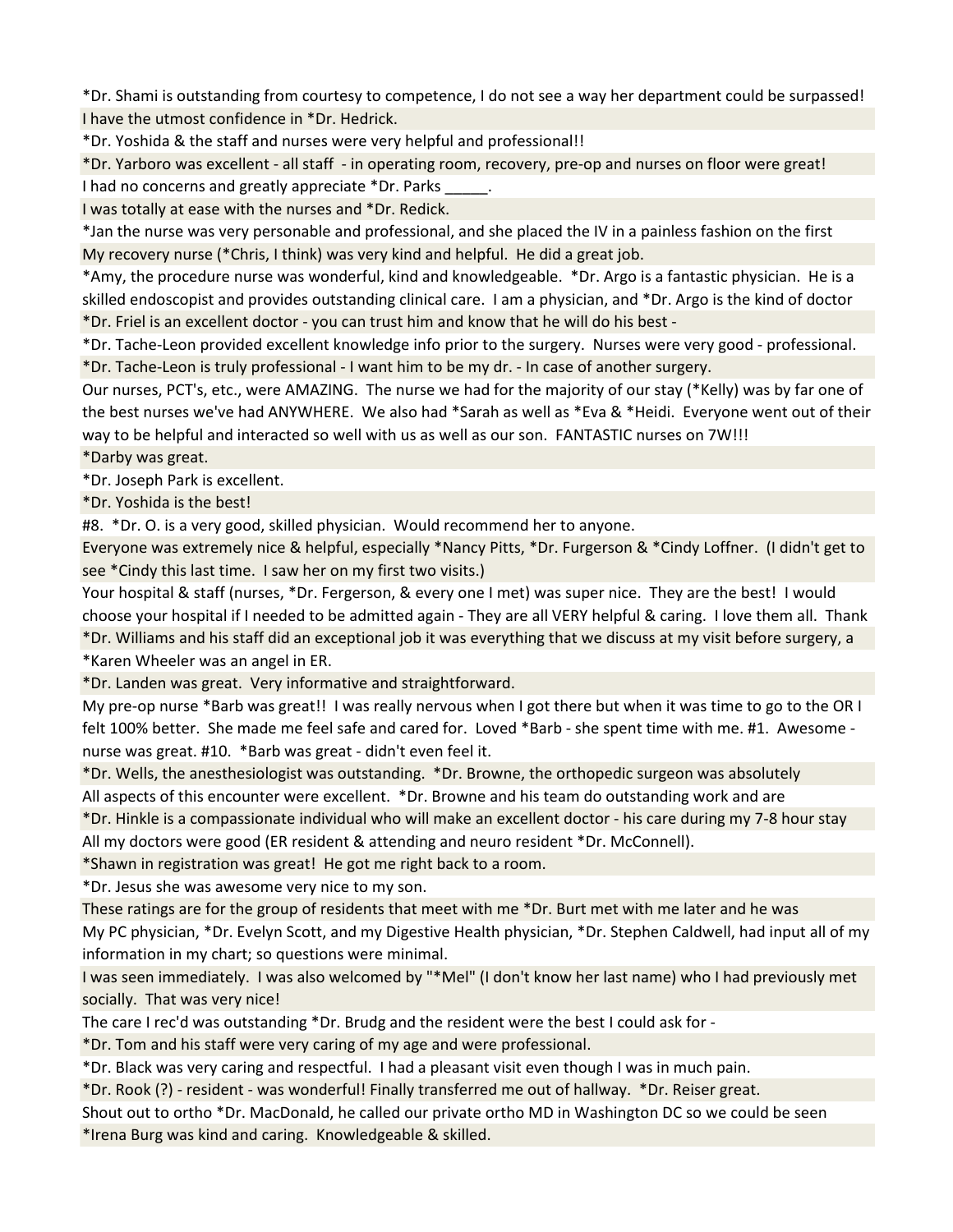*Dr. Shami is outstanding from courtesy to competence, I do not see a way her department could be surpassed!

I have the utmost confidence in *Dr. Hedrick.

*Dr. Yoshida & the staff and nurses were very helpful and professional!!

*Dr. Yarboro was excellent - all staff - in operating room, recovery, pre-op and nurses on floor were great!

I had no concerns and greatly appreciate *Dr. Parks _____.

I was totally at ease with the nurses and *Dr. Redick.

*Jan the nurse was very personable and professional, and she placed the IV in a painless fashion on the first

My recovery nurse (*Chris, I think) was very kind and helpful. He did a great job.

*Amy, the procedure nurse was wonderful, kind and knowledgeable. *Dr. Argo is a fantastic physician. He is a skilled endoscopist and provides outstanding clinical care. I am a physician, and *Dr. Argo is the kind of doctor

*Dr. Friel is an excellent doctor - you can trust him and know that he will do his best -

*Dr. Tache-Leon provided excellent knowledge info prior to the surgery. Nurses were very good - professional.

*Dr. Tache-Leon is truly professional - I want him to be my dr. - In case of another surgery.

Our nurses, PCT's, etc., were AMAZING. The nurse we had for the majority of our stay (*Kelly) was by far one of the best nurses we've had ANYWHERE. We also had *Sarah as well as *Eva & *Heidi. Everyone went out of their way to be helpful and interacted so well with us as well as our son. FANTASTIC nurses on 7W!!!

*Darby was great.

*Dr. Joseph Park is excellent.

*Dr. Yoshida is the best!

#8. *Dr. O. is a very good, skilled physician. Would recommend her to anyone.

Everyone was extremely nice & helpful, especially *Nancy Pitts, *Dr. Furgerson & *Cindy Loffner. (I didn't get to see *Cindy this last time. I saw her on my first two visits.)

Your hospital & staff (nurses, *Dr. Fergerson, & every one I met) was super nice. They are the best! I would choose your hospital if I needed to be admitted again - They are all VERY helpful & caring. I love them all. Thank

*Dr. Williams and his staff did an exceptional job it was everything that we discuss at my visit before surgery, a

*Karen Wheeler was an angel in ER.

*Dr. Landen was great. Very informative and straightforward.

My pre-op nurse *Barb was great!! I was really nervous when I got there but when it was time to go to the OR I felt 100% better. She made me feel safe and cared for. Loved *Barb - she spent time with me. #1. Awesome - nurse was great. #10. *Barb was great - didn't even feel it.

*Dr. Wells, the anesthesiologist was outstanding. *Dr. Browne, the orthopedic surgeon was absolutely

All aspects of this encounter were excellent. *Dr. Browne and his team do outstanding work and are

*Dr. Hinkle is a compassionate individual who will make an excellent doctor - his care during my 7-8 hour stay

All my doctors were good (ER resident & attending and neuro resident *Dr. McConnell).

*Shawn in registration was great! He got me right back to a room.

*Dr. Jesus she was awesome very nice to my son.

These ratings are for the group of residents that meet with me *Dr. Burt met with me later and he was

My PC physician, *Dr. Evelyn Scott, and my Digestive Health physician, *Dr. Stephen Caldwell, had input all of my information in my chart; so questions were minimal.

I was seen immediately. I was also welcomed by "*Mel" (I don't know her last name) who I had previously met socially. That was very nice!

The care I rec'd was outstanding *Dr. Brudg and the resident were the best I could ask for -

*Dr. Tom and his staff were very caring of my age and were professional.

*Dr. Black was very caring and respectful. I had a pleasant visit even though I was in much pain.

*Dr. Rook (?) - resident - was wonderful! Finally transferred me out of hallway. *Dr. Reiser great.

Shout out to ortho *Dr. MacDonald, he called our private ortho MD in Washington DC so we could be seen

*Irena Burg was kind and caring. Knowledgeable & skilled.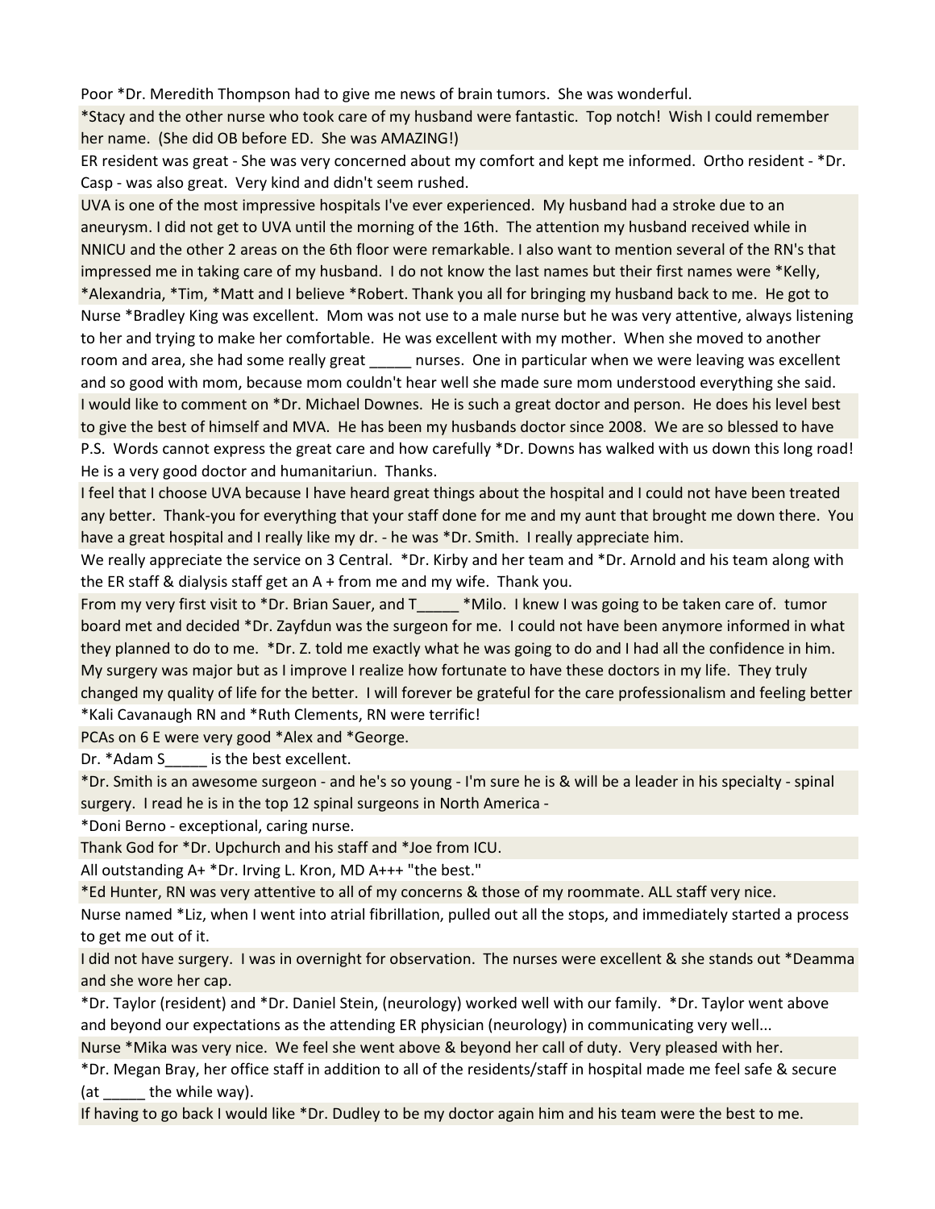Poor *Dr. Meredith Thompson had to give me news of brain tumors. She was wonderful.

*Stacy and the other nurse who took care of my husband were fantastic. Top notch! Wish I could remember her name. (She did OB before ED. She was AMAZING!)

ER resident was great - She was very concerned about my comfort and kept me informed. Ortho resident - *Dr. Casp - was also great. Very kind and didn't seem rushed.

UVA is one of the most impressive hospitals I've ever experienced. My husband had a stroke due to an aneurysm. I did not get to UVA until the morning of the 16th. The attention my husband received while in NNICU and the other 2 areas on the 6th floor were remarkable. I also want to mention several of the RN's that impressed me in taking care of my husband. I do not know the last names but their first names were *Kelly, *Alexandria, *Tim, *Matt and I believe *Robert. Thank you all for bringing my husband back to me. He got to

Nurse *Bradley King was excellent. Mom was not use to a male nurse but he was very attentive, always listening to her and trying to make her comfortable. He was excellent with my mother. When she moved to another room and area, she had some really great _____ nurses. One in particular when we were leaving was excellent and so good with mom, because mom couldn't hear well she made sure mom understood everything she said.

I would like to comment on *Dr. Michael Downes. He is such a great doctor and person. He does his level best to give the best of himself and MVA. He has been my husbands doctor since 2008. We are so blessed to have

P.S. Words cannot express the great care and how carefully *Dr. Downs has walked with us down this long road! He is a very good doctor and humanitariun. Thanks.

I feel that I choose UVA because I have heard great things about the hospital and I could not have been treated any better. Thank-you for everything that your staff done for me and my aunt that brought me down there. You have a great hospital and I really like my dr. - he was *Dr. Smith. I really appreciate him.

We really appreciate the service on 3 Central. *Dr. Kirby and her team and *Dr. Arnold and his team along with the ER staff & dialysis staff get an A + from me and my wife. Thank you.

From my very first visit to *Dr. Brian Sauer, and T_____ *Milo. I knew I was going to be taken care of. tumor board met and decided *Dr. Zayfdun was the surgeon for me. I could not have been anymore informed in what they planned to do to me. *Dr. Z. told me exactly what he was going to do and I had all the confidence in him. My surgery was major but as I improve I realize how fortunate to have these doctors in my life. They truly changed my quality of life for the better. I will forever be grateful for the care professionalism and feeling better

*Kali Cavanaugh RN and *Ruth Clements, RN were terrific!

PCAs on 6 E were very good *Alex and *George.

Dr. *Adam S_____ is the best excellent.

*Dr. Smith is an awesome surgeon - and he's so young - I'm sure he is & will be a leader in his specialty - spinal surgery. I read he is in the top 12 spinal surgeons in North America -

*Doni Berno - exceptional, caring nurse.

Thank God for *Dr. Upchurch and his staff and *Joe from ICU.

All outstanding A+ *Dr. Irving L. Kron, MD A+++ "the best."

*Ed Hunter, RN was very attentive to all of my concerns & those of my roommate. ALL staff very nice.

Nurse named *Liz, when I went into atrial fibrillation, pulled out all the stops, and immediately started a process to get me out of it.

I did not have surgery. I was in overnight for observation. The nurses were excellent & she stands out *Deamma and she wore her cap.

*Dr. Taylor (resident) and *Dr. Daniel Stein, (neurology) worked well with our family. *Dr. Taylor went above and beyond our expectations as the attending ER physician (neurology) in communicating very well...

Nurse *Mika was very nice. We feel she went above & beyond her call of duty. Very pleased with her.

*Dr. Megan Bray, her office staff in addition to all of the residents/staff in hospital made me feel safe & secure (at _____ the while way).

If having to go back I would like *Dr. Dudley to be my doctor again him and his team were the best to me.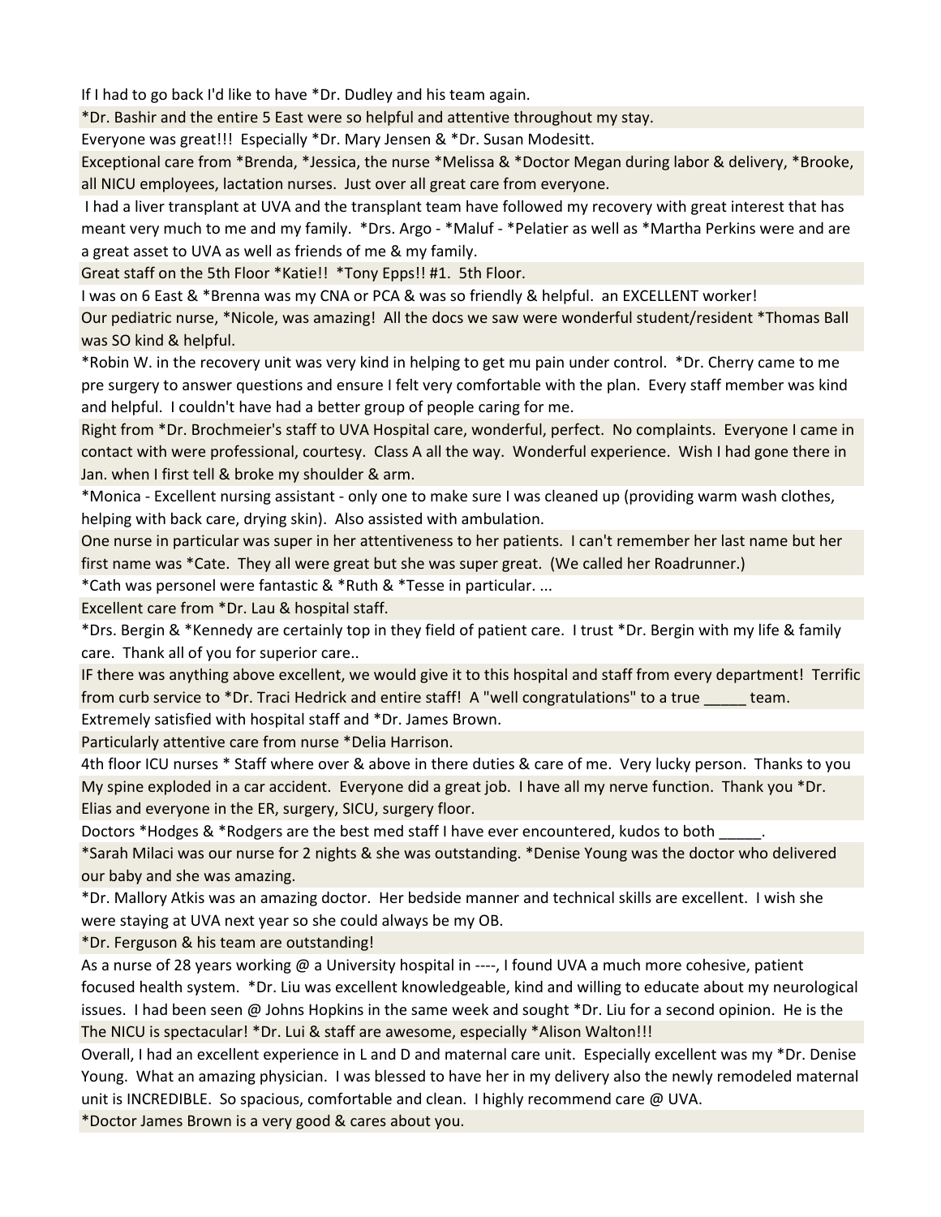If I had to go back I'd like to have *Dr. Dudley and his team again.

*Dr. Bashir and the entire 5 East were so helpful and attentive throughout my stay.

Everyone was great!!! Especially *Dr. Mary Jensen & *Dr. Susan Modesitt.

Exceptional care from *Brenda, *Jessica, the nurse *Melissa & *Doctor Megan during labor & delivery, *Brooke, all NICU employees, lactation nurses. Just over all great care from everyone.

I had a liver transplant at UVA and the transplant team have followed my recovery with great interest that has meant very much to me and my family. *Drs. Argo - *Maluf - *Pelatier as well as *Martha Perkins were and are a great asset to UVA as well as friends of me & my family.

Great staff on the 5th Floor *Katie!! *Tony Epps!! #1. 5th Floor.

I was on 6 East & *Brenna was my CNA or PCA & was so friendly & helpful. an EXCELLENT worker!

Our pediatric nurse, *Nicole, was amazing! All the docs we saw were wonderful student/resident *Thomas Ball was SO kind & helpful.

*Robin W. in the recovery unit was very kind in helping to get mu pain under control. *Dr. Cherry came to me pre surgery to answer questions and ensure I felt very comfortable with the plan. Every staff member was kind and helpful. I couldn't have had a better group of people caring for me.

Right from *Dr. Brochmeier's staff to UVA Hospital care, wonderful, perfect. No complaints. Everyone I came in contact with were professional, courtesy. Class A all the way. Wonderful experience. Wish I had gone there in Jan. when I first tell & broke my shoulder & arm.

*Monica - Excellent nursing assistant - only one to make sure I was cleaned up (providing warm wash clothes, helping with back care, drying skin). Also assisted with ambulation.

One nurse in particular was super in her attentiveness to her patients. I can't remember her last name but her first name was *Cate. They all were great but she was super great. (We called her Roadrunner.)

*Cath was personel were fantastic & *Ruth & *Tesse in particular. ...

Excellent care from *Dr. Lau & hospital staff.

*Drs. Bergin & *Kennedy are certainly top in they field of patient care. I trust *Dr. Bergin with my life & family care. Thank all of you for superior care..

IF there was anything above excellent, we would give it to this hospital and staff from every department! Terrific from curb service to *Dr. Traci Hedrick and entire staff! A "well congratulations" to a true _____ team.

Extremely satisfied with hospital staff and *Dr. James Brown.

Particularly attentive care from nurse *Delia Harrison.

4th floor ICU nurses * Staff where over & above in there duties & care of me. Very lucky person. Thanks to you

My spine exploded in a car accident. Everyone did a great job. I have all my nerve function. Thank you *Dr. Elias and everyone in the ER, surgery, SICU, surgery floor.

Doctors *Hodges & *Rodgers are the best med staff I have ever encountered, kudos to both _____.

*Sarah Milaci was our nurse for 2 nights & she was outstanding. *Denise Young was the doctor who delivered our baby and she was amazing.

*Dr. Mallory Atkis was an amazing doctor. Her bedside manner and technical skills are excellent. I wish she were staying at UVA next year so she could always be my OB.

*Dr. Ferguson & his team are outstanding!

As a nurse of 28 years working @ a University hospital in ----, I found UVA a much more cohesive, patient focused health system. *Dr. Liu was excellent knowledgeable, kind and willing to educate about my neurological issues. I had been seen @ Johns Hopkins in the same week and sought *Dr. Liu for a second opinion. He is the

The NICU is spectacular! *Dr. Lui & staff are awesome, especially *Alison Walton!!!

Overall, I had an excellent experience in L and D and maternal care unit. Especially excellent was my *Dr. Denise Young. What an amazing physician. I was blessed to have her in my delivery also the newly remodeled maternal unit is INCREDIBLE. So spacious, comfortable and clean. I highly recommend care @ UVA.

*Doctor James Brown is a very good & cares about you.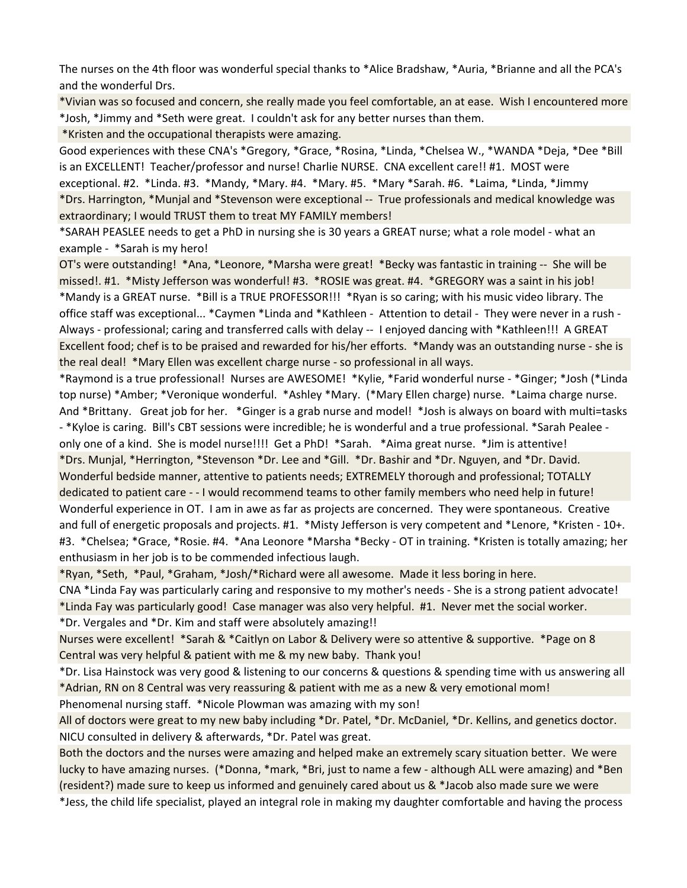The nurses on the 4th floor was wonderful special thanks to *Alice Bradshaw, *Auria, *Brianne and all the PCA's and the wonderful Drs.

*Vivian was so focused and concern, she really made you feel comfortable, an at ease. Wish I encountered more

*Josh, *Jimmy and *Seth were great. I couldn't ask for any better nurses than them.

*Kristen and the occupational therapists were amazing.

Good experiences with these CNA's *Gregory, *Grace, *Rosina, *Linda, *Chelsea W., *WANDA *Deja, *Dee *Bill is an EXCELLENT! Teacher/professor and nurse! Charlie NURSE. CNA excellent care!! #1. MOST were exceptional. #2. *Linda. #3. *Mandy, *Mary. #4. *Mary. #5. *Mary *Sarah. #6. *Laima, *Linda, *Jimmy

*Drs. Harrington, *Munjal and *Stevenson were exceptional -- True professionals and medical knowledge was extraordinary; I would TRUST them to treat MY FAMILY members!

*SARAH PEASLEE needs to get a PhD in nursing she is 30 years a GREAT nurse; what a role model - what an example - *Sarah is my hero!

OT's were outstanding! *Ana, *Leonore, *Marsha were great! *Becky was fantastic in training -- She will be missed!. #1. *Misty Jefferson was wonderful! #3. *ROSIE was great. #4. *GREGORY was a saint in his job!

*Mandy is a GREAT nurse. *Bill is a TRUE PROFESSOR!!! *Ryan is so caring; with his music video library. The office staff was exceptional... *Caymen *Linda and *Kathleen - Attention to detail - They were never in a rush - Always - professional; caring and transferred calls with delay -- I enjoyed dancing with *Kathleen!!! A GREAT

Excellent food; chef is to be praised and rewarded for his/her efforts. *Mandy was an outstanding nurse - she is the real deal! *Mary Ellen was excellent charge nurse - so professional in all ways.

*Raymond is a true professional! Nurses are AWESOME! *Kylie, *Farid wonderful nurse - *Ginger; *Josh (*Linda top nurse) *Amber; *Veronique wonderful. *Ashley *Mary. (*Mary Ellen charge) nurse. *Laima charge nurse. And *Brittany. Great job for her. *Ginger is a grab nurse and model! *Josh is always on board with multi=tasks - *Kyloe is caring. Bill's CBT sessions were incredible; he is wonderful and a true professional. *Sarah Pealee - only one of a kind. She is model nurse!!!! Get a PhD! *Sarah. *Aima great nurse. *Jim is attentive!

*Drs. Munjal, *Herrington, *Stevenson *Dr. Lee and *Gill. *Dr. Bashir and *Dr. Nguyen, and *Dr. David. Wonderful bedside manner, attentive to patients needs; EXTREMELY thorough and professional; TOTALLY dedicated to patient care - - I would recommend teams to other family members who need help in future!

Wonderful experience in OT. I am in awe as far as projects are concerned. They were spontaneous. Creative and full of energetic proposals and projects. #1. *Misty Jefferson is very competent and *Lenore, *Kristen - 10+. #3. *Chelsea; *Grace, *Rosie. #4. *Ana Leonore *Marsha *Becky - OT in training. *Kristen is totally amazing; her enthusiasm in her job is to be commended infectious laugh.

*Ryan, *Seth, *Paul, *Graham, *Josh/*Richard were all awesome. Made it less boring in here.

CNA *Linda Fay was particularly caring and responsive to my mother's needs - She is a strong patient advocate!

*Linda Fay was particularly good! Case manager was also very helpful. #1. Never met the social worker.

*Dr. Vergales and *Dr. Kim and staff were absolutely amazing!!

Nurses were excellent! *Sarah & *Caitlyn on Labor & Delivery were so attentive & supportive. *Page on 8 Central was very helpful & patient with me & my new baby. Thank you!

*Dr. Lisa Hainstock was very good & listening to our concerns & questions & spending time with us answering all

*Adrian, RN on 8 Central was very reassuring & patient with me as a new & very emotional mom!

Phenomenal nursing staff. *Nicole Plowman was amazing with my son!

All of doctors were great to my new baby including *Dr. Patel, *Dr. McDaniel, *Dr. Kellins, and genetics doctor. NICU consulted in delivery & afterwards, *Dr. Patel was great.

Both the doctors and the nurses were amazing and helped make an extremely scary situation better. We were lucky to have amazing nurses. (*Donna, *mark, *Bri, just to name a few - although ALL were amazing) and *Ben (resident?) made sure to keep us informed and genuinely cared about us & *Jacob also made sure we were

*Jess, the child life specialist, played an integral role in making my daughter comfortable and having the process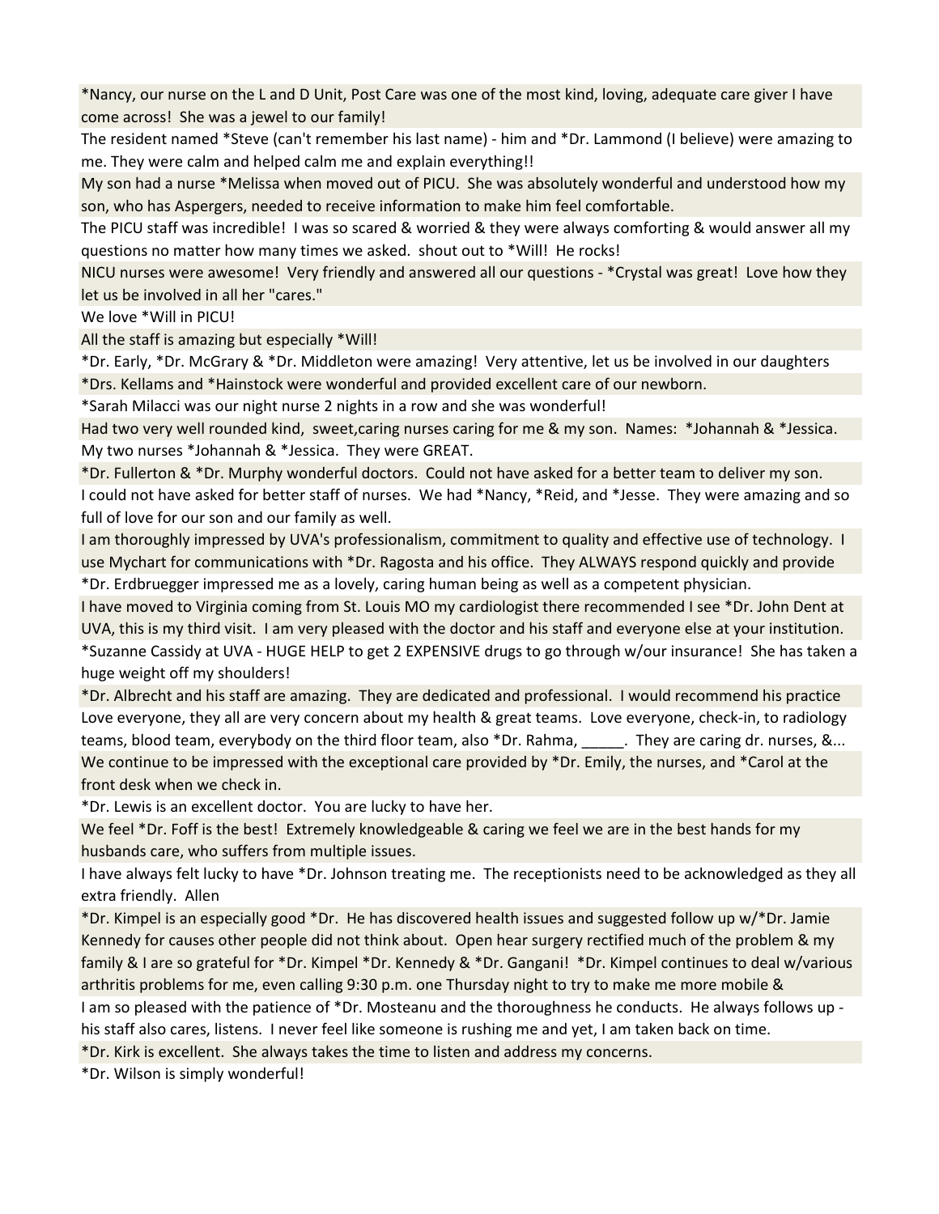*Nancy, our nurse on the L and D Unit, Post Care was one of the most kind, loving, adequate care giver I have come across! She was a jewel to our family!

The resident named *Steve (can't remember his last name) - him and *Dr. Lammond (I believe) were amazing to me. They were calm and helped calm me and explain everything!!

My son had a nurse *Melissa when moved out of PICU. She was absolutely wonderful and understood how my son, who has Aspergers, needed to receive information to make him feel comfortable.

The PICU staff was incredible! I was so scared & worried & they were always comforting & would answer all my questions no matter how many times we asked. shout out to *Will! He rocks!

NICU nurses were awesome! Very friendly and answered all our questions - *Crystal was great! Love how they let us be involved in all her "cares."

We love *Will in PICU!

All the staff is amazing but especially *Will!

*Dr. Early, *Dr. McGrary & *Dr. Middleton were amazing! Very attentive, let us be involved in our daughters

*Drs. Kellams and *Hainstock were wonderful and provided excellent care of our newborn.

*Sarah Milacci was our night nurse 2 nights in a row and she was wonderful!

Had two very well rounded kind, sweet,caring nurses caring for me & my son. Names: *Johannah & *Jessica.

My two nurses *Johannah & *Jessica. They were GREAT.

*Dr. Fullerton & *Dr. Murphy wonderful doctors. Could not have asked for a better team to deliver my son.

I could not have asked for better staff of nurses. We had *Nancy, *Reid, and *Jesse. They were amazing and so full of love for our son and our family as well.

I am thoroughly impressed by UVA's professionalism, commitment to quality and effective use of technology. I use Mychart for communications with *Dr. Ragosta and his office. They ALWAYS respond quickly and provide

*Dr. Erdbruegger impressed me as a lovely, caring human being as well as a competent physician.

I have moved to Virginia coming from St. Louis MO my cardiologist there recommended I see *Dr. John Dent at UVA, this is my third visit. I am very pleased with the doctor and his staff and everyone else at your institution.

*Suzanne Cassidy at UVA - HUGE HELP to get 2 EXPENSIVE drugs to go through w/our insurance! She has taken a huge weight off my shoulders!

*Dr. Albrecht and his staff are amazing. They are dedicated and professional. I would recommend his practice

Love everyone, they all are very concern about my health & great teams. Love everyone, check-in, to radiology teams, blood team, everybody on the third floor team, also *Dr. Rahma, _____. They are caring dr. nurses, &...

We continue to be impressed with the exceptional care provided by *Dr. Emily, the nurses, and *Carol at the front desk when we check in.

*Dr. Lewis is an excellent doctor. You are lucky to have her.

We feel *Dr. Foff is the best! Extremely knowledgeable & caring we feel we are in the best hands for my husbands care, who suffers from multiple issues.

I have always felt lucky to have *Dr. Johnson treating me. The receptionists need to be acknowledged as they all extra friendly. Allen

*Dr. Kimpel is an especially good *Dr. He has discovered health issues and suggested follow up w/*Dr. Jamie Kennedy for causes other people did not think about. Open hear surgery rectified much of the problem & my family & I are so grateful for *Dr. Kimpel *Dr. Kennedy & *Dr. Gangani! *Dr. Kimpel continues to deal w/various arthritis problems for me, even calling 9:30 p.m. one Thursday night to try to make me more mobile &

I am so pleased with the patience of *Dr. Mosteanu and the thoroughness he conducts. He always follows up - his staff also cares, listens. I never feel like someone is rushing me and yet, I am taken back on time.

*Dr. Kirk is excellent. She always takes the time to listen and address my concerns.

*Dr. Wilson is simply wonderful!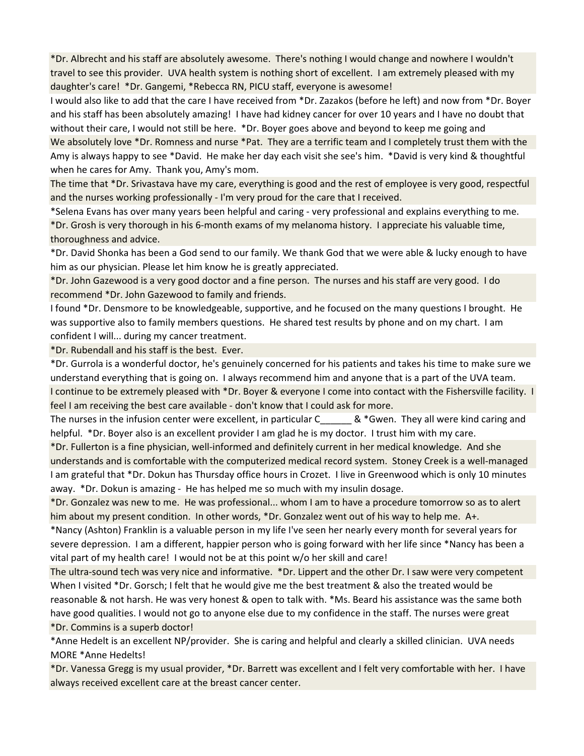*Dr. Albrecht and his staff are absolutely awesome. There's nothing I would change and nowhere I wouldn't travel to see this provider. UVA health system is nothing short of excellent. I am extremely pleased with my daughter's care! *Dr. Gangemi, *Rebecca RN, PICU staff, everyone is awesome!

I would also like to add that the care I have received from *Dr. Zazakos (before he left) and now from *Dr. Boyer and his staff has been absolutely amazing! I have had kidney cancer for over 10 years and I have no doubt that without their care, I would not still be here. *Dr. Boyer goes above and beyond to keep me going and

We absolutely love *Dr. Romness and nurse *Pat. They are a terrific team and I completely trust them with the

Amy is always happy to see *David. He make her day each visit she see's him. *David is very kind & thoughtful when he cares for Amy. Thank you, Amy's mom.

The time that *Dr. Srivastava have my care, everything is good and the rest of employee is very good, respectful and the nurses working professionally - I'm very proud for the care that I received.

*Selena Evans has over many years been helpful and caring - very professional and explains everything to me.

*Dr. Grosh is very thorough in his 6-month exams of my melanoma history. I appreciate his valuable time, thoroughness and advice.

*Dr. David Shonka has been a God send to our family. We thank God that we were able & lucky enough to have him as our physician. Please let him know he is greatly appreciated.

*Dr. John Gazewood is a very good doctor and a fine person. The nurses and his staff are very good. I do recommend *Dr. John Gazewood to family and friends.

I found *Dr. Densmore to be knowledgeable, supportive, and he focused on the many questions I brought. He was supportive also to family members questions. He shared test results by phone and on my chart. I am confident I will... during my cancer treatment.

*Dr. Rubendall and his staff is the best. Ever.

*Dr. Gurrola is a wonderful doctor, he's genuinely concerned for his patients and takes his time to make sure we understand everything that is going on. I always recommend him and anyone that is a part of the UVA team.

I continue to be extremely pleased with *Dr. Boyer & everyone I come into contact with the Fishersville facility. I feel I am receiving the best care available - don't know that I could ask for more.

The nurses in the infusion center were excellent, in particular C______ & *Gwen. They all were kind caring and helpful. *Dr. Boyer also is an excellent provider I am glad he is my doctor. I trust him with my care.

*Dr. Fullerton is a fine physician, well-informed and definitely current in her medical knowledge. And she understands and is comfortable with the computerized medical record system. Stoney Creek is a well-managed

I am grateful that *Dr. Dokun has Thursday office hours in Crozet. I live in Greenwood which is only 10 minutes away. *Dr. Dokun is amazing - He has helped me so much with my insulin dosage.

*Dr. Gonzalez was new to me. He was professional... whom I am to have a procedure tomorrow so as to alert him about my present condition. In other words, *Dr. Gonzalez went out of his way to help me. A+.

*Nancy (Ashton) Franklin is a valuable person in my life I've seen her nearly every month for several years for severe depression. I am a different, happier person who is going forward with her life since *Nancy has been a vital part of my health care! I would not be at this point w/o her skill and care!

The ultra-sound tech was very nice and informative. *Dr. Lippert and the other Dr. I saw were very competent

When I visited *Dr. Gorsch; I felt that he would give me the best treatment & also the treated would be reasonable & not harsh. He was very honest & open to talk with. *Ms. Beard his assistance was the same both have good qualities. I would not go to anyone else due to my confidence in the staff. The nurses were great

*Dr. Commins is a superb doctor!

*Anne Hedelt is an excellent NP/provider. She is caring and helpful and clearly a skilled clinician. UVA needs MORE *Anne Hedelts!

*Dr. Vanessa Gregg is my usual provider, *Dr. Barrett was excellent and I felt very comfortable with her. I have always received excellent care at the breast cancer center.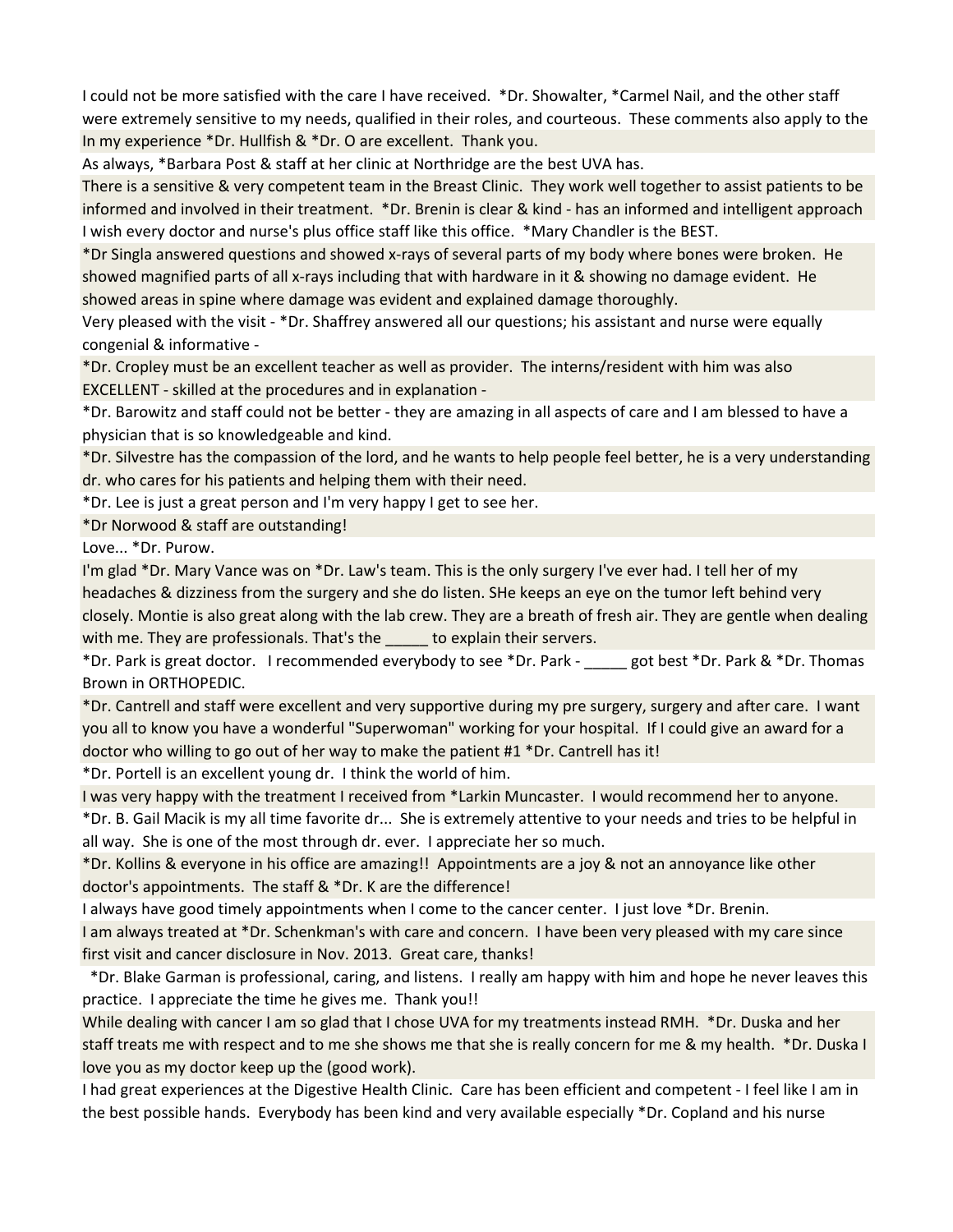I could not be more satisfied with the care I have received. *Dr. Showalter, *Carmel Nail, and the other staff were extremely sensitive to my needs, qualified in their roles, and courteous. These comments also apply to the

In my experience *Dr. Hullfish & *Dr. O are excellent. Thank you.

As always, *Barbara Post & staff at her clinic at Northridge are the best UVA has.

There is a sensitive & very competent team in the Breast Clinic. They work well together to assist patients to be informed and involved in their treatment. *Dr. Brenin is clear & kind - has an informed and intelligent approach

I wish every doctor and nurse's plus office staff like this office. *Mary Chandler is the BEST.

*Dr Singla answered questions and showed x-rays of several parts of my body where bones were broken. He showed magnified parts of all x-rays including that with hardware in it & showing no damage evident. He showed areas in spine where damage was evident and explained damage thoroughly.

Very pleased with the visit - *Dr. Shaffrey answered all our questions; his assistant and nurse were equally congenial & informative -

*Dr. Cropley must be an excellent teacher as well as provider. The interns/resident with him was also EXCELLENT - skilled at the procedures and in explanation -

*Dr. Barowitz and staff could not be better - they are amazing in all aspects of care and I am blessed to have a physician that is so knowledgeable and kind.

*Dr. Silvestre has the compassion of the lord, and he wants to help people feel better, he is a very understanding dr. who cares for his patients and helping them with their need.

*Dr. Lee is just a great person and I'm very happy I get to see her.

*Dr Norwood & staff are outstanding!

Love... *Dr. Purow.

I'm glad *Dr. Mary Vance was on *Dr. Law's team. This is the only surgery I've ever had. I tell her of my headaches & dizziness from the surgery and she do listen. SHe keeps an eye on the tumor left behind very closely. Montie is also great along with the lab crew. They are a breath of fresh air. They are gentle when dealing with me. They are professionals. That's the _____ to explain their servers.

*Dr. Park is great doctor. I recommended everybody to see *Dr. Park - _____ got best *Dr. Park & *Dr. Thomas Brown in ORTHOPEDIC.

*Dr. Cantrell and staff were excellent and very supportive during my pre surgery, surgery and after care. I want you all to know you have a wonderful "Superwoman" working for your hospital. If I could give an award for a doctor who willing to go out of her way to make the patient #1 *Dr. Cantrell has it!

*Dr. Portell is an excellent young dr. I think the world of him.

I was very happy with the treatment I received from *Larkin Muncaster. I would recommend her to anyone.

*Dr. B. Gail Macik is my all time favorite dr... She is extremely attentive to your needs and tries to be helpful in all way. She is one of the most through dr. ever. I appreciate her so much.

*Dr. Kollins & everyone in his office are amazing!! Appointments are a joy & not an annoyance like other doctor's appointments. The staff & *Dr. K are the difference!

I always have good timely appointments when I come to the cancer center. I just love *Dr. Brenin.

I am always treated at *Dr. Schenkman's with care and concern. I have been very pleased with my care since first visit and cancer disclosure in Nov. 2013. Great care, thanks!

*Dr. Blake Garman is professional, caring, and listens. I really am happy with him and hope he never leaves this practice. I appreciate the time he gives me. Thank you!!

While dealing with cancer I am so glad that I chose UVA for my treatments instead RMH. *Dr. Duska and her staff treats me with respect and to me she shows me that she is really concern for me & my health. *Dr. Duska I love you as my doctor keep up the (good work).

I had great experiences at the Digestive Health Clinic. Care has been efficient and competent - I feel like I am in the best possible hands. Everybody has been kind and very available especially *Dr. Copland and his nurse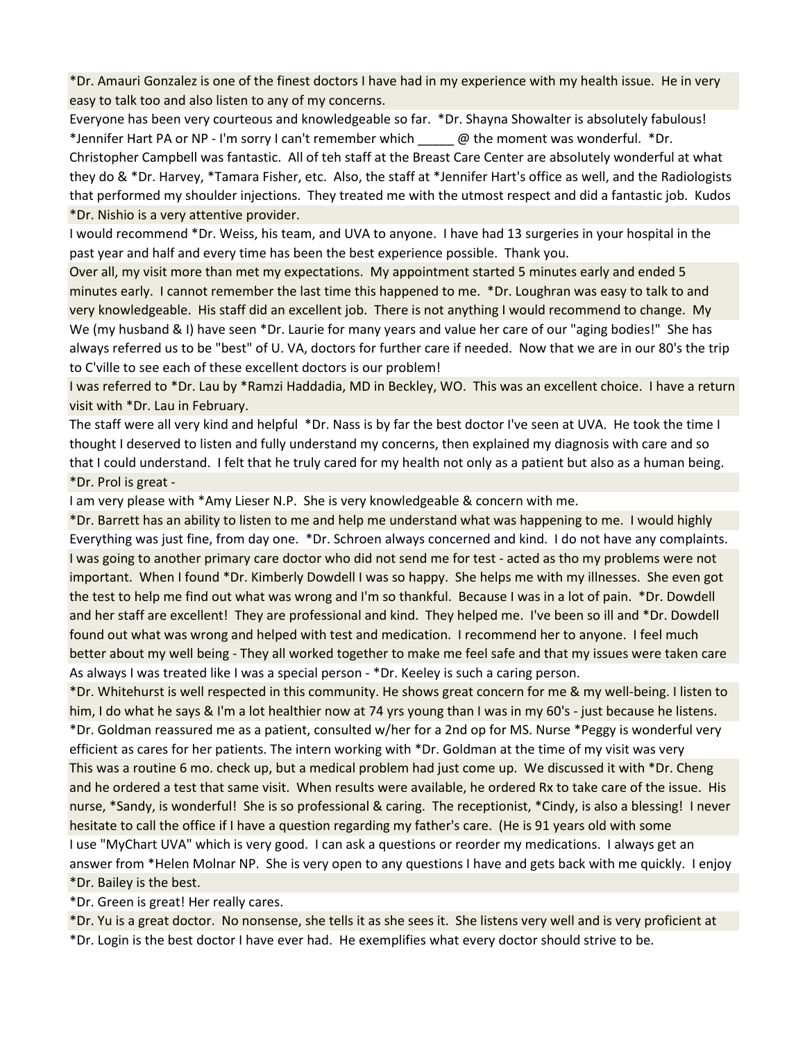*Dr. Amauri Gonzalez is one of the finest doctors I have had in my experience with my health issue. He in very easy to talk too and also listen to any of my concerns.

Everyone has been very courteous and knowledgeable so far. *Dr. Shayna Showalter is absolutely fabulous! *Jennifer Hart PA or NP - I'm sorry I can't remember which _____ @ the moment was wonderful. *Dr. Christopher Campbell was fantastic. All of teh staff at the Breast Care Center are absolutely wonderful at what they do & *Dr. Harvey, *Tamara Fisher, etc. Also, the staff at *Jennifer Hart's office as well, and the Radiologists that performed my shoulder injections. They treated me with the utmost respect and did a fantastic job. Kudos

*Dr. Nishio is a very attentive provider.

I would recommend *Dr. Weiss, his team, and UVA to anyone. I have had 13 surgeries in your hospital in the past year and half and every time has been the best experience possible. Thank you.

Over all, my visit more than met my expectations. My appointment started 5 minutes early and ended 5 minutes early. I cannot remember the last time this happened to me. *Dr. Loughran was easy to talk to and very knowledgeable. His staff did an excellent job. There is not anything I would recommend to change. My

We (my husband & I) have seen *Dr. Laurie for many years and value her care of our "aging bodies!" She has always referred us to be "best" of U. VA, doctors for further care if needed. Now that we are in our 80's the trip to C'ville to see each of these excellent doctors is our problem!

I was referred to *Dr. Lau by *Ramzi Haddadia, MD in Beckley, WO. This was an excellent choice. I have a return visit with *Dr. Lau in February.

The staff were all very kind and helpful *Dr. Nass is by far the best doctor I've seen at UVA. He took the time I thought I deserved to listen and fully understand my concerns, then explained my diagnosis with care and so that I could understand. I felt that he truly cared for my health not only as a patient but also as a human being.

*Dr. Prol is great -

I am very please with *Amy Lieser N.P. She is very knowledgeable & concern with me.

*Dr. Barrett has an ability to listen to me and help me understand what was happening to me. I would highly

Everything was just fine, from day one. *Dr. Schroen always concerned and kind. I do not have any complaints.

I was going to another primary care doctor who did not send me for test - acted as tho my problems were not important. When I found *Dr. Kimberly Dowdell I was so happy. She helps me with my illnesses. She even got the test to help me find out what was wrong and I'm so thankful. Because I was in a lot of pain. *Dr. Dowdell and her staff are excellent! They are professional and kind. They helped me. I've been so ill and *Dr. Dowdell found out what was wrong and helped with test and medication. I recommend her to anyone. I feel much better about my well being - They all worked together to make me feel safe and that my issues were taken care

As always I was treated like I was a special person - *Dr. Keeley is such a caring person.

*Dr. Whitehurst is well respected in this community. He shows great concern for me & my well-being. I listen to him, I do what he says & I'm a lot healthier now at 74 yrs young than I was in my 60's - just because he listens.

*Dr. Goldman reassured me as a patient, consulted w/her for a 2nd op for MS. Nurse *Peggy is wonderful very efficient as cares for her patients. The intern working with *Dr. Goldman at the time of my visit was very

This was a routine 6 mo. check up, but a medical problem had just come up. We discussed it with *Dr. Cheng and he ordered a test that same visit. When results were available, he ordered Rx to take care of the issue. His nurse, *Sandy, is wonderful! She is so professional & caring. The receptionist, *Cindy, is also a blessing! I never hesitate to call the office if I have a question regarding my father's care. (He is 91 years old with some

I use "MyChart UVA" which is very good. I can ask a questions or reorder my medications. I always get an answer from *Helen Molnar NP. She is very open to any questions I have and gets back with me quickly. I enjoy

*Dr. Bailey is the best.

*Dr. Green is great! Her really cares.

*Dr. Yu is a great doctor. No nonsense, she tells it as she sees it. She listens very well and is very proficient at

*Dr. Login is the best doctor I have ever had. He exemplifies what every doctor should strive to be.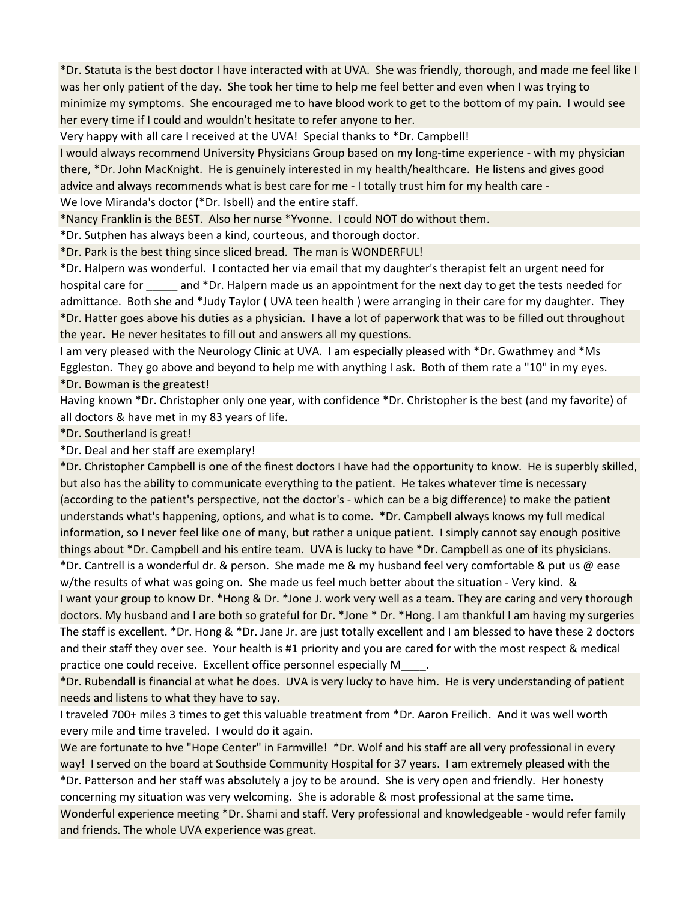*Dr. Statuta is the best doctor I have interacted with at UVA. She was friendly, thorough, and made me feel like I was her only patient of the day. She took her time to help me feel better and even when I was trying to minimize my symptoms. She encouraged me to have blood work to get to the bottom of my pain. I would see her every time if I could and wouldn't hesitate to refer anyone to her.

Very happy with all care I received at the UVA! Special thanks to *Dr. Campbell!

I would always recommend University Physicians Group based on my long-time experience - with my physician there, *Dr. John MacKnight. He is genuinely interested in my health/healthcare. He listens and gives good advice and always recommends what is best care for me - I totally trust him for my health care -

We love Miranda's doctor (*Dr. Isbell) and the entire staff.

*Nancy Franklin is the BEST. Also her nurse *Yvonne. I could NOT do without them.

*Dr. Sutphen has always been a kind, courteous, and thorough doctor.

*Dr. Park is the best thing since sliced bread. The man is WONDERFUL!

*Dr. Halpern was wonderful. I contacted her via email that my daughter's therapist felt an urgent need for hospital care for _____ and *Dr. Halpern made us an appointment for the next day to get the tests needed for admittance. Both she and *Judy Taylor ( UVA teen health ) were arranging in their care for my daughter. They

*Dr. Hatter goes above his duties as a physician. I have a lot of paperwork that was to be filled out throughout the year. He never hesitates to fill out and answers all my questions.

I am very pleased with the Neurology Clinic at UVA. I am especially pleased with *Dr. Gwathmey and *Ms Eggleston. They go above and beyond to help me with anything I ask. Both of them rate a "10" in my eyes.

*Dr. Bowman is the greatest!

Having known *Dr. Christopher only one year, with confidence *Dr. Christopher is the best (and my favorite) of all doctors & have met in my 83 years of life.

*Dr. Southerland is great!

*Dr. Deal and her staff are exemplary!

*Dr. Christopher Campbell is one of the finest doctors I have had the opportunity to know. He is superbly skilled, but also has the ability to communicate everything to the patient. He takes whatever time is necessary (according to the patient's perspective, not the doctor's - which can be a big difference) to make the patient understands what's happening, options, and what is to come. *Dr. Campbell always knows my full medical information, so I never feel like one of many, but rather a unique patient. I simply cannot say enough positive things about *Dr. Campbell and his entire team. UVA is lucky to have *Dr. Campbell as one of its physicians.

*Dr. Cantrell is a wonderful dr. & person. She made me & my husband feel very comfortable & put us @ ease w/the results of what was going on. She made us feel much better about the situation - Very kind. &

I want your group to know Dr. *Hong & Dr. *Jone J. work very well as a team. They are caring and very thorough doctors. My husband and I are both so grateful for Dr. *Jone * Dr. *Hong. I am thankful I am having my surgeries

The staff is excellent. *Dr. Hong & *Dr. Jane Jr. are just totally excellent and I am blessed to have these 2 doctors and their staff they over see. Your health is #1 priority and you are cared for with the most respect & medical practice one could receive. Excellent office personnel especially M____.

*Dr. Rubendall is financial at what he does. UVA is very lucky to have him. He is very understanding of patient needs and listens to what they have to say.

I traveled 700+ miles 3 times to get this valuable treatment from *Dr. Aaron Freilich. And it was well worth every mile and time traveled. I would do it again.

We are fortunate to hve "Hope Center" in Farmville! *Dr. Wolf and his staff are all very professional in every way! I served on the board at Southside Community Hospital for 37 years. I am extremely pleased with the

*Dr. Patterson and her staff was absolutely a joy to be around. She is very open and friendly. Her honesty concerning my situation was very welcoming. She is adorable & most professional at the same time.

Wonderful experience meeting *Dr. Shami and staff. Very professional and knowledgeable - would refer family and friends. The whole UVA experience was great.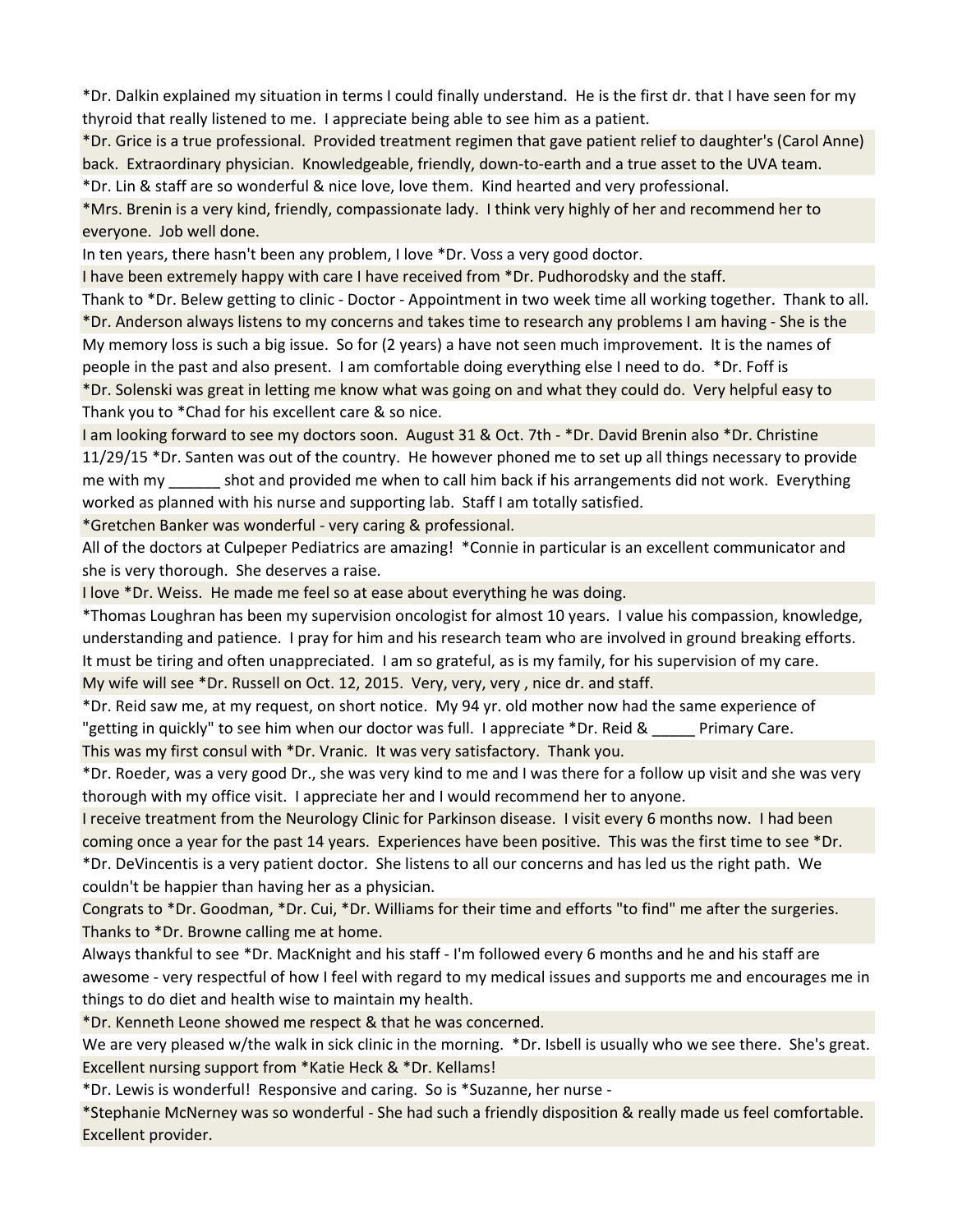*Dr. Dalkin explained my situation in terms I could finally understand. He is the first dr. that I have seen for my thyroid that really listened to me. I appreciate being able to see him as a patient.

*Dr. Grice is a true professional. Provided treatment regimen that gave patient relief to daughter's (Carol Anne) back. Extraordinary physician. Knowledgeable, friendly, down-to-earth and a true asset to the UVA team.

*Dr. Lin & staff are so wonderful & nice love, love them. Kind hearted and very professional.

*Mrs. Brenin is a very kind, friendly, compassionate lady. I think very highly of her and recommend her to everyone. Job well done.

In ten years, there hasn't been any problem, I love *Dr. Voss a very good doctor.

I have been extremely happy with care I have received from *Dr. Pudhorodsky and the staff.

Thank to *Dr. Belew getting to clinic - Doctor - Appointment in two week time all working together. Thank to all.

*Dr. Anderson always listens to my concerns and takes time to research any problems I am having - She is the

My memory loss is such a big issue. So for (2 years) a have not seen much improvement. It is the names of people in the past and also present. I am comfortable doing everything else I need to do. *Dr. Foff is

*Dr. Solenski was great in letting me know what was going on and what they could do. Very helpful easy to

Thank you to *Chad for his excellent care & so nice.

I am looking forward to see my doctors soon. August 31 & Oct. 7th - *Dr. David Brenin also *Dr. Christine

11/29/15 *Dr. Santen was out of the country. He however phoned me to set up all things necessary to provide me with my ______ shot and provided me when to call him back if his arrangements did not work. Everything worked as planned with his nurse and supporting lab. Staff I am totally satisfied.

*Gretchen Banker was wonderful - very caring & professional.

All of the doctors at Culpeper Pediatrics are amazing! *Connie in particular is an excellent communicator and she is very thorough. She deserves a raise.

I love *Dr. Weiss. He made me feel so at ease about everything he was doing.

*Thomas Loughran has been my supervision oncologist for almost 10 years. I value his compassion, knowledge, understanding and patience. I pray for him and his research team who are involved in ground breaking efforts. It must be tiring and often unappreciated. I am so grateful, as is my family, for his supervision of my care.

My wife will see *Dr. Russell on Oct. 12, 2015. Very, very, very , nice dr. and staff.

*Dr. Reid saw me, at my request, on short notice. My 94 yr. old mother now had the same experience of "getting in quickly" to see him when our doctor was full. I appreciate *Dr. Reid & _____ Primary Care.

This was my first consul with *Dr. Vranic. It was very satisfactory. Thank you.

*Dr. Roeder, was a very good Dr., she was very kind to me and I was there for a follow up visit and she was very thorough with my office visit. I appreciate her and I would recommend her to anyone.

I receive treatment from the Neurology Clinic for Parkinson disease. I visit every 6 months now. I had been coming once a year for the past 14 years. Experiences have been positive. This was the first time to see *Dr.

*Dr. DeVincentis is a very patient doctor. She listens to all our concerns and has led us the right path. We couldn't be happier than having her as a physician.

Congrats to *Dr. Goodman, *Dr. Cui, *Dr. Williams for their time and efforts "to find" me after the surgeries. Thanks to *Dr. Browne calling me at home.

Always thankful to see *Dr. MacKnight and his staff - I'm followed every 6 months and he and his staff are awesome - very respectful of how I feel with regard to my medical issues and supports me and encourages me in things to do diet and health wise to maintain my health.

*Dr. Kenneth Leone showed me respect & that he was concerned.

We are very pleased w/the walk in sick clinic in the morning. *Dr. Isbell is usually who we see there. She's great.

Excellent nursing support from *Katie Heck & *Dr. Kellams!

*Dr. Lewis is wonderful! Responsive and caring. So is *Suzanne, her nurse -

*Stephanie McNerney was so wonderful - She had such a friendly disposition & really made us feel comfortable. Excellent provider.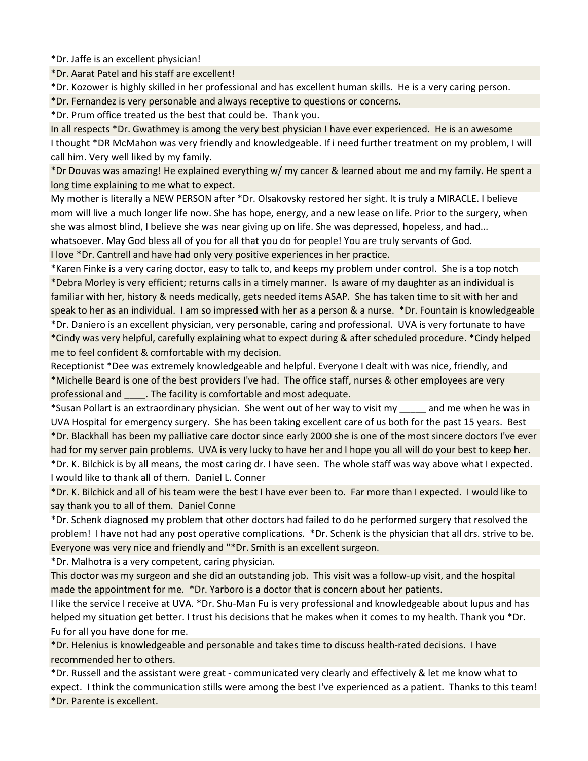*Dr. Jaffe is an excellent physician!

*Dr. Aarat Patel and his staff are excellent!

*Dr. Kozower is highly skilled in her professional and has excellent human skills. He is a very caring person.

*Dr. Fernandez is very personable and always receptive to questions or concerns.

*Dr. Prum office treated us the best that could be. Thank you.

In all respects *Dr. Gwathmey is among the very best physician I have ever experienced. He is an awesome

I thought *DR McMahon was very friendly and knowledgeable. If i need further treatment on my problem, I will call him. Very well liked by my family.

*Dr Douvas was amazing! He explained everything w/ my cancer & learned about me and my family. He spent a long time explaining to me what to expect.

My mother is literally a NEW PERSON after *Dr. Olsakovsky restored her sight. It is truly a MIRACLE. I believe mom will live a much longer life now. She has hope, energy, and a new lease on life. Prior to the surgery, when she was almost blind, I believe she was near giving up on life. She was depressed, hopeless, and had... whatsoever. May God bless all of you for all that you do for people! You are truly servants of God.

I love *Dr. Cantrell and have had only very positive experiences in her practice.

*Karen Finke is a very caring doctor, easy to talk to, and keeps my problem under control. She is a top notch

*Debra Morley is very efficient; returns calls in a timely manner. Is aware of my daughter as an individual is familiar with her, history & needs medically, gets needed items ASAP. She has taken time to sit with her and speak to her as an individual. I am so impressed with her as a person & a nurse. *Dr. Fountain is knowledgeable

*Dr. Daniero is an excellent physician, very personable, caring and professional. UVA is very fortunate to have

*Cindy was very helpful, carefully explaining what to expect during & after scheduled procedure. *Cindy helped me to feel confident & comfortable with my decision.

Receptionist *Dee was extremely knowledgeable and helpful. Everyone I dealt with was nice, friendly, and

*Michelle Beard is one of the best providers I've had. The office staff, nurses & other employees are very professional and ____. The facility is comfortable and most adequate.

*Susan Pollart is an extraordinary physician. She went out of her way to visit my _____ and me when he was in UVA Hospital for emergency surgery. She has been taking excellent care of us both for the past 15 years. Best

*Dr. Blackhall has been my palliative care doctor since early 2000 she is one of the most sincere doctors I've ever had for my server pain problems. UVA is very lucky to have her and I hope you all will do your best to keep her.

*Dr. K. Bilchick is by all means, the most caring dr. I have seen. The whole staff was way above what I expected. I would like to thank all of them. Daniel L. Conner

*Dr. K. Bilchick and all of his team were the best I have ever been to. Far more than I expected. I would like to say thank you to all of them. Daniel Conne

*Dr. Schenk diagnosed my problem that other doctors had failed to do he performed surgery that resolved the problem! I have not had any post operative complications. *Dr. Schenk is the physician that all drs. strive to be.

Everyone was very nice and friendly and "*Dr. Smith is an excellent surgeon.

*Dr. Malhotra is a very competent, caring physician.

This doctor was my surgeon and she did an outstanding job. This visit was a follow-up visit, and the hospital made the appointment for me. *Dr. Yarboro is a doctor that is concern about her patients.

I like the service I receive at UVA. *Dr. Shu-Man Fu is very professional and knowledgeable about lupus and has helped my situation get better. I trust his decisions that he makes when it comes to my health. Thank you *Dr. Fu for all you have done for me.

*Dr. Helenius is knowledgeable and personable and takes time to discuss health-rated decisions. I have recommended her to others.

*Dr. Russell and the assistant were great - communicated very clearly and effectively & let me know what to expect. I think the communication stills were among the best I've experienced as a patient. Thanks to this team!

*Dr. Parente is excellent.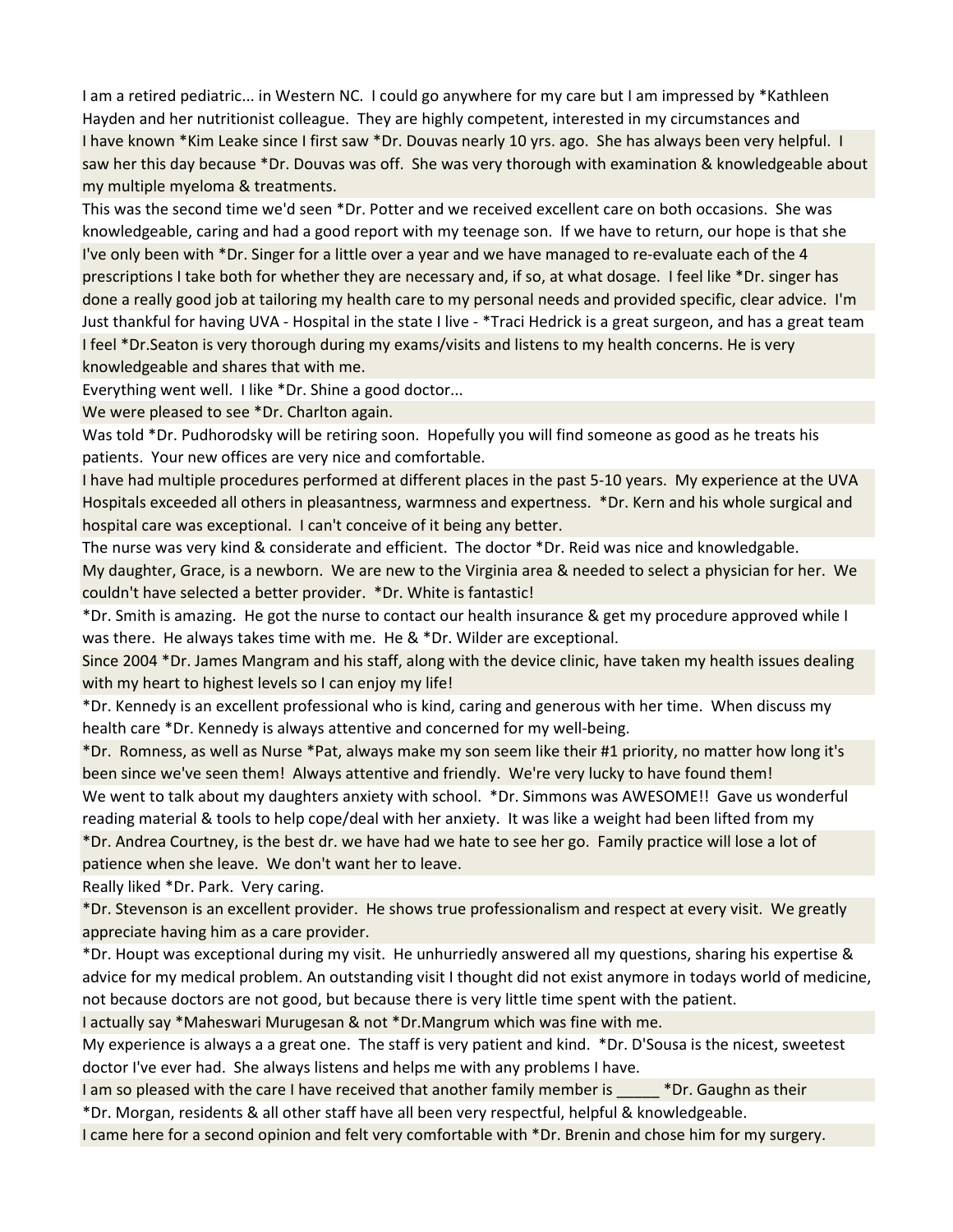I am a retired pediatric... in Western NC. I could go anywhere for my care but I am impressed by *Kathleen Hayden and her nutritionist colleague. They are highly competent, interested in my circumstances and

I have known *Kim Leake since I first saw *Dr. Douvas nearly 10 yrs. ago. She has always been very helpful. I saw her this day because *Dr. Douvas was off. She was very thorough with examination & knowledgeable about my multiple myeloma & treatments.

This was the second time we'd seen *Dr. Potter and we received excellent care on both occasions. She was knowledgeable, caring and had a good report with my teenage son. If we have to return, our hope is that she

I've only been with *Dr. Singer for a little over a year and we have managed to re-evaluate each of the 4 prescriptions I take both for whether they are necessary and, if so, at what dosage. I feel like *Dr. singer has done a really good job at tailoring my health care to my personal needs and provided specific, clear advice. I'm

Just thankful for having UVA - Hospital in the state I live - *Traci Hedrick is a great surgeon, and has a great team

I feel *Dr.Seaton is very thorough during my exams/visits and listens to my health concerns. He is very knowledgeable and shares that with me.

Everything went well. I like *Dr. Shine a good doctor...

We were pleased to see *Dr. Charlton again.

Was told *Dr. Pudhorodsky will be retiring soon. Hopefully you will find someone as good as he treats his patients. Your new offices are very nice and comfortable.

I have had multiple procedures performed at different places in the past 5-10 years. My experience at the UVA Hospitals exceeded all others in pleasantness, warmness and expertness. *Dr. Kern and his whole surgical and hospital care was exceptional. I can't conceive of it being any better.

The nurse was very kind & considerate and efficient. The doctor *Dr. Reid was nice and knowledgable.

My daughter, Grace, is a newborn. We are new to the Virginia area & needed to select a physician for her. We couldn't have selected a better provider. *Dr. White is fantastic!

*Dr. Smith is amazing. He got the nurse to contact our health insurance & get my procedure approved while I was there. He always takes time with me. He & *Dr. Wilder are exceptional.

Since 2004 *Dr. James Mangram and his staff, along with the device clinic, have taken my health issues dealing with my heart to highest levels so I can enjoy my life!

*Dr. Kennedy is an excellent professional who is kind, caring and generous with her time. When discuss my health care *Dr. Kennedy is always attentive and concerned for my well-being.

*Dr. Romness, as well as Nurse *Pat, always make my son seem like their #1 priority, no matter how long it's been since we've seen them! Always attentive and friendly. We're very lucky to have found them!

We went to talk about my daughters anxiety with school. *Dr. Simmons was AWESOME!! Gave us wonderful reading material & tools to help cope/deal with her anxiety. It was like a weight had been lifted from my

*Dr. Andrea Courtney, is the best dr. we have had we hate to see her go. Family practice will lose a lot of patience when she leave. We don't want her to leave.

Really liked *Dr. Park. Very caring.

*Dr. Stevenson is an excellent provider. He shows true professionalism and respect at every visit. We greatly appreciate having him as a care provider.

*Dr. Houpt was exceptional during my visit. He unhurriedly answered all my questions, sharing his expertise & advice for my medical problem. An outstanding visit I thought did not exist anymore in todays world of medicine, not because doctors are not good, but because there is very little time spent with the patient.

I actually say *Maheswari Murugesan & not *Dr.Mangrum which was fine with me.

My experience is always a a great one. The staff is very patient and kind. *Dr. D'Sousa is the nicest, sweetest doctor I've ever had. She always listens and helps me with any problems I have.

I am so pleased with the care I have received that another family member is _____ *Dr. Gaughn as their

*Dr. Morgan, residents & all other staff have all been very respectful, helpful & knowledgeable.

I came here for a second opinion and felt very comfortable with *Dr. Brenin and chose him for my surgery.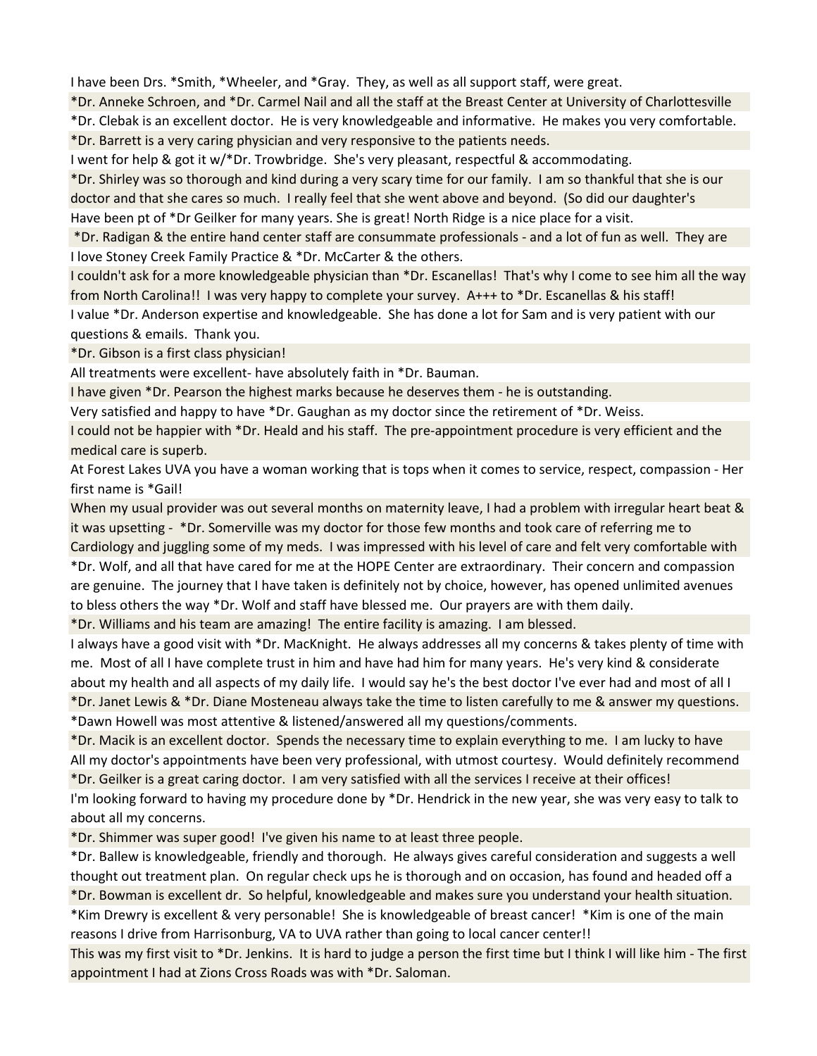I have been Drs. *Smith, *Wheeler, and *Gray. They, as well as all support staff, were great.

*Dr. Anneke Schroen, and *Dr. Carmel Nail and all the staff at the Breast Center at University of Charlottesville

*Dr. Clebak is an excellent doctor. He is very knowledgeable and informative. He makes you very comfortable.

*Dr. Barrett is a very caring physician and very responsive to the patients needs.

I went for help & got it w/*Dr. Trowbridge. She's very pleasant, respectful & accommodating.

*Dr. Shirley was so thorough and kind during a very scary time for our family. I am so thankful that she is our doctor and that she cares so much. I really feel that she went above and beyond. (So did our daughter's

Have been pt of *Dr Geilker for many years. She is great! North Ridge is a nice place for a visit.

*Dr. Radigan & the entire hand center staff are consummate professionals - and a lot of fun as well. They are

I love Stoney Creek Family Practice & *Dr. McCarter & the others.

I couldn't ask for a more knowledgeable physician than *Dr. Escanellas! That's why I come to see him all the way from North Carolina!! I was very happy to complete your survey. A+++ to *Dr. Escanellas & his staff!

I value *Dr. Anderson expertise and knowledgeable. She has done a lot for Sam and is very patient with our questions & emails. Thank you.

*Dr. Gibson is a first class physician!

All treatments were excellent- have absolutely faith in *Dr. Bauman.

I have given *Dr. Pearson the highest marks because he deserves them - he is outstanding.

Very satisfied and happy to have *Dr. Gaughan as my doctor since the retirement of *Dr. Weiss.

I could not be happier with *Dr. Heald and his staff. The pre-appointment procedure is very efficient and the medical care is superb.

At Forest Lakes UVA you have a woman working that is tops when it comes to service, respect, compassion - Her first name is *Gail!

When my usual provider was out several months on maternity leave, I had a problem with irregular heart beat & it was upsetting - *Dr. Somerville was my doctor for those few months and took care of referring me to Cardiology and juggling some of my meds. I was impressed with his level of care and felt very comfortable with

*Dr. Wolf, and all that have cared for me at the HOPE Center are extraordinary. Their concern and compassion are genuine. The journey that I have taken is definitely not by choice, however, has opened unlimited avenues to bless others the way *Dr. Wolf and staff have blessed me. Our prayers are with them daily.

*Dr. Williams and his team are amazing! The entire facility is amazing. I am blessed.

I always have a good visit with *Dr. MacKnight. He always addresses all my concerns & takes plenty of time with me. Most of all I have complete trust in him and have had him for many years. He's very kind & considerate about my health and all aspects of my daily life. I would say he's the best doctor I've ever had and most of all I

*Dr. Janet Lewis & *Dr. Diane Mosteneau always take the time to listen carefully to me & answer my questions.

*Dawn Howell was most attentive & listened/answered all my questions/comments.

*Dr. Macik is an excellent doctor. Spends the necessary time to explain everything to me. I am lucky to have

All my doctor's appointments have been very professional, with utmost courtesy. Would definitely recommend

*Dr. Geilker is a great caring doctor. I am very satisfied with all the services I receive at their offices!

I'm looking forward to having my procedure done by *Dr. Hendrick in the new year, she was very easy to talk to about all my concerns.

*Dr. Shimmer was super good! I've given his name to at least three people.

*Dr. Ballew is knowledgeable, friendly and thorough. He always gives careful consideration and suggests a well thought out treatment plan. On regular check ups he is thorough and on occasion, has found and headed off a

*Dr. Bowman is excellent dr. So helpful, knowledgeable and makes sure you understand your health situation.

*Kim Drewry is excellent & very personable! She is knowledgeable of breast cancer! *Kim is one of the main reasons I drive from Harrisonburg, VA to UVA rather than going to local cancer center!!

This was my first visit to *Dr. Jenkins. It is hard to judge a person the first time but I think I will like him - The first appointment I had at Zions Cross Roads was with *Dr. Saloman.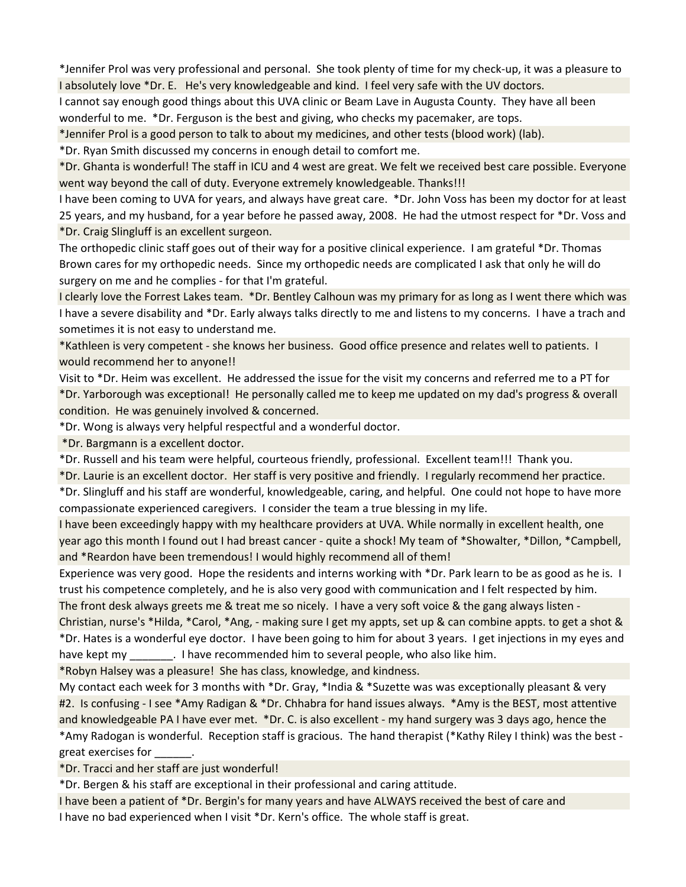*Jennifer Prol was very professional and personal.  She took plenty of time for my check-up, it was a pleasure to

I absolutely love *Dr. E.   He's very knowledgeable and kind.  I feel very safe with the UV doctors.

I cannot say enough good things about this UVA clinic or Beam Lave in Augusta County.  They have all been wonderful to me.  *Dr. Ferguson is the best and giving, who checks my pacemaker, are tops.

*Jennifer Prol is a good person to talk to about my medicines, and other tests (blood work) (lab).

*Dr. Ryan Smith discussed my concerns in enough detail to comfort me.

*Dr. Ghanta is wonderful! The staff in ICU and 4 west are great. We felt we received best care possible. Everyone went way beyond the call of duty. Everyone extremely knowledgeable. Thanks!!!

I have been coming to UVA for years, and always have great care.  *Dr. John Voss has been my doctor for at least 25 years, and my husband, for a year before he passed away, 2008.  He had the utmost respect for *Dr. Voss and

*Dr. Craig Slingluff is an excellent surgeon.

The orthopedic clinic staff goes out of their way for a positive clinical experience.  I am grateful *Dr. Thomas Brown cares for my orthopedic needs.  Since my orthopedic needs are complicated I ask that only he will do surgery on me and he complies - for that I'm grateful.

I clearly love the Forrest Lakes team.  *Dr. Bentley Calhoun was my primary for as long as I went there which was

I have a severe disability and *Dr. Early always talks directly to me and listens to my concerns.  I have a trach and sometimes it is not easy to understand me.

*Kathleen is very competent - she knows her business.  Good office presence and relates well to patients.  I would recommend her to anyone!!

Visit to *Dr. Heim was excellent.  He addressed the issue for the visit my concerns and referred me to a PT for

*Dr. Yarborough was exceptional!  He personally called me to keep me updated on my dad's progress & overall condition.  He was genuinely involved & concerned.

*Dr. Wong is always very helpful respectful and a wonderful doctor.

*Dr. Bargmann is a excellent doctor.

*Dr. Russell and his team were helpful, courteous friendly, professional.  Excellent team!!!  Thank you.

*Dr. Laurie is an excellent doctor.  Her staff is very positive and friendly.  I regularly recommend her practice.

*Dr. Slingluff and his staff are wonderful, knowledgeable, caring, and helpful.  One could not hope to have more compassionate experienced caregivers.  I consider the team a true blessing in my life.

I have been exceedingly happy with my healthcare providers at UVA. While normally in excellent health, one year ago this month I found out I had breast cancer - quite a shock! My team of *Showalter, *Dillon, *Campbell, and *Reardon have been tremendous! I would highly recommend all of them!

Experience was very good.  Hope the residents and interns working with *Dr. Park learn to be as good as he is.  I trust his competence completely, and he is also very good with communication and I felt respected by him.

The front desk always greets me & treat me so nicely.  I have a very soft voice & the gang always listen - Christian, nurse's *Hilda, *Carol, *Ang, - making sure I get my appts, set up & can combine appts. to get a shot &

*Dr. Hates is a wonderful eye doctor.  I have been going to him for about 3 years.  I get injections in my eyes and have kept my _______.  I have recommended him to several people, who also like him.

*Robyn Halsey was a pleasure!  She has class, knowledge, and kindness.

My contact each week for 3 months with *Dr. Gray, *India & *Suzette was was exceptionally pleasant & very

#2.  Is confusing - I see *Amy Radigan & *Dr. Chhabra for hand issues always.  *Amy is the BEST, most attentive and knowledgeable PA I have ever met.  *Dr. C. is also excellent - my hand surgery was 3 days ago, hence the

*Amy Radogan is wonderful.  Reception staff is gracious.  The hand therapist (*Kathy Riley I think) was the best - great exercises for ______.

*Dr. Tracci and her staff are just wonderful!

*Dr. Bergen & his staff are exceptional in their professional and caring attitude.

I have been a patient of *Dr. Bergin's for many years and have ALWAYS received the best of care and

I have no bad experienced when I visit *Dr. Kern's office.  The whole staff is great.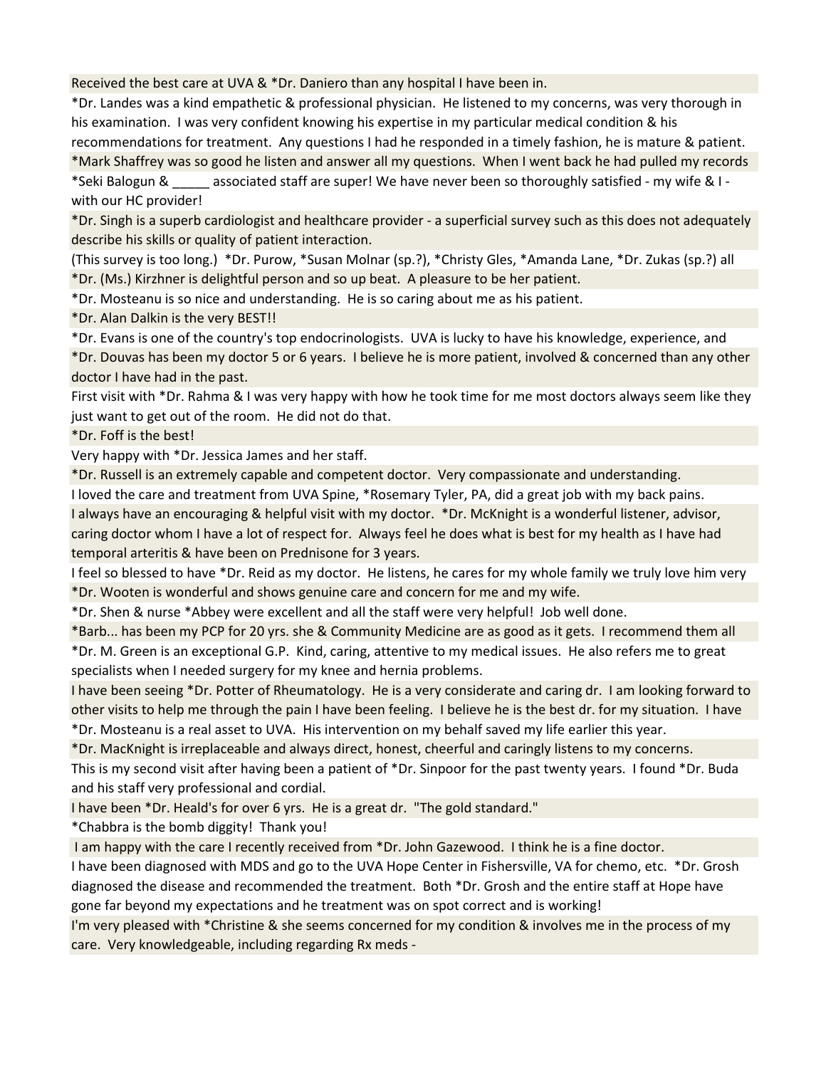Received the best care at UVA & *Dr. Daniero than any hospital I have been in.

*Dr. Landes was a kind empathetic & professional physician. He listened to my concerns, was very thorough in his examination. I was very confident knowing his expertise in my particular medical condition & his recommendations for treatment. Any questions I had he responded in a timely fashion, he is mature & patient.

*Mark Shaffrey was so good he listen and answer all my questions. When I went back he had pulled my records

*Seki Balogun & _____ associated staff are super! We have never been so thoroughly satisfied - my wife & I - with our HC provider!

*Dr. Singh is a superb cardiologist and healthcare provider - a superficial survey such as this does not adequately describe his skills or quality of patient interaction.

(This survey is too long.) *Dr. Purow, *Susan Molnar (sp.?), *Christy Gles, *Amanda Lane, *Dr. Zukas (sp.?) all

*Dr. (Ms.) Kirzhner is delightful person and so up beat. A pleasure to be her patient.

*Dr. Mosteanu is so nice and understanding. He is so caring about me as his patient.

*Dr. Alan Dalkin is the very BEST!!

*Dr. Evans is one of the country's top endocrinologists. UVA is lucky to have his knowledge, experience, and

*Dr. Douvas has been my doctor 5 or 6 years. I believe he is more patient, involved & concerned than any other doctor I have had in the past.

First visit with *Dr. Rahma & I was very happy with how he took time for me most doctors always seem like they just want to get out of the room. He did not do that.

*Dr. Foff is the best!

Very happy with *Dr. Jessica James and her staff.

*Dr. Russell is an extremely capable and competent doctor. Very compassionate and understanding.

I loved the care and treatment from UVA Spine, *Rosemary Tyler, PA, did a great job with my back pains.

I always have an encouraging & helpful visit with my doctor. *Dr. McKnight is a wonderful listener, advisor, caring doctor whom I have a lot of respect for. Always feel he does what is best for my health as I have had temporal arteritis & have been on Prednisone for 3 years.

I feel so blessed to have *Dr. Reid as my doctor. He listens, he cares for my whole family we truly love him very

*Dr. Wooten is wonderful and shows genuine care and concern for me and my wife.

*Dr. Shen & nurse *Abbey were excellent and all the staff were very helpful! Job well done.

*Barb... has been my PCP for 20 yrs. she & Community Medicine are as good as it gets. I recommend them all

*Dr. M. Green is an exceptional G.P. Kind, caring, attentive to my medical issues. He also refers me to great specialists when I needed surgery for my knee and hernia problems.

I have been seeing *Dr. Potter of Rheumatology. He is a very considerate and caring dr. I am looking forward to other visits to help me through the pain I have been feeling. I believe he is the best dr. for my situation. I have

*Dr. Mosteanu is a real asset to UVA. His intervention on my behalf saved my life earlier this year.

*Dr. MacKnight is irreplaceable and always direct, honest, cheerful and caringly listens to my concerns.

This is my second visit after having been a patient of *Dr. Sinpoor for the past twenty years. I found *Dr. Buda and his staff very professional and cordial.

I have been *Dr. Heald's for over 6 yrs. He is a great dr. "The gold standard."

*Chabbra is the bomb diggity! Thank you!

I am happy with the care I recently received from *Dr. John Gazewood. I think he is a fine doctor.

I have been diagnosed with MDS and go to the UVA Hope Center in Fishersville, VA for chemo, etc. *Dr. Grosh diagnosed the disease and recommended the treatment. Both *Dr. Grosh and the entire staff at Hope have gone far beyond my expectations and he treatment was on spot correct and is working!

I'm very pleased with *Christine & she seems concerned for my condition & involves me in the process of my care. Very knowledgeable, including regarding Rx meds -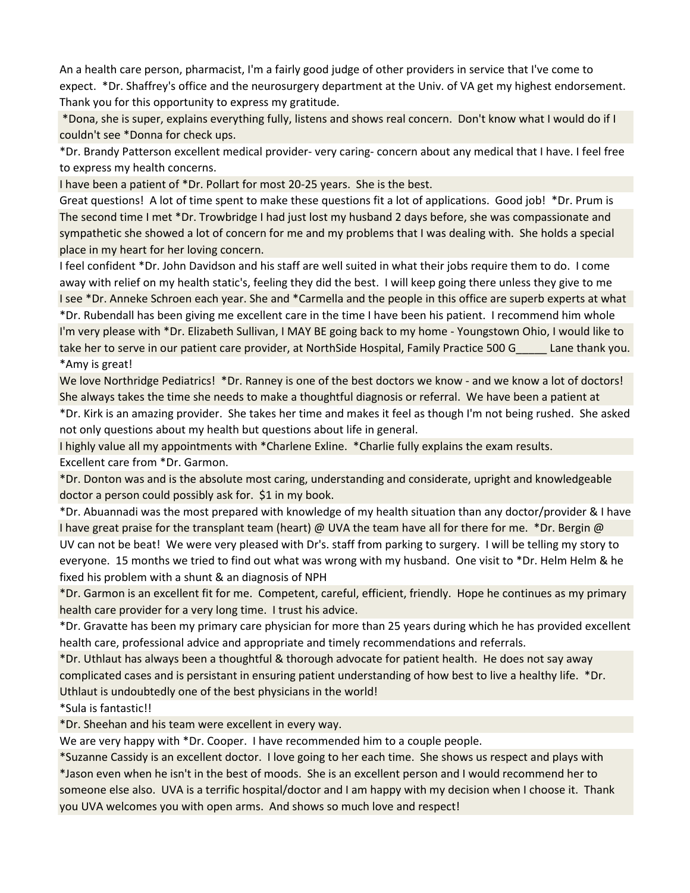An a health care person, pharmacist, I'm a fairly good judge of other providers in service that I've come to expect. *Dr. Shaffrey's office and the neurosurgery department at the Univ. of VA get my highest endorsement. Thank you for this opportunity to express my gratitude.

*Dona, she is super, explains everything fully, listens and shows real concern. Don't know what I would do if I couldn't see *Donna for check ups.

*Dr. Brandy Patterson excellent medical provider- very caring- concern about any medical that I have. I feel free to express my health concerns.

I have been a patient of *Dr. Pollart for most 20-25 years. She is the best.

Great questions! A lot of time spent to make these questions fit a lot of applications. Good job! *Dr. Prum is

The second time I met *Dr. Trowbridge I had just lost my husband 2 days before, she was compassionate and sympathetic she showed a lot of concern for me and my problems that I was dealing with. She holds a special place in my heart for her loving concern.

I feel confident *Dr. John Davidson and his staff are well suited in what their jobs require them to do. I come away with relief on my health static's, feeling they did the best. I will keep going there unless they give to me

I see *Dr. Anneke Schroen each year. She and *Carmella and the people in this office are superb experts at what

*Dr. Rubendall has been giving me excellent care in the time I have been his patient. I recommend him whole

I'm very please with *Dr. Elizabeth Sullivan, I MAY BE going back to my home - Youngstown Ohio, I would like to take her to serve in our patient care provider, at NorthSide Hospital, Family Practice 500 G_____ Lane thank you.

*Amy is great!

We love Northridge Pediatrics! *Dr. Ranney is one of the best doctors we know - and we know a lot of doctors! She always takes the time she needs to make a thoughtful diagnosis or referral. We have been a patient at

*Dr. Kirk is an amazing provider. She takes her time and makes it feel as though I'm not being rushed. She asked not only questions about my health but questions about life in general.

I highly value all my appointments with *Charlene Exline. *Charlie fully explains the exam results.

Excellent care from *Dr. Garmon.

*Dr. Donton was and is the absolute most caring, understanding and considerate, upright and knowledgeable doctor a person could possibly ask for. $1 in my book.

*Dr. Abuannadi was the most prepared with knowledge of my health situation than any doctor/provider & I have

I have great praise for the transplant team (heart) @ UVA the team have all for there for me. *Dr. Bergin @

UV can not be beat! We were very pleased with Dr's. staff from parking to surgery. I will be telling my story to everyone. 15 months we tried to find out what was wrong with my husband. One visit to *Dr. Helm Helm & he fixed his problem with a shunt & an diagnosis of NPH

*Dr. Garmon is an excellent fit for me. Competent, careful, efficient, friendly. Hope he continues as my primary health care provider for a very long time. I trust his advice.

*Dr. Gravatte has been my primary care physician for more than 25 years during which he has provided excellent health care, professional advice and appropriate and timely recommendations and referrals.

*Dr. Uthlaut has always been a thoughtful & thorough advocate for patient health. He does not say away complicated cases and is persistant in ensuring patient understanding of how best to live a healthy life. *Dr. Uthlaut is undoubtedly one of the best physicians in the world!

*Sula is fantastic!!

*Dr. Sheehan and his team were excellent in every way.

We are very happy with *Dr. Cooper. I have recommended him to a couple people.

*Suzanne Cassidy is an excellent doctor. I love going to her each time. She shows us respect and plays with *Jason even when he isn't in the best of moods. She is an excellent person and I would recommend her to someone else also. UVA is a terrific hospital/doctor and I am happy with my decision when I choose it. Thank you UVA welcomes you with open arms. And shows so much love and respect!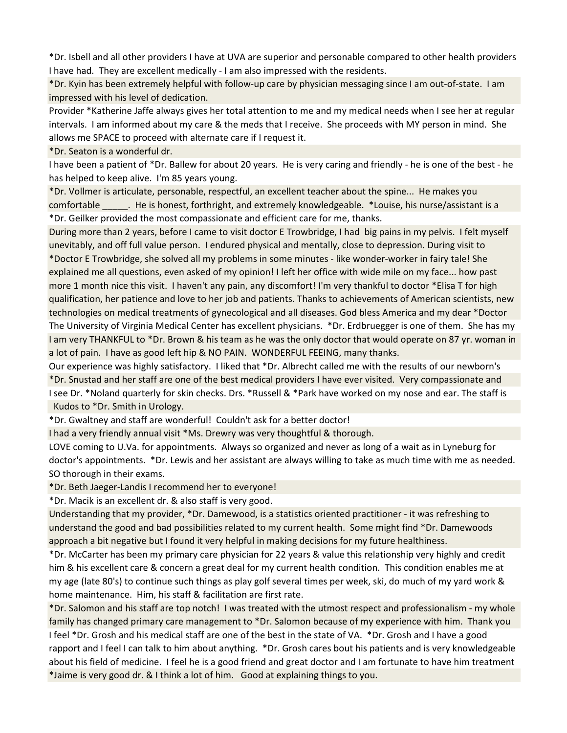*Dr. Isbell and all other providers I have at UVA are superior and personable compared to other health providers I have had. They are excellent medically - I am also impressed with the residents.

*Dr. Kyin has been extremely helpful with follow-up care by physician messaging since I am out-of-state. I am impressed with his level of dedication.

Provider *Katherine Jaffe always gives her total attention to me and my medical needs when I see her at regular intervals. I am informed about my care & the meds that I receive. She proceeds with MY person in mind. She allows me SPACE to proceed with alternate care if I request it.

*Dr. Seaton is a wonderful dr.

I have been a patient of *Dr. Ballew for about 20 years. He is very caring and friendly - he is one of the best - he has helped to keep alive. I'm 85 years young.

*Dr. Vollmer is articulate, personable, respectful, an excellent teacher about the spine... He makes you comfortable _____. He is honest, forthright, and extremely knowledgeable. *Louise, his nurse/assistant is a

*Dr. Geilker provided the most compassionate and efficient care for me, thanks.

During more than 2 years, before I came to visit doctor E Trowbridge, I had big pains in my pelvis. I felt myself unevitably, and off full value person. I endured physical and mentally, close to depression. During visit to *Doctor E Trowbridge, she solved all my problems in some minutes - like wonder-worker in fairy tale! She explained me all questions, even asked of my opinion! I left her office with wide mile on my face... how past more 1 month nice this visit. I haven't any pain, any discomfort! I'm very thankful to doctor *Elisa T for high qualification, her patience and love to her job and patients. Thanks to achievements of American scientists, new technologies on medical treatments of gynecological and all diseases. God bless America and my dear *Doctor

The University of Virginia Medical Center has excellent physicians. *Dr. Erdbruegger is one of them. She has my

I am very THANKFUL to *Dr. Brown & his team as he was the only doctor that would operate on 87 yr. woman in a lot of pain. I have as good left hip & NO PAIN. WONDERFUL FEEING, many thanks.

Our experience was highly satisfactory. I liked that *Dr. Albrecht called me with the results of our newborn's

*Dr. Snustad and her staff are one of the best medical providers I have ever visited. Very compassionate and

I see Dr. *Noland quarterly for skin checks. Drs. *Russell & *Park have worked on my nose and ear. The staff is

Kudos to *Dr. Smith in Urology.

*Dr. Gwaltney and staff are wonderful! Couldn't ask for a better doctor!

I had a very friendly annual visit *Ms. Drewry was very thoughtful & thorough.

LOVE coming to U.Va. for appointments. Always so organized and never as long of a wait as in Lyneburg for doctor's appointments. *Dr. Lewis and her assistant are always willing to take as much time with me as needed. SO thorough in their exams.

*Dr. Beth Jaeger-Landis I recommend her to everyone!

*Dr. Macik is an excellent dr. & also staff is very good.

Understanding that my provider, *Dr. Damewood, is a statistics oriented practitioner - it was refreshing to understand the good and bad possibilities related to my current health. Some might find *Dr. Damewoods approach a bit negative but I found it very helpful in making decisions for my future healthiness.

*Dr. McCarter has been my primary care physician for 22 years & value this relationship very highly and credit him & his excellent care & concern a great deal for my current health condition. This condition enables me at my age (late 80's) to continue such things as play golf several times per week, ski, do much of my yard work & home maintenance. Him, his staff & facilitation are first rate.

*Dr. Salomon and his staff are top notch! I was treated with the utmost respect and professionalism - my whole family has changed primary care management to *Dr. Salomon because of my experience with him. Thank you

I feel *Dr. Grosh and his medical staff are one of the best in the state of VA. *Dr. Grosh and I have a good rapport and I feel I can talk to him about anything. *Dr. Grosh cares bout his patients and is very knowledgeable about his field of medicine. I feel he is a good friend and great doctor and I am fortunate to have him treatment

*Jaime is very good dr. & I think a lot of him. Good at explaining things to you.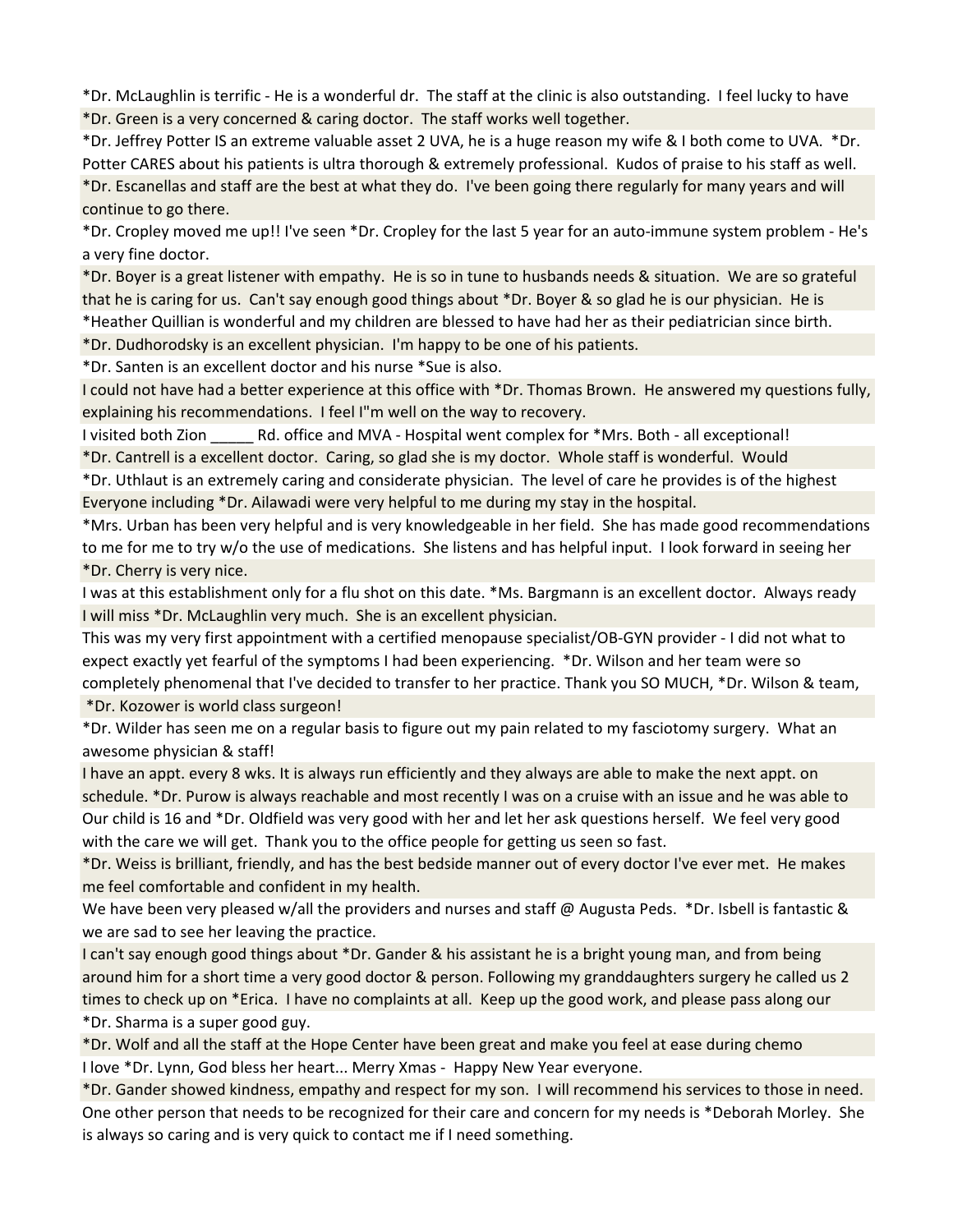*Dr. McLaughlin is terrific - He is a wonderful dr.  The staff at the clinic is also outstanding.  I feel lucky to have

*Dr. Green is a very concerned & caring doctor.  The staff works well together.

*Dr. Jeffrey Potter IS an extreme valuable asset 2 UVA, he is a huge reason my wife & I both come to UVA.  *Dr. Potter CARES about his patients is ultra thorough & extremely professional.  Kudos of praise to his staff as well.

*Dr. Escanellas and staff are the best at what they do.  I've been going there regularly for many years and will continue to go there.

*Dr. Cropley moved me up!! I've seen *Dr. Cropley for the last 5 year for an auto-immune system problem - He's a very fine doctor.

*Dr. Boyer is a great listener with empathy.  He is so in tune to husbands needs & situation.  We are so grateful that he is caring for us.  Can't say enough good things about *Dr. Boyer & so glad he is our physician.  He is

*Heather Quillian is wonderful and my children are blessed to have had her as their pediatrician since birth.

*Dr. Dudhorodsky is an excellent physician.  I'm happy to be one of his patients.

*Dr. Santen is an excellent doctor and his nurse *Sue is also.

I could not have had a better experience at this office with *Dr. Thomas Brown.  He answered my questions fully, explaining his recommendations.  I feel I"m well on the way to recovery.

I visited both Zion _____ Rd. office and MVA - Hospital went complex for *Mrs. Both - all exceptional!

*Dr. Cantrell is a excellent doctor.  Caring, so glad she is my doctor.  Whole staff is wonderful.  Would

*Dr. Uthlaut is an extremely caring and considerate physician.  The level of care he provides is of the highest

Everyone including *Dr. Ailawadi were very helpful to me during my stay in the hospital.

*Mrs. Urban has been very helpful and is very knowledgeable in her field.  She has made good recommendations to me for me to try w/o the use of medications.  She listens and has helpful input.  I look forward in seeing her

*Dr. Cherry is very nice.

I was at this establishment only for a flu shot on this date. *Ms. Bargmann is an excellent doctor.  Always ready

I will miss *Dr. McLaughlin very much.  She is an excellent physician.

This was my very first appointment with a certified menopause specialist/OB-GYN provider - I did not what to expect exactly yet fearful of the symptoms I had been experiencing.  *Dr. Wilson and her team were so completely phenomenal that I've decided to transfer to her practice. Thank you SO MUCH, *Dr. Wilson & team,

*Dr. Kozower is world class surgeon!

*Dr. Wilder has seen me on a regular basis to figure out my pain related to my fasciotomy surgery.  What an awesome physician & staff!

I have an appt. every 8 wks. It is always run efficiently and they always are able to make the next appt. on schedule. *Dr. Purow is always reachable and most recently I was on a cruise with an issue and he was able to

Our child is 16 and *Dr. Oldfield was very good with her and let her ask questions herself.  We feel very good with the care we will get.  Thank you to the office people for getting us seen so fast.

*Dr. Weiss is brilliant, friendly, and has the best bedside manner out of every doctor I've ever met.  He makes me feel comfortable and confident in my health.

We have been very pleased w/all the providers and nurses and staff @ Augusta Peds.  *Dr. Isbell is fantastic & we are sad to see her leaving the practice.

I can't say enough good things about *Dr. Gander & his assistant he is a bright young man, and from being around him for a short time a very good doctor & person. Following my granddaughters surgery he called us 2 times to check up on *Erica.  I have no complaints at all.  Keep up the good work, and please pass along our

*Dr. Sharma is a super good guy.

*Dr. Wolf and all the staff at the Hope Center have been great and make you feel at ease during chemo

I love *Dr. Lynn, God bless her heart... Merry Xmas -  Happy New Year everyone.

*Dr. Gander showed kindness, empathy and respect for my son.  I will recommend his services to those in need.

One other person that needs to be recognized for their care and concern for my needs is *Deborah Morley.  She is always so caring and is very quick to contact me if I need something.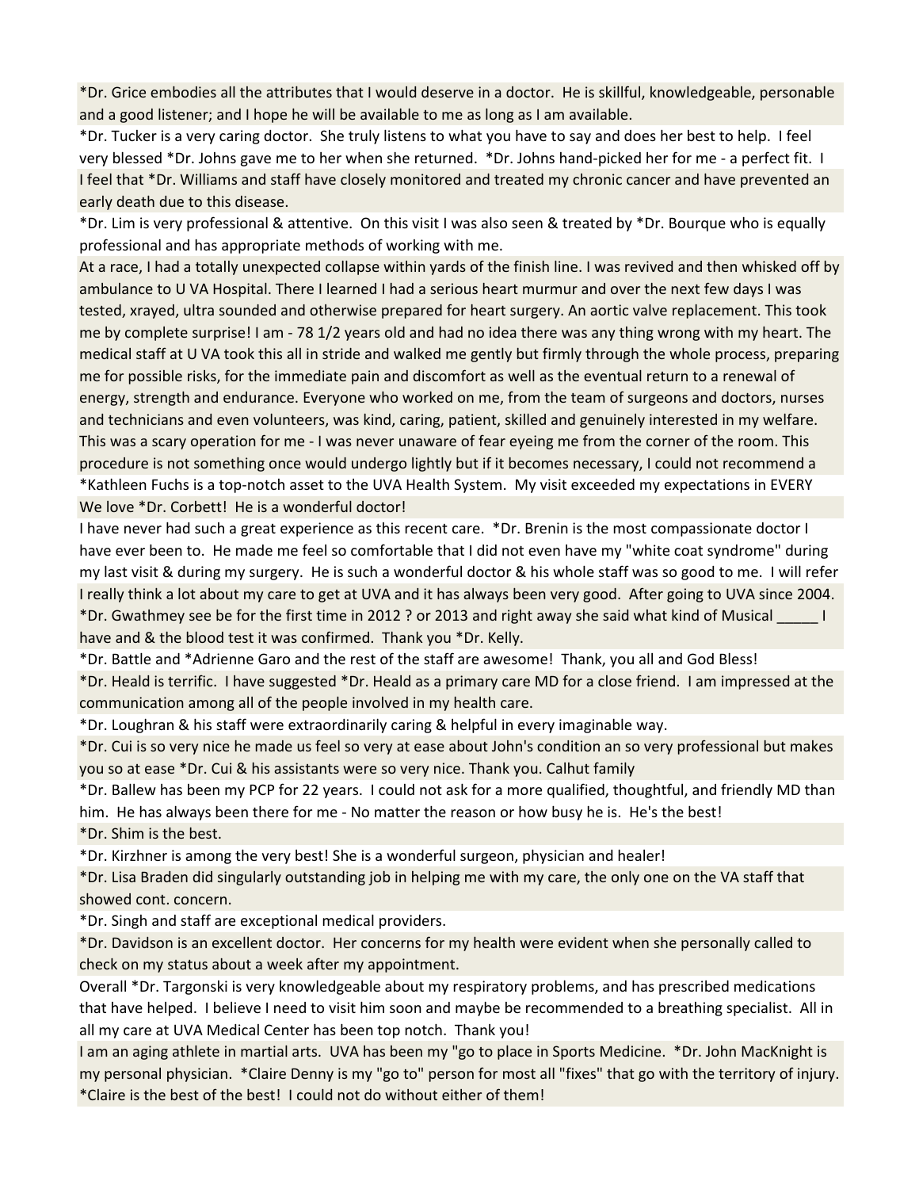*Dr. Grice embodies all the attributes that I would deserve in a doctor. He is skillful, knowledgeable, personable and a good listener; and I hope he will be available to me as long as I am available.

*Dr. Tucker is a very caring doctor. She truly listens to what you have to say and does her best to help. I feel very blessed *Dr. Johns gave me to her when she returned. *Dr. Johns hand-picked her for me - a perfect fit. I

I feel that *Dr. Williams and staff have closely monitored and treated my chronic cancer and have prevented an early death due to this disease.

*Dr. Lim is very professional & attentive. On this visit I was also seen & treated by *Dr. Bourque who is equally professional and has appropriate methods of working with me.

At a race, I had a totally unexpected collapse within yards of the finish line. I was revived and then whisked off by ambulance to U VA Hospital. There I learned I had a serious heart murmur and over the next few days I was tested, xrayed, ultra sounded and otherwise prepared for heart surgery. An aortic valve replacement. This took me by complete surprise! I am - 78 1/2 years old and had no idea there was any thing wrong with my heart. The medical staff at U VA took this all in stride and walked me gently but firmly through the whole process, preparing me for possible risks, for the immediate pain and discomfort as well as the eventual return to a renewal of energy, strength and endurance. Everyone who worked on me, from the team of surgeons and doctors, nurses and technicians and even volunteers, was kind, caring, patient, skilled and genuinely interested in my welfare. This was a scary operation for me - I was never unaware of fear eyeing me from the corner of the room. This procedure is not something once would undergo lightly but if it becomes necessary, I could not recommend a

*Kathleen Fuchs is a top-notch asset to the UVA Health System. My visit exceeded my expectations in EVERY

We love *Dr. Corbett! He is a wonderful doctor!

I have never had such a great experience as this recent care. *Dr. Brenin is the most compassionate doctor I have ever been to. He made me feel so comfortable that I did not even have my "white coat syndrome" during my last visit & during my surgery. He is such a wonderful doctor & his whole staff was so good to me. I will refer

I really think a lot about my care to get at UVA and it has always been very good. After going to UVA since 2004. *Dr. Gwathmey see be for the first time in 2012 ? or 2013 and right away she said what kind of Musical _____ I have and & the blood test it was confirmed. Thank you *Dr. Kelly.

*Dr. Battle and *Adrienne Garo and the rest of the staff are awesome! Thank, you all and God Bless!

*Dr. Heald is terrific. I have suggested *Dr. Heald as a primary care MD for a close friend. I am impressed at the communication among all of the people involved in my health care.

*Dr. Loughran & his staff were extraordinarily caring & helpful in every imaginable way.

*Dr. Cui is so very nice he made us feel so very at ease about John's condition an so very professional but makes you so at ease *Dr. Cui & his assistants were so very nice. Thank you. Calhut family

*Dr. Ballew has been my PCP for 22 years. I could not ask for a more qualified, thoughtful, and friendly MD than him. He has always been there for me - No matter the reason or how busy he is. He's the best!

*Dr. Shim is the best.

*Dr. Kirzhner is among the very best! She is a wonderful surgeon, physician and healer!

*Dr. Lisa Braden did singularly outstanding job in helping me with my care, the only one on the VA staff that showed cont. concern.

*Dr. Singh and staff are exceptional medical providers.

*Dr. Davidson is an excellent doctor. Her concerns for my health were evident when she personally called to check on my status about a week after my appointment.

Overall *Dr. Targonski is very knowledgeable about my respiratory problems, and has prescribed medications that have helped. I believe I need to visit him soon and maybe be recommended to a breathing specialist. All in all my care at UVA Medical Center has been top notch. Thank you!

I am an aging athlete in martial arts. UVA has been my "go to place in Sports Medicine. *Dr. John MacKnight is my personal physician. *Claire Denny is my "go to" person for most all "fixes" that go with the territory of injury. *Claire is the best of the best! I could not do without either of them!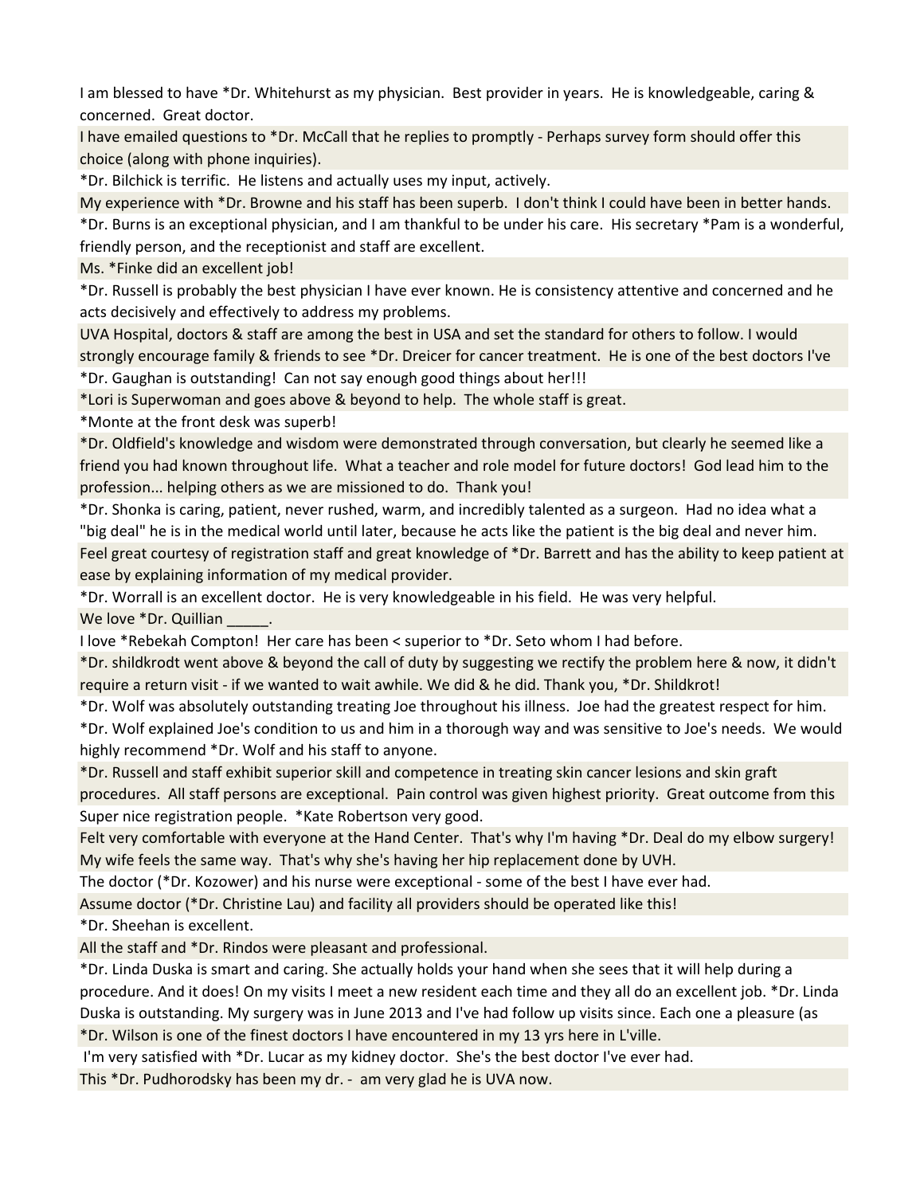I am blessed to have *Dr. Whitehurst as my physician.  Best provider in years.  He is knowledgeable, caring & concerned.  Great doctor.

I have emailed questions to *Dr. McCall that he replies to promptly - Perhaps survey form should offer this choice (along with phone inquiries).

*Dr. Bilchick is terrific.  He listens and actually uses my input, actively.

My experience with *Dr. Browne and his staff has been superb.  I don't think I could have been in better hands.

*Dr. Burns is an exceptional physician, and I am thankful to be under his care.  His secretary *Pam is a wonderful, friendly person, and the receptionist and staff are excellent.

Ms. *Finke did an excellent job!

*Dr. Russell is probably the best physician I have ever known. He is consistency attentive and concerned and he acts decisively and effectively to address my problems.

UVA Hospital, doctors & staff are among the best in USA and set the standard for others to follow. I would strongly encourage family & friends to see *Dr. Dreicer for cancer treatment.  He is one of the best doctors I've

*Dr. Gaughan is outstanding!  Can not say enough good things about her!!!

*Lori is Superwoman and goes above & beyond to help.  The whole staff is great.

*Monte at the front desk was superb!

*Dr. Oldfield's knowledge and wisdom were demonstrated through conversation, but clearly he seemed like a friend you had known throughout life.  What a teacher and role model for future doctors!  God lead him to the profession... helping others as we are missioned to do.  Thank you!

*Dr. Shonka is caring, patient, never rushed, warm, and incredibly talented as a surgeon.  Had no idea what a "big deal" he is in the medical world until later, because he acts like the patient is the big deal and never him.

Feel great courtesy of registration staff and great knowledge of *Dr. Barrett and has the ability to keep patient at ease by explaining information of my medical provider.

*Dr. Worrall is an excellent doctor.  He is very knowledgeable in his field.  He was very helpful.

We love *Dr. Quillian _____.

I love *Rebekah Compton!  Her care has been < superior to *Dr. Seto whom I had before.

*Dr. shildkrodt went above & beyond the call of duty by suggesting we rectify the problem here & now, it didn't require a return visit - if we wanted to wait awhile. We did & he did. Thank you, *Dr. Shildkrot!

*Dr. Wolf was absolutely outstanding treating Joe throughout his illness.  Joe had the greatest respect for him. *Dr. Wolf explained Joe's condition to us and him in a thorough way and was sensitive to Joe's needs.  We would highly recommend *Dr. Wolf and his staff to anyone.

*Dr. Russell and staff exhibit superior skill and competence in treating skin cancer lesions and skin graft procedures.  All staff persons are exceptional.  Pain control was given highest priority.  Great outcome from this

Super nice registration people.  *Kate Robertson very good.

Felt very comfortable with everyone at the Hand Center.  That's why I'm having *Dr. Deal do my elbow surgery!  My wife feels the same way.  That's why she's having her hip replacement done by UVH.

The doctor (*Dr. Kozower) and his nurse were exceptional - some of the best I have ever had.

Assume doctor (*Dr. Christine Lau) and facility all providers should be operated like this!

*Dr. Sheehan is excellent.

All the staff and *Dr. Rindos were pleasant and professional.

*Dr. Linda Duska is smart and caring. She actually holds your hand when she sees that it will help during a procedure. And it does! On my visits I meet a new resident each time and they all do an excellent job. *Dr. Linda Duska is outstanding. My surgery was in June 2013 and I've had follow up visits since. Each one a pleasure (as

*Dr. Wilson is one of the finest doctors I have encountered in my 13 yrs here in L'ville.

I'm very satisfied with *Dr. Lucar as my kidney doctor.  She's the best doctor I've ever had.

This *Dr. Pudhorodsky has been my dr. -  am very glad he is UVA now.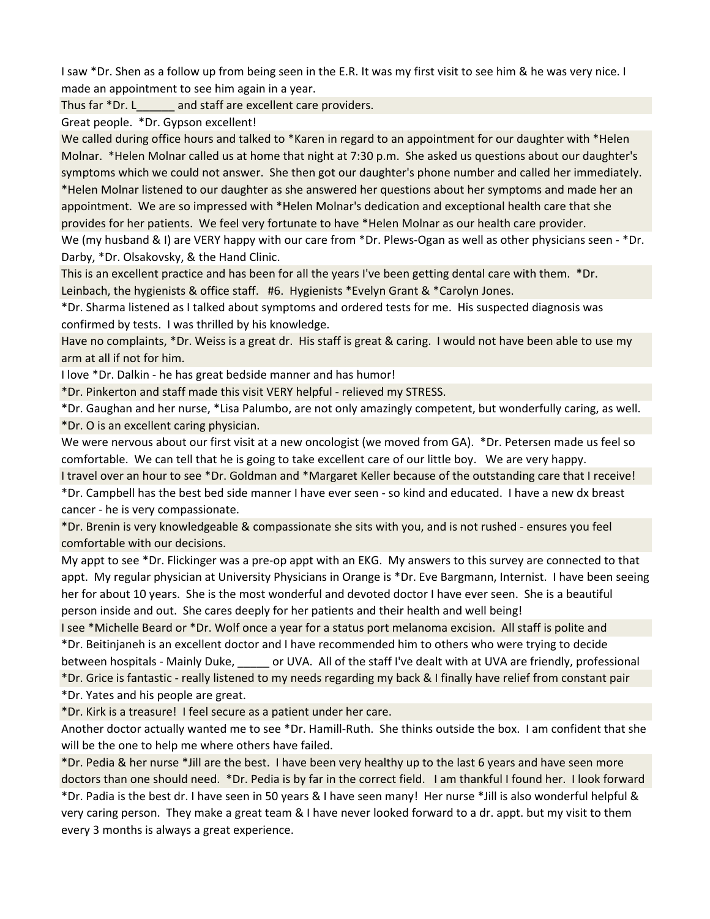I saw *Dr. Shen as a follow up from being seen in the E.R. It was my first visit to see him & he was very nice. I made an appointment to see him again in a year.

Thus far *Dr. L______ and staff are excellent care providers.

Great people.  *Dr. Gypson excellent!

We called during office hours and talked to *Karen in regard to an appointment for our daughter with *Helen Molnar.  *Helen Molnar called us at home that night at 7:30 p.m.  She asked us questions about our daughter's symptoms which we could not answer.  She then got our daughter's phone number and called her immediately.  *Helen Molnar listened to our daughter as she answered her questions about her symptoms and made her an appointment.  We are so impressed with *Helen Molnar's dedication and exceptional health care that she provides for her patients.  We feel very fortunate to have *Helen Molnar as our health care provider.

We (my husband & I) are VERY happy with our care from *Dr. Plews-Ogan as well as other physicians seen - *Dr. Darby, *Dr. Olsakovsky, & the Hand Clinic.

This is an excellent practice and has been for all the years I've been getting dental care with them.  *Dr. Leinbach, the hygienists & office staff.  #6.  Hygienists *Evelyn Grant & *Carolyn Jones.

*Dr. Sharma listened as I talked about symptoms and ordered tests for me.  His suspected diagnosis was confirmed by tests.  I was thrilled by his knowledge.

Have no complaints, *Dr. Weiss is a great dr.  His staff is great & caring.  I would not have been able to use my arm at all if not for him.

I love *Dr. Dalkin - he has great bedside manner and has humor!

*Dr. Pinkerton and staff made this visit VERY helpful - relieved my STRESS.

*Dr. Gaughan and her nurse, *Lisa Palumbo, are not only amazingly competent, but wonderfully caring, as well.

*Dr. O is an excellent caring physician.

We were nervous about our first visit at a new oncologist (we moved from GA).  *Dr. Petersen made us feel so comfortable.  We can tell that he is going to take excellent care of our little boy.   We are very happy.

I travel over an hour to see *Dr. Goldman and *Margaret Keller because of the outstanding care that I receive!

*Dr. Campbell has the best bed side manner I have ever seen - so kind and educated.  I have a new dx breast cancer - he is very compassionate.

*Dr. Brenin is very knowledgeable & compassionate she sits with you, and is not rushed - ensures you feel comfortable with our decisions.

My appt to see *Dr. Flickinger was a pre-op appt with an EKG.  My answers to this survey are connected to that appt.  My regular physician at University Physicians in Orange is *Dr. Eve Bargmann, Internist.  I have been seeing her for about 10 years.  She is the most wonderful and devoted doctor I have ever seen.  She is a beautiful person inside and out.  She cares deeply for her patients and their health and well being!

I see *Michelle Beard or *Dr. Wolf once a year for a status port melanoma excision.  All staff is polite and

*Dr. Beitinjaneh is an excellent doctor and I have recommended him to others who were trying to decide between hospitals - Mainly Duke, _____ or UVA.  All of the staff I've dealt with at UVA are friendly, professional

*Dr. Grice is fantastic - really listened to my needs regarding my back & I finally have relief from constant pair

*Dr. Yates and his people are great.

*Dr. Kirk is a treasure!  I feel secure as a patient under her care.

Another doctor actually wanted me to see *Dr. Hamill-Ruth.  She thinks outside the box.  I am confident that she will be the one to help me where others have failed.

*Dr. Pedia & her nurse *Jill are the best.  I have been very healthy up to the last 6 years and have seen more doctors than one should need.  *Dr. Pedia is by far in the correct field.   I am thankful I found her.  I look forward

*Dr. Padia is the best dr. I have seen in 50 years & I have seen many!  Her nurse *Jill is also wonderful helpful & very caring person.  They make a great team & I have never looked forward to a dr. appt. but my visit to them every 3 months is always a great experience.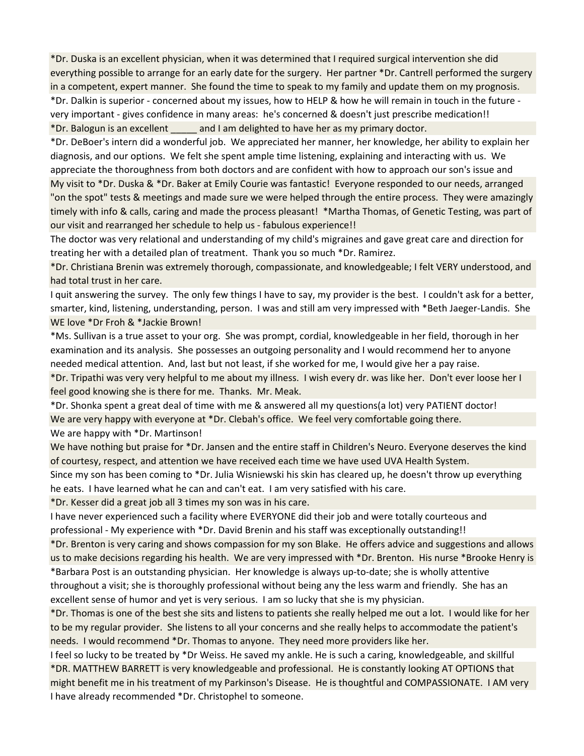*Dr. Duska is an excellent physician, when it was determined that I required surgical intervention she did everything possible to arrange for an early date for the surgery. Her partner *Dr. Cantrell performed the surgery in a competent, expert manner. She found the time to speak to my family and update them on my prognosis.

*Dr. Dalkin is superior - concerned about my issues, how to HELP & how he will remain in touch in the future - very important - gives confidence in many areas: he's concerned & doesn't just prescribe medication!!

*Dr. Balogun is an excellent _____ and I am delighted to have her as my primary doctor.

*Dr. DeBoer's intern did a wonderful job. We appreciated her manner, her knowledge, her ability to explain her diagnosis, and our options. We felt she spent ample time listening, explaining and interacting with us. We appreciate the thoroughness from both doctors and are confident with how to approach our son's issue and

My visit to *Dr. Duska & *Dr. Baker at Emily Courie was fantastic! Everyone responded to our needs, arranged "on the spot" tests & meetings and made sure we were helped through the entire process. They were amazingly timely with info & calls, caring and made the process pleasant! *Martha Thomas, of Genetic Testing, was part of our visit and rearranged her schedule to help us - fabulous experience!!

The doctor was very relational and understanding of my child's migraines and gave great care and direction for treating her with a detailed plan of treatment. Thank you so much *Dr. Ramirez.

*Dr. Christiana Brenin was extremely thorough, compassionate, and knowledgeable; I felt VERY understood, and had total trust in her care.

I quit answering the survey. The only few things I have to say, my provider is the best. I couldn't ask for a better, smarter, kind, listening, understanding, person. I was and still am very impressed with *Beth Jaeger-Landis. She

WE love *Dr Froh & *Jackie Brown!

*Ms. Sullivan is a true asset to your org. She was prompt, cordial, knowledgeable in her field, thorough in her examination and its analysis. She possesses an outgoing personality and I would recommend her to anyone needed medical attention. And, last but not least, if she worked for me, I would give her a pay raise.

*Dr. Tripathi was very very helpful to me about my illness. I wish every dr. was like her. Don't ever loose her I feel good knowing she is there for me. Thanks. Mr. Meak.

*Dr. Shonka spent a great deal of time with me & answered all my questions(a lot) very PATIENT doctor!

We are very happy with everyone at *Dr. Clebah's office. We feel very comfortable going there.

We are happy with *Dr. Martinson!

We have nothing but praise for *Dr. Jansen and the entire staff in Children's Neuro. Everyone deserves the kind of courtesy, respect, and attention we have received each time we have used UVA Health System.

Since my son has been coming to *Dr. Julia Wisniewski his skin has cleared up, he doesn't throw up everything he eats. I have learned what he can and can't eat. I am very satisfied with his care.

*Dr. Kesser did a great job all 3 times my son was in his care.

I have never experienced such a facility where EVERYONE did their job and were totally courteous and professional - My experience with *Dr. David Brenin and his staff was exceptionally outstanding!!

*Dr. Brenton is very caring and shows compassion for my son Blake. He offers advice and suggestions and allows us to make decisions regarding his health. We are very impressed with *Dr. Brenton. His nurse *Brooke Henry is

*Barbara Post is an outstanding physician. Her knowledge is always up-to-date; she is wholly attentive throughout a visit; she is thoroughly professional without being any the less warm and friendly. She has an excellent sense of humor and yet is very serious. I am so lucky that she is my physician.

*Dr. Thomas is one of the best she sits and listens to patients she really helped me out a lot. I would like for her to be my regular provider. She listens to all your concerns and she really helps to accommodate the patient's needs. I would recommend *Dr. Thomas to anyone. They need more providers like her.

I feel so lucky to be treated by *Dr Weiss. He saved my ankle. He is such a caring, knowledgeable, and skillful

*DR. MATTHEW BARRETT is very knowledgeable and professional. He is constantly looking AT OPTIONS that might benefit me in his treatment of my Parkinson's Disease. He is thoughtful and COMPASSIONATE. I AM very

I have already recommended *Dr. Christophel to someone.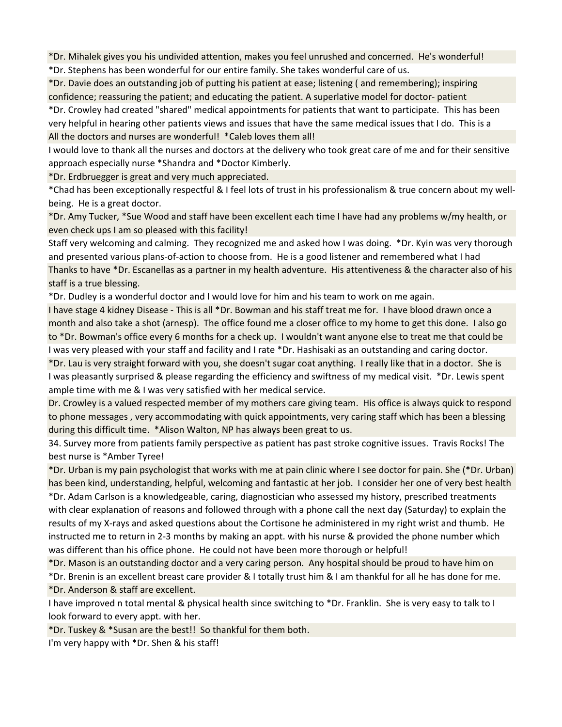*Dr. Mihalek gives you his undivided attention, makes you feel unrushed and concerned.  He's wonderful!

*Dr. Stephens has been wonderful for our entire family. She takes wonderful care of us.

*Dr. Davie does an outstanding job of putting his patient at ease; listening ( and remembering); inspiring confidence; reassuring the patient; and educating the patient. A superlative model for doctor- patient

*Dr. Crowley had created "shared" medical appointments for patients that want to participate.  This has been very helpful in hearing other patients views and issues that have the same medical issues that I do.  This is a

All the doctors and nurses are wonderful!  *Caleb loves them all!

I would love to thank all the nurses and doctors at the delivery who took great care of me and for their sensitive approach especially nurse *Shandra and *Doctor Kimberly.

*Dr. Erdbruegger is great and very much appreciated.

*Chad has been exceptionally respectful & I feel lots of trust in his professionalism & true concern about my well-being.  He is a great doctor.

*Dr. Amy Tucker, *Sue Wood and staff have been excellent each time I have had any problems w/my health, or even check ups I am so pleased with this facility!

Staff very welcoming and calming.  They recognized me and asked how I was doing.  *Dr. Kyin was very thorough and presented various plans-of-action to choose from.  He is a good listener and remembered what I had

Thanks to have *Dr. Escanellas as a partner in my health adventure.  His attentiveness & the character also of his staff is a true blessing.

*Dr. Dudley is a wonderful doctor and I would love for him and his team to work on me again.

I have stage 4 kidney Disease - This is all *Dr. Bowman and his staff treat me for.  I have blood drawn once a month and also take a shot (arnesp).  The office found me a closer office to my home to get this done.  I also go to *Dr. Bowman's office every 6 months for a check up.  I wouldn't want anyone else to treat me that could be

I was very pleased with your staff and facility and I rate *Dr. Hashisaki as an outstanding and caring doctor.

*Dr. Lau is very straight forward with you, she doesn't sugar coat anything.  I really like that in a doctor.  She is

I was pleasantly surprised & please regarding the efficiency and swiftness of my medical visit.  *Dr. Lewis spent ample time with me & I was very satisfied with her medical service.

Dr. Crowley is a valued respected member of my mothers care giving team.  His office is always quick to respond to phone messages , very accommodating with quick appointments, very caring staff which has been a blessing during this difficult time.  *Alison Walton, NP has always been great to us.

34. Survey more from patients family perspective as patient has past stroke cognitive issues.  Travis Rocks! The best nurse is *Amber Tyree!

*Dr. Urban is my pain psychologist that works with me at pain clinic where I see doctor for pain. She (*Dr. Urban) has been kind, understanding, helpful, welcoming and fantastic at her job.  I consider her one of very best health

*Dr. Adam Carlson is a knowledgeable, caring, diagnostician who assessed my history, prescribed treatments with clear explanation of reasons and followed through with a phone call the next day (Saturday) to explain the results of my X-rays and asked questions about the Cortisone he administered in my right wrist and thumb.  He instructed me to return in 2-3 months by making an appt. with his nurse & provided the phone number which was different than his office phone.  He could not have been more thorough or helpful!

*Dr. Mason is an outstanding doctor and a very caring person.  Any hospital should be proud to have him on

*Dr. Brenin is an excellent breast care provider & I totally trust him & I am thankful for all he has done for me.

*Dr. Anderson & staff are excellent.

I have improved n total mental & physical health since switching to *Dr. Franklin.  She is very easy to talk to I look forward to every appt. with her.

*Dr. Tuskey & *Susan are the best!!  So thankful for them both.

I'm very happy with *Dr. Shen & his staff!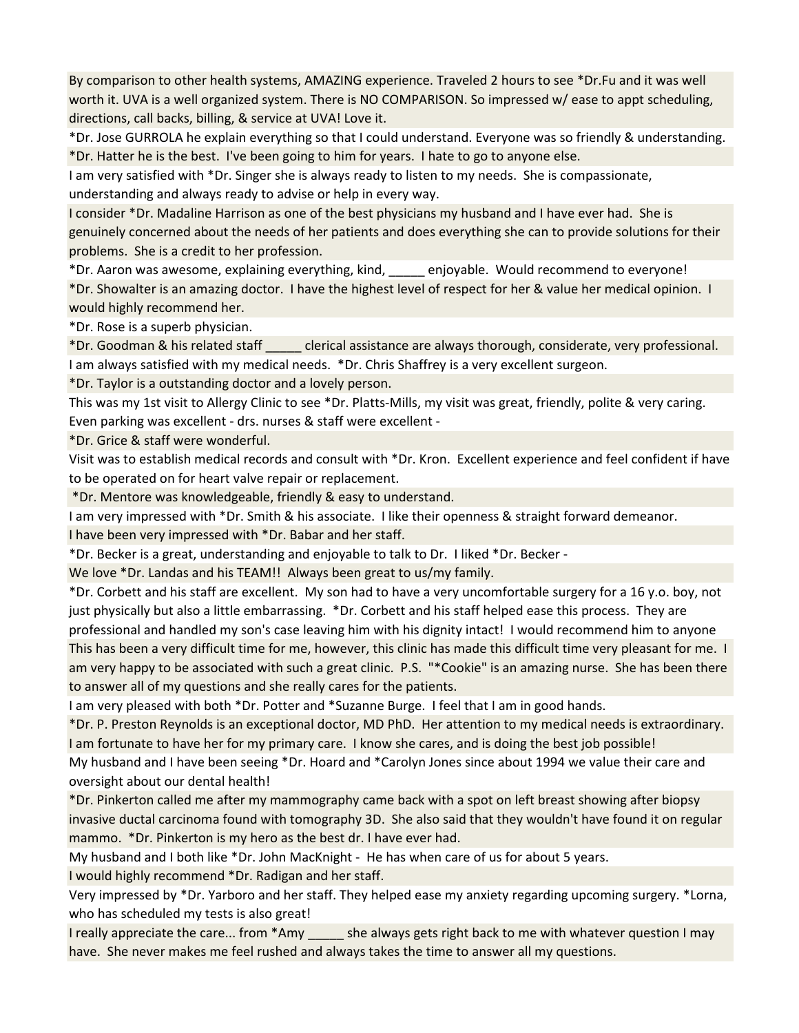By comparison to other health systems, AMAZING experience. Traveled 2 hours to see *Dr.Fu and it was well worth it. UVA is a well organized system. There is NO COMPARISON. So impressed w/ ease to appt scheduling, directions, call backs, billing, & service at UVA! Love it.

*Dr. Jose GURROLA he explain everything so that I could understand. Everyone was so friendly & understanding.

*Dr. Hatter he is the best. I've been going to him for years. I hate to go to anyone else.

I am very satisfied with *Dr. Singer she is always ready to listen to my needs. She is compassionate, understanding and always ready to advise or help in every way.

I consider *Dr. Madaline Harrison as one of the best physicians my husband and I have ever had. She is genuinely concerned about the needs of her patients and does everything she can to provide solutions for their problems. She is a credit to her profession.

*Dr. Aaron was awesome, explaining everything, kind, _____ enjoyable. Would recommend to everyone!

*Dr. Showalter is an amazing doctor. I have the highest level of respect for her & value her medical opinion. I would highly recommend her.

*Dr. Rose is a superb physician.

*Dr. Goodman & his related staff _____ clerical assistance are always thorough, considerate, very professional.

I am always satisfied with my medical needs. *Dr. Chris Shaffrey is a very excellent surgeon.

*Dr. Taylor is a outstanding doctor and a lovely person.

This was my 1st visit to Allergy Clinic to see *Dr. Platts-Mills, my visit was great, friendly, polite & very caring. Even parking was excellent - drs. nurses & staff were excellent -

*Dr. Grice & staff were wonderful.

Visit was to establish medical records and consult with *Dr. Kron. Excellent experience and feel confident if have to be operated on for heart valve repair or replacement.

*Dr. Mentore was knowledgeable, friendly & easy to understand.

I am very impressed with *Dr. Smith & his associate. I like their openness & straight forward demeanor.

I have been very impressed with *Dr. Babar and her staff.

*Dr. Becker is a great, understanding and enjoyable to talk to Dr. I liked *Dr. Becker -

We love *Dr. Landas and his TEAM!! Always been great to us/my family.

*Dr. Corbett and his staff are excellent. My son had to have a very uncomfortable surgery for a 16 y.o. boy, not just physically but also a little embarrassing. *Dr. Corbett and his staff helped ease this process. They are professional and handled my son's case leaving him with his dignity intact! I would recommend him to anyone

This has been a very difficult time for me, however, this clinic has made this difficult time very pleasant for me. I am very happy to be associated with such a great clinic. P.S. "*Cookie" is an amazing nurse. She has been there to answer all of my questions and she really cares for the patients.

I am very pleased with both *Dr. Potter and *Suzanne Burge. I feel that I am in good hands.

*Dr. P. Preston Reynolds is an exceptional doctor, MD PhD. Her attention to my medical needs is extraordinary. I am fortunate to have her for my primary care. I know she cares, and is doing the best job possible!

My husband and I have been seeing *Dr. Hoard and *Carolyn Jones since about 1994 we value their care and oversight about our dental health!

*Dr. Pinkerton called me after my mammography came back with a spot on left breast showing after biopsy invasive ductal carcinoma found with tomography 3D. She also said that they wouldn't have found it on regular mammo. *Dr. Pinkerton is my hero as the best dr. I have ever had.

My husband and I both like *Dr. John MacKnight - He has when care of us for about 5 years.

I would highly recommend *Dr. Radigan and her staff.

Very impressed by *Dr. Yarboro and her staff. They helped ease my anxiety regarding upcoming surgery. *Lorna, who has scheduled my tests is also great!

I really appreciate the care... from *Amy _____ she always gets right back to me with whatever question I may have. She never makes me feel rushed and always takes the time to answer all my questions.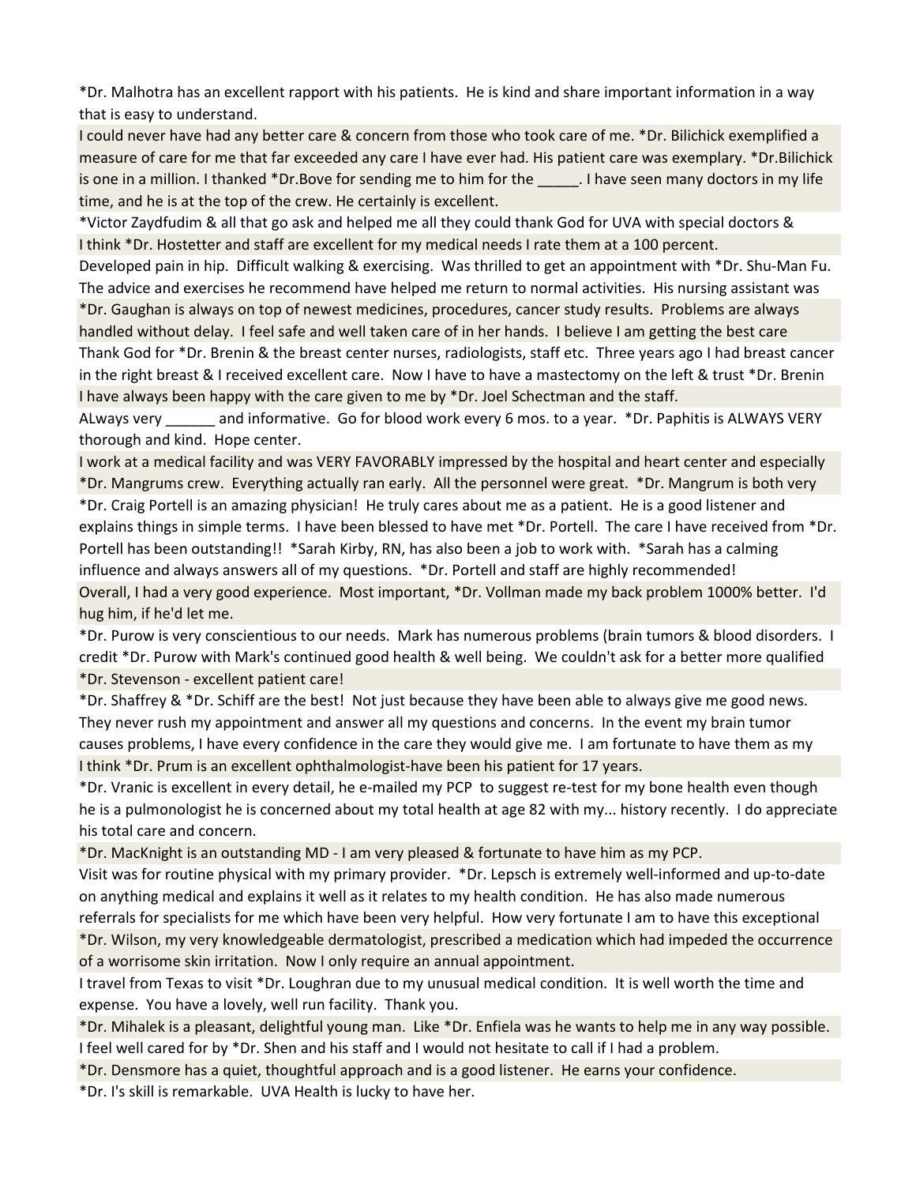*Dr. Malhotra has an excellent rapport with his patients.  He is kind and share important information in a way that is easy to understand.

I could never have had any better care & concern from those who took care of me. *Dr. Bilichick exemplified a measure of care for me that far exceeded any care I have ever had. His patient care was exemplary. *Dr.Bilichick is one in a million. I thanked *Dr.Bove for sending me to him for the _____. I have seen many doctors in my life time, and he is at the top of the crew. He certainly is excellent.

*Victor Zaydfudim & all that go ask and helped me all they could thank God for UVA with special doctors &

I think *Dr. Hostetter and staff are excellent for my medical needs I rate them at a 100 percent.

Developed pain in hip.  Difficult walking & exercising.  Was thrilled to get an appointment with *Dr. Shu-Man Fu. The advice and exercises he recommend have helped me return to normal activities.  His nursing assistant was

*Dr. Gaughan is always on top of newest medicines, procedures, cancer study results.  Problems are always handled without delay.  I feel safe and well taken care of in her hands.  I believe I am getting the best care

Thank God for *Dr. Brenin & the breast center nurses, radiologists, staff etc.  Three years ago I had breast cancer in the right breast & I received excellent care.  Now I have to have a mastectomy on the left & trust *Dr. Brenin

I have always been happy with the care given to me by *Dr. Joel Schectman and the staff.

ALways very ______ and informative.  Go for blood work every 6 mos. to a year.  *Dr. Paphitis is ALWAYS VERY thorough and kind.  Hope center.

I work at a medical facility and was VERY FAVORABLY impressed by the hospital and heart center and especially *Dr. Mangrums crew.  Everything actually ran early.  All the personnel were great.  *Dr. Mangrum is both very

*Dr. Craig Portell is an amazing physician!  He truly cares about me as a patient.  He is a good listener and explains things in simple terms.  I have been blessed to have met *Dr. Portell.  The care I have received from *Dr. Portell has been outstanding!!  *Sarah Kirby, RN, has also been a job to work with.  *Sarah has a calming influence and always answers all of my questions.  *Dr. Portell and staff are highly recommended!

Overall, I had a very good experience.  Most important, *Dr. Vollman made my back problem 1000% better.  I'd hug him, if he'd let me.

*Dr. Purow is very conscientious to our needs.  Mark has numerous problems (brain tumors & blood disorders.  I credit *Dr. Purow with Mark's continued good health & well being.  We couldn't ask for a better more qualified

*Dr. Stevenson - excellent patient care!

*Dr. Shaffrey & *Dr. Schiff are the best!  Not just because they have been able to always give me good news. They never rush my appointment and answer all my questions and concerns.  In the event my brain tumor causes problems, I have every confidence in the care they would give me.  I am fortunate to have them as my

I think *Dr. Prum is an excellent ophthalmologist-have been his patient for 17 years.

*Dr. Vranic is excellent in every detail, he e-mailed my PCP  to suggest re-test for my bone health even though he is a pulmonologist he is concerned about my total health at age 82 with my... history recently.  I do appreciate his total care and concern.

*Dr. MacKnight is an outstanding MD - I am very pleased & fortunate to have him as my PCP.

Visit was for routine physical with my primary provider.  *Dr. Lepsch is extremely well-informed and up-to-date on anything medical and explains it well as it relates to my health condition.  He has also made numerous referrals for specialists for me which have been very helpful.  How very fortunate I am to have this exceptional

*Dr. Wilson, my very knowledgeable dermatologist, prescribed a medication which had impeded the occurrence of a worrisome skin irritation.  Now I only require an annual appointment.

I travel from Texas to visit *Dr. Loughran due to my unusual medical condition.  It is well worth the time and expense.  You have a lovely, well run facility.  Thank you.

*Dr. Mihalek is a pleasant, delightful young man.  Like *Dr. Enfiela was he wants to help me in any way possible.

I feel well cared for by *Dr. Shen and his staff and I would not hesitate to call if I had a problem.

*Dr. Densmore has a quiet, thoughtful approach and is a good listener.  He earns your confidence.

*Dr. I's skill is remarkable.  UVA Health is lucky to have her.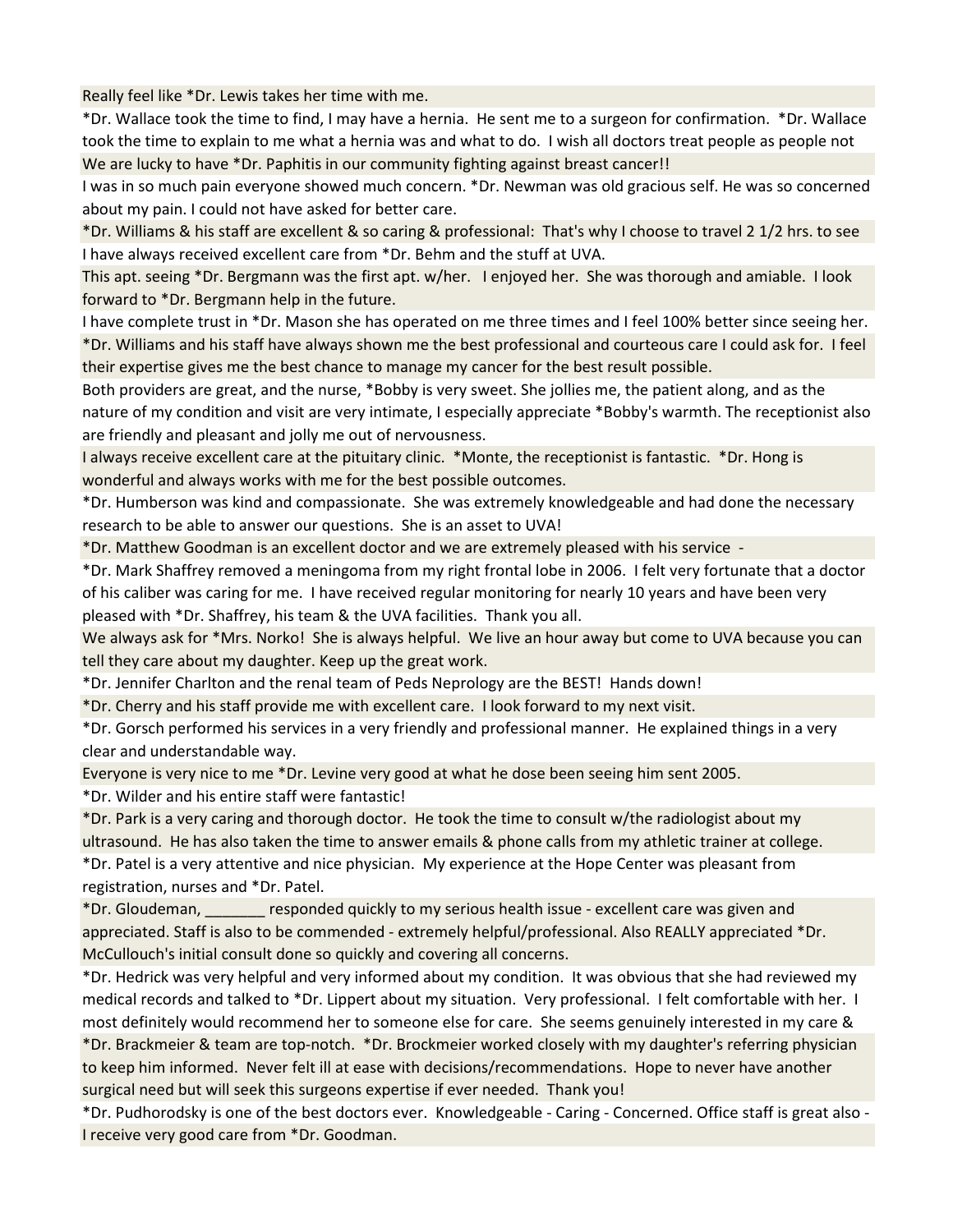Really feel like *Dr. Lewis takes her time with me.

*Dr. Wallace took the time to find, I may have a hernia. He sent me to a surgeon for confirmation. *Dr. Wallace took the time to explain to me what a hernia was and what to do. I wish all doctors treat people as people not

We are lucky to have *Dr. Paphitis in our community fighting against breast cancer!!

I was in so much pain everyone showed much concern. *Dr. Newman was old gracious self. He was so concerned about my pain. I could not have asked for better care.

*Dr. Williams & his staff are excellent & so caring & professional: That's why I choose to travel 2 1/2 hrs. to see

I have always received excellent care from *Dr. Behm and the stuff at UVA.

This apt. seeing *Dr. Bergmann was the first apt. w/her. I enjoyed her. She was thorough and amiable. I look forward to *Dr. Bergmann help in the future.

I have complete trust in *Dr. Mason she has operated on me three times and I feel 100% better since seeing her.

*Dr. Williams and his staff have always shown me the best professional and courteous care I could ask for. I feel their expertise gives me the best chance to manage my cancer for the best result possible.

Both providers are great, and the nurse, *Bobby is very sweet. She jollies me, the patient along, and as the nature of my condition and visit are very intimate, I especially appreciate *Bobby's warmth. The receptionist also are friendly and pleasant and jolly me out of nervousness.

I always receive excellent care at the pituitary clinic. *Monte, the receptionist is fantastic. *Dr. Hong is wonderful and always works with me for the best possible outcomes.

*Dr. Humberson was kind and compassionate. She was extremely knowledgeable and had done the necessary research to be able to answer our questions. She is an asset to UVA!

*Dr. Matthew Goodman is an excellent doctor and we are extremely pleased with his service -

*Dr. Mark Shaffrey removed a meningoma from my right frontal lobe in 2006. I felt very fortunate that a doctor of his caliber was caring for me. I have received regular monitoring for nearly 10 years and have been very pleased with *Dr. Shaffrey, his team & the UVA facilities. Thank you all.

We always ask for *Mrs. Norko! She is always helpful. We live an hour away but come to UVA because you can tell they care about my daughter. Keep up the great work.

*Dr. Jennifer Charlton and the renal team of Peds Neprology are the BEST! Hands down!

*Dr. Cherry and his staff provide me with excellent care. I look forward to my next visit.

*Dr. Gorsch performed his services in a very friendly and professional manner. He explained things in a very clear and understandable way.

Everyone is very nice to me *Dr. Levine very good at what he dose been seeing him sent 2005.

*Dr. Wilder and his entire staff were fantastic!

*Dr. Park is a very caring and thorough doctor. He took the time to consult w/the radiologist about my ultrasound. He has also taken the time to answer emails & phone calls from my athletic trainer at college.

*Dr. Patel is a very attentive and nice physician. My experience at the Hope Center was pleasant from registration, nurses and *Dr. Patel.

*Dr. Gloudeman, _______ responded quickly to my serious health issue - excellent care was given and appreciated. Staff is also to be commended - extremely helpful/professional. Also REALLY appreciated *Dr. McCullouch's initial consult done so quickly and covering all concerns.

*Dr. Hedrick was very helpful and very informed about my condition. It was obvious that she had reviewed my medical records and talked to *Dr. Lippert about my situation. Very professional. I felt comfortable with her. I most definitely would recommend her to someone else for care. She seems genuinely interested in my care &

*Dr. Brackmeier & team are top-notch. *Dr. Brockmeier worked closely with my daughter's referring physician to keep him informed. Never felt ill at ease with decisions/recommendations. Hope to never have another surgical need but will seek this surgeons expertise if ever needed. Thank you!

*Dr. Pudhorodsky is one of the best doctors ever. Knowledgeable - Caring - Concerned. Office staff is great also -

I receive very good care from *Dr. Goodman.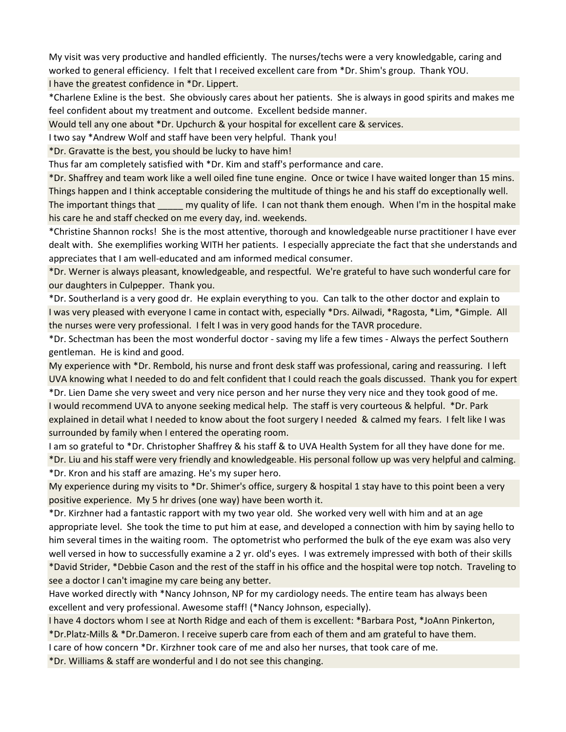My visit was very productive and handled efficiently. The nurses/techs were a very knowledgable, caring and worked to general efficiency. I felt that I received excellent care from *Dr. Shim's group. Thank YOU.

I have the greatest confidence in *Dr. Lippert.

*Charlene Exline is the best. She obviously cares about her patients. She is always in good spirits and makes me feel confident about my treatment and outcome. Excellent bedside manner.

Would tell any one about *Dr. Upchurch & your hospital for excellent care & services.

I two say *Andrew Wolf and staff have been very helpful. Thank you!

*Dr. Gravatte is the best, you should be lucky to have him!

Thus far am completely satisfied with *Dr. Kim and staff's performance and care.

*Dr. Shaffrey and team work like a well oiled fine tune engine. Once or twice I have waited longer than 15 mins. Things happen and I think acceptable considering the multitude of things he and his staff do exceptionally well. The important things that _____ my quality of life. I can not thank them enough. When I'm in the hospital make his care he and staff checked on me every day, ind. weekends.

*Christine Shannon rocks! She is the most attentive, thorough and knowledgeable nurse practitioner I have ever dealt with. She exemplifies working WITH her patients. I especially appreciate the fact that she understands and appreciates that I am well-educated and am informed medical consumer.

*Dr. Werner is always pleasant, knowledgeable, and respectful. We're grateful to have such wonderful care for our daughters in Culpepper. Thank you.

*Dr. Southerland is a very good dr. He explain everything to you. Can talk to the other doctor and explain to

I was very pleased with everyone I came in contact with, especially *Drs. Ailwadi, *Ragosta, *Lim, *Gimple. All the nurses were very professional. I felt I was in very good hands for the TAVR procedure.

*Dr. Schectman has been the most wonderful doctor - saving my life a few times - Always the perfect Southern gentleman. He is kind and good.

My experience with *Dr. Rembold, his nurse and front desk staff was professional, caring and reassuring. I left UVA knowing what I needed to do and felt confident that I could reach the goals discussed. Thank you for expert

*Dr. Lien Dame she very sweet and very nice person and her nurse they very nice and they took good of me.

I would recommend UVA to anyone seeking medical help. The staff is very courteous & helpful. *Dr. Park explained in detail what I needed to know about the foot surgery I needed & calmed my fears. I felt like I was surrounded by family when I entered the operating room.

I am so grateful to *Dr. Christopher Shaffrey & his staff & to UVA Health System for all they have done for me.

*Dr. Liu and his staff were very friendly and knowledgeable. His personal follow up was very helpful and calming.

*Dr. Kron and his staff are amazing. He's my super hero.

My experience during my visits to *Dr. Shimer's office, surgery & hospital 1 stay have to this point been a very positive experience. My 5 hr drives (one way) have been worth it.

*Dr. Kirzhner had a fantastic rapport with my two year old. She worked very well with him and at an age appropriate level. She took the time to put him at ease, and developed a connection with him by saying hello to him several times in the waiting room. The optometrist who performed the bulk of the eye exam was also very well versed in how to successfully examine a 2 yr. old's eyes. I was extremely impressed with both of their skills

*David Strider, *Debbie Cason and the rest of the staff in his office and the hospital were top notch. Traveling to see a doctor I can't imagine my care being any better.

Have worked directly with *Nancy Johnson, NP for my cardiology needs. The entire team has always been excellent and very professional. Awesome staff! (*Nancy Johnson, especially).

I have 4 doctors whom I see at North Ridge and each of them is excellent: *Barbara Post, *JoAnn Pinkerton, *Dr.Platz-Mills & *Dr.Dameron. I receive superb care from each of them and am grateful to have them.

I care of how concern *Dr. Kirzhner took care of me and also her nurses, that took care of me.

*Dr. Williams & staff are wonderful and I do not see this changing.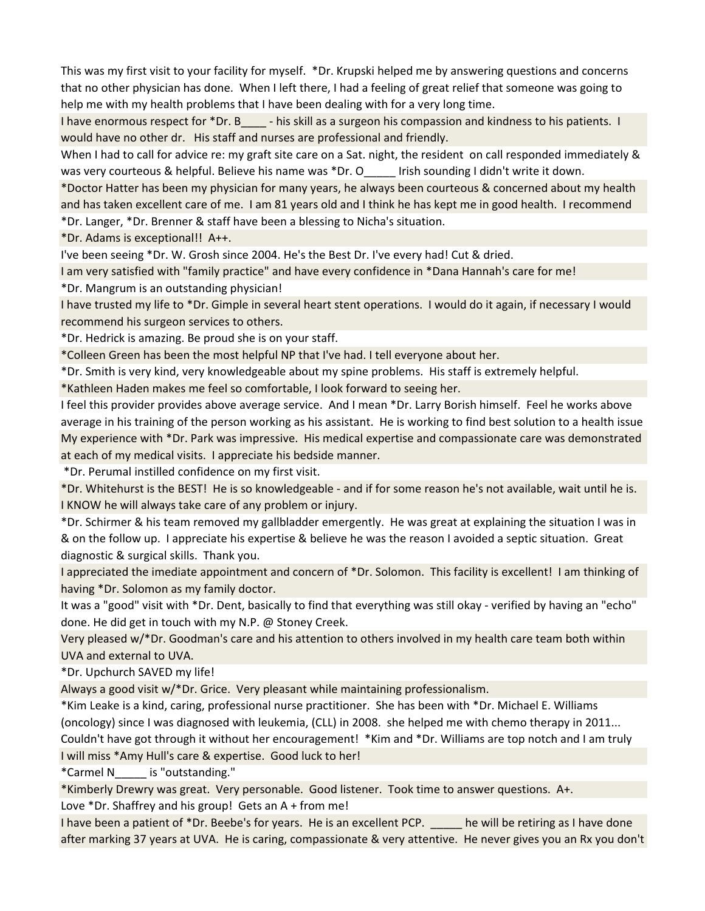This was my first visit to your facility for myself. *Dr. Krupski helped me by answering questions and concerns that no other physician has done. When I left there, I had a feeling of great relief that someone was going to help me with my health problems that I have been dealing with for a very long time.

I have enormous respect for *Dr. B____ - his skill as a surgeon his compassion and kindness to his patients. I would have no other dr. His staff and nurses are professional and friendly.

When I had to call for advice re: my graft site care on a Sat. night, the resident on call responded immediately & was very courteous & helpful. Believe his name was *Dr. O_____ Irish sounding I didn't write it down.

*Doctor Hatter has been my physician for many years, he always been courteous & concerned about my health and has taken excellent care of me. I am 81 years old and I think he has kept me in good health. I recommend

*Dr. Langer, *Dr. Brenner & staff have been a blessing to Nicha's situation.

*Dr. Adams is exceptional!! A++.

I've been seeing *Dr. W. Grosh since 2004. He's the Best Dr. I've every had! Cut & dried.

I am very satisfied with "family practice" and have every confidence in *Dana Hannah's care for me!

*Dr. Mangrum is an outstanding physician!

I have trusted my life to *Dr. Gimple in several heart stent operations. I would do it again, if necessary I would recommend his surgeon services to others.

*Dr. Hedrick is amazing. Be proud she is on your staff.

*Colleen Green has been the most helpful NP that I've had. I tell everyone about her.

*Dr. Smith is very kind, very knowledgeable about my spine problems. His staff is extremely helpful.

*Kathleen Haden makes me feel so comfortable, I look forward to seeing her.

I feel this provider provides above average service. And I mean *Dr. Larry Borish himself. Feel he works above average in his training of the person working as his assistant. He is working to find best solution to a health issue

My experience with *Dr. Park was impressive. His medical expertise and compassionate care was demonstrated at each of my medical visits. I appreciate his bedside manner.

*Dr. Perumal instilled confidence on my first visit.

*Dr. Whitehurst is the BEST! He is so knowledgeable - and if for some reason he's not available, wait until he is. I KNOW he will always take care of any problem or injury.

*Dr. Schirmer & his team removed my gallbladder emergently. He was great at explaining the situation I was in & on the follow up. I appreciate his expertise & believe he was the reason I avoided a septic situation. Great diagnostic & surgical skills. Thank you.

I appreciated the imediate appointment and concern of *Dr. Solomon. This facility is excellent! I am thinking of having *Dr. Solomon as my family doctor.

It was a "good" visit with *Dr. Dent, basically to find that everything was still okay - verified by having an "echo" done. He did get in touch with my N.P. @ Stoney Creek.

Very pleased w/*Dr. Goodman's care and his attention to others involved in my health care team both within UVA and external to UVA.

*Dr. Upchurch SAVED my life!

Always a good visit w/*Dr. Grice. Very pleasant while maintaining professionalism.

*Kim Leake is a kind, caring, professional nurse practitioner. She has been with *Dr. Michael E. Williams (oncology) since I was diagnosed with leukemia, (CLL) in 2008. she helped me with chemo therapy in 2011... Couldn't have got through it without her encouragement! *Kim and *Dr. Williams are top notch and I am truly

I will miss *Amy Hull's care & expertise. Good luck to her!

*Carmel N_____ is "outstanding."

*Kimberly Drewry was great. Very personable. Good listener. Took time to answer questions. A+.

Love *Dr. Shaffrey and his group! Gets an A + from me!

I have been a patient of *Dr. Beebe's for years. He is an excellent PCP. _____ he will be retiring as I have done after marking 37 years at UVA. He is caring, compassionate & very attentive. He never gives you an Rx you don't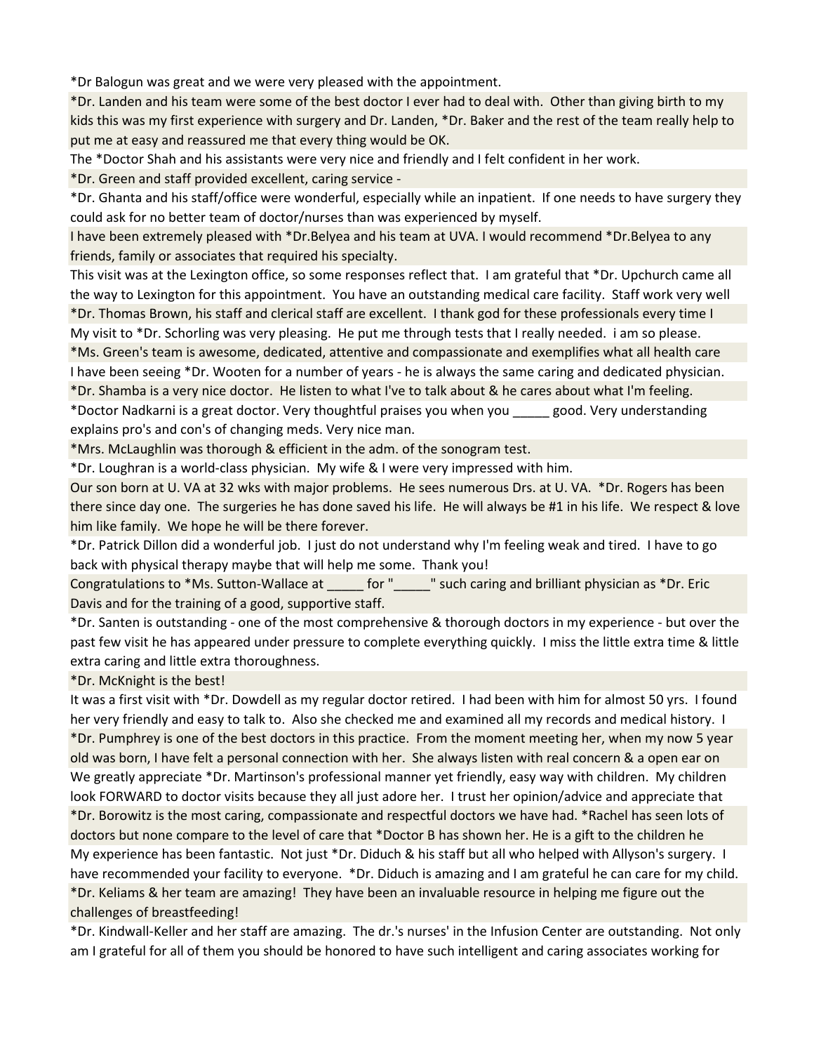*Dr Balogun was great and we were very pleased with the appointment.

*Dr. Landen and his team were some of the best doctor I ever had to deal with. Other than giving birth to my kids this was my first experience with surgery and Dr. Landen, *Dr. Baker and the rest of the team really help to put me at easy and reassured me that every thing would be OK.

The *Doctor Shah and his assistants were very nice and friendly and I felt confident in her work.

*Dr. Green and staff provided excellent, caring service -

*Dr. Ghanta and his staff/office were wonderful, especially while an inpatient. If one needs to have surgery they could ask for no better team of doctor/nurses than was experienced by myself.

I have been extremely pleased with *Dr.Belyea and his team at UVA. I would recommend *Dr.Belyea to any friends, family or associates that required his specialty.

This visit was at the Lexington office, so some responses reflect that. I am grateful that *Dr. Upchurch came all the way to Lexington for this appointment. You have an outstanding medical care facility. Staff work very well

*Dr. Thomas Brown, his staff and clerical staff are excellent. I thank god for these professionals every time I

My visit to *Dr. Schorling was very pleasing. He put me through tests that I really needed. i am so please.

*Ms. Green's team is awesome, dedicated, attentive and compassionate and exemplifies what all health care

I have been seeing *Dr. Wooten for a number of years - he is always the same caring and dedicated physician.

*Dr. Shamba is a very nice doctor. He listen to what I've to talk about & he cares about what I'm feeling.

*Doctor Nadkarni is a great doctor. Very thoughtful praises you when you _____ good. Very understanding explains pro's and con's of changing meds. Very nice man.

*Mrs. McLaughlin was thorough & efficient in the adm. of the sonogram test.

*Dr. Loughran is a world-class physician. My wife & I were very impressed with him.

Our son born at U. VA at 32 wks with major problems. He sees numerous Drs. at U. VA. *Dr. Rogers has been there since day one. The surgeries he has done saved his life. He will always be #1 in his life. We respect & love him like family. We hope he will be there forever.

*Dr. Patrick Dillon did a wonderful job. I just do not understand why I'm feeling weak and tired. I have to go back with physical therapy maybe that will help me some. Thank you!

Congratulations to *Ms. Sutton-Wallace at _____ for "_____" such caring and brilliant physician as *Dr. Eric Davis and for the training of a good, supportive staff.

*Dr. Santen is outstanding - one of the most comprehensive & thorough doctors in my experience - but over the past few visit he has appeared under pressure to complete everything quickly. I miss the little extra time & little extra caring and little extra thoroughness.

*Dr. McKnight is the best!

It was a first visit with *Dr. Dowdell as my regular doctor retired. I had been with him for almost 50 yrs. I found her very friendly and easy to talk to. Also she checked me and examined all my records and medical history. I

*Dr. Pumphrey is one of the best doctors in this practice. From the moment meeting her, when my now 5 year old was born, I have felt a personal connection with her. She always listen with real concern & a open ear on

We greatly appreciate *Dr. Martinson's professional manner yet friendly, easy way with children. My children look FORWARD to doctor visits because they all just adore her. I trust her opinion/advice and appreciate that

*Dr. Borowitz is the most caring, compassionate and respectful doctors we have had. *Rachel has seen lots of doctors but none compare to the level of care that *Doctor B has shown her. He is a gift to the children he

My experience has been fantastic. Not just *Dr. Diduch & his staff but all who helped with Allyson's surgery. I have recommended your facility to everyone. *Dr. Diduch is amazing and I am grateful he can care for my child.

*Dr. Keliams & her team are amazing! They have been an invaluable resource in helping me figure out the challenges of breastfeeding!

*Dr. Kindwall-Keller and her staff are amazing. The dr.'s nurses' in the Infusion Center are outstanding. Not only am I grateful for all of them you should be honored to have such intelligent and caring associates working for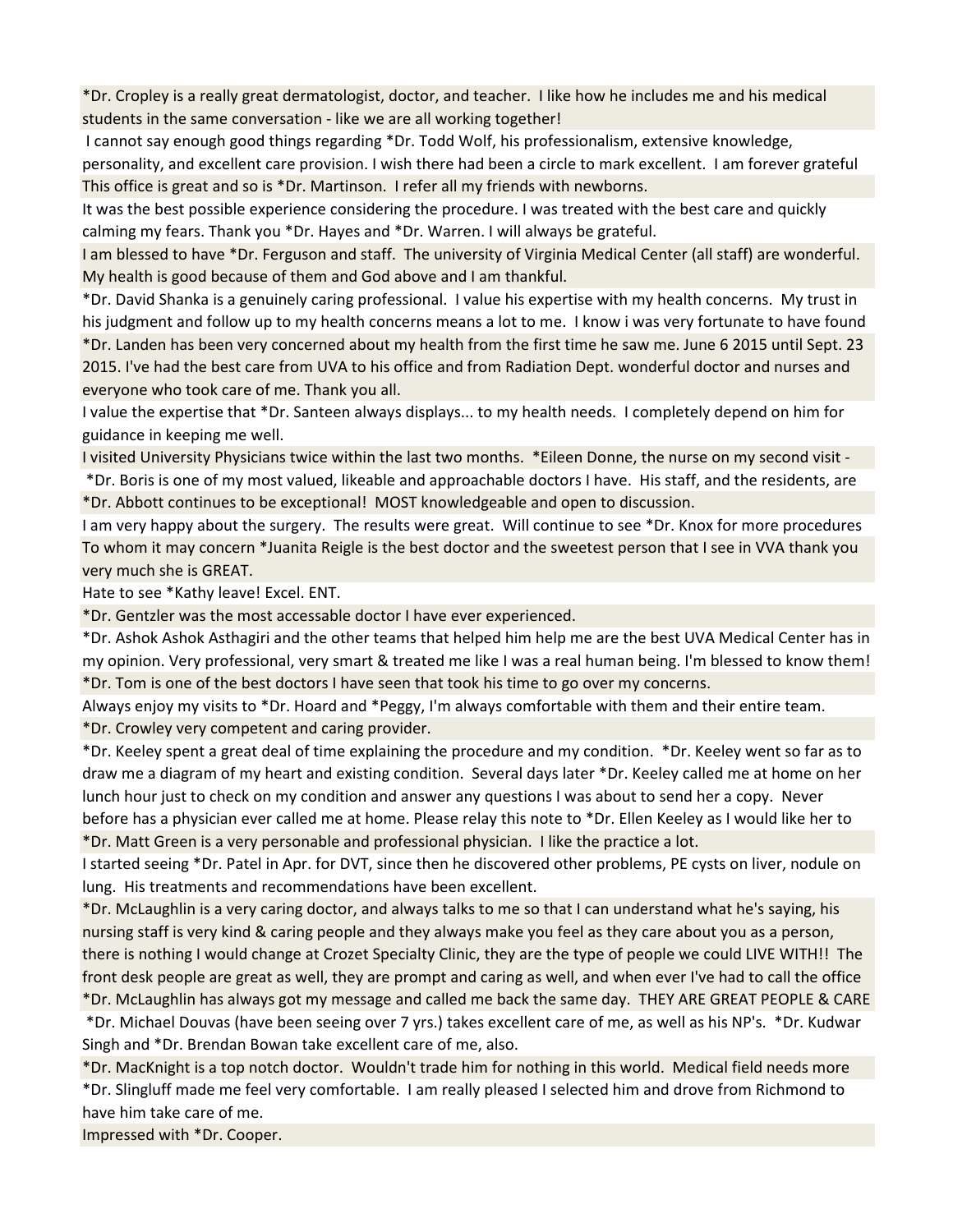*Dr. Cropley is a really great dermatologist, doctor, and teacher.  I like how he includes me and his medical students in the same conversation - like we are all working together!

I cannot say enough good things regarding *Dr. Todd Wolf, his professionalism, extensive knowledge, personality, and excellent care provision. I wish there had been a circle to mark excellent.  I am forever grateful

This office is great and so is *Dr. Martinson.  I refer all my friends with newborns.

It was the best possible experience considering the procedure. I was treated with the best care and quickly calming my fears. Thank you *Dr. Hayes and *Dr. Warren. I will always be grateful.

I am blessed to have *Dr. Ferguson and staff.  The university of Virginia Medical Center (all staff) are wonderful.  My health is good because of them and God above and I am thankful.

*Dr. David Shanka is a genuinely caring professional.  I value his expertise with my health concerns.  My trust in his judgment and follow up to my health concerns means a lot to me.  I know i was very fortunate to have found

*Dr. Landen has been very concerned about my health from the first time he saw me. June 6 2015 until Sept. 23 2015. I've had the best care from UVA to his office and from Radiation Dept. wonderful doctor and nurses and everyone who took care of me. Thank you all.

I value the expertise that *Dr. Santeen always displays... to my health needs.  I completely depend on him for guidance in keeping me well.

I visited University Physicians twice within the last two months.  *Eileen Donne, the nurse on my second visit -

*Dr. Boris is one of my most valued, likeable and approachable doctors I have.  His staff, and the residents, are

*Dr. Abbott continues to be exceptional!  MOST knowledgeable and open to discussion.

I am very happy about the surgery.  The results were great.  Will continue to see *Dr. Knox for more procedures

To whom it may concern *Juanita Reigle is the best doctor and the sweetest person that I see in VVA thank you very much she is GREAT.

Hate to see *Kathy leave! Excel. ENT.

*Dr. Gentzler was the most accessable doctor I have ever experienced.

*Dr. Ashok Ashok Asthagiri and the other teams that helped him help me are the best UVA Medical Center has in my opinion. Very professional, very smart & treated me like I was a real human being. I'm blessed to know them!

*Dr. Tom is one of the best doctors I have seen that took his time to go over my concerns.

Always enjoy my visits to *Dr. Hoard and *Peggy, I'm always comfortable with them and their entire team.

*Dr. Crowley very competent and caring provider.

*Dr. Keeley spent a great deal of time explaining the procedure and my condition.  *Dr. Keeley went so far as to draw me a diagram of my heart and existing condition.  Several days later *Dr. Keeley called me at home on her lunch hour just to check on my condition and answer any questions I was about to send her a copy.  Never before has a physician ever called me at home. Please relay this note to *Dr. Ellen Keeley as I would like her to

*Dr. Matt Green is a very personable and professional physician.  I like the practice a lot.

I started seeing *Dr. Patel in Apr. for DVT, since then he discovered other problems, PE cysts on liver, nodule on lung.  His treatments and recommendations have been excellent.

*Dr. McLaughlin is a very caring doctor, and always talks to me so that I can understand what he's saying, his nursing staff is very kind & caring people and they always make you feel as they care about you as a person, there is nothing I would change at Crozet Specialty Clinic, they are the type of people we could LIVE WITH!!  The front desk people are great as well, they are prompt and caring as well, and when ever I've had to call the office

*Dr. McLaughlin has always got my message and called me back the same day.  THEY ARE GREAT PEOPLE & CARE

*Dr. Michael Douvas (have been seeing over 7 yrs.) takes excellent care of me, as well as his NP's.  *Dr. Kudwar Singh and *Dr. Brendan Bowan take excellent care of me, also.

*Dr. MacKnight is a top notch doctor.  Wouldn't trade him for nothing in this world.  Medical field needs more

*Dr. Slingluff made me feel very comfortable.  I am really pleased I selected him and drove from Richmond to have him take care of me.

Impressed with *Dr. Cooper.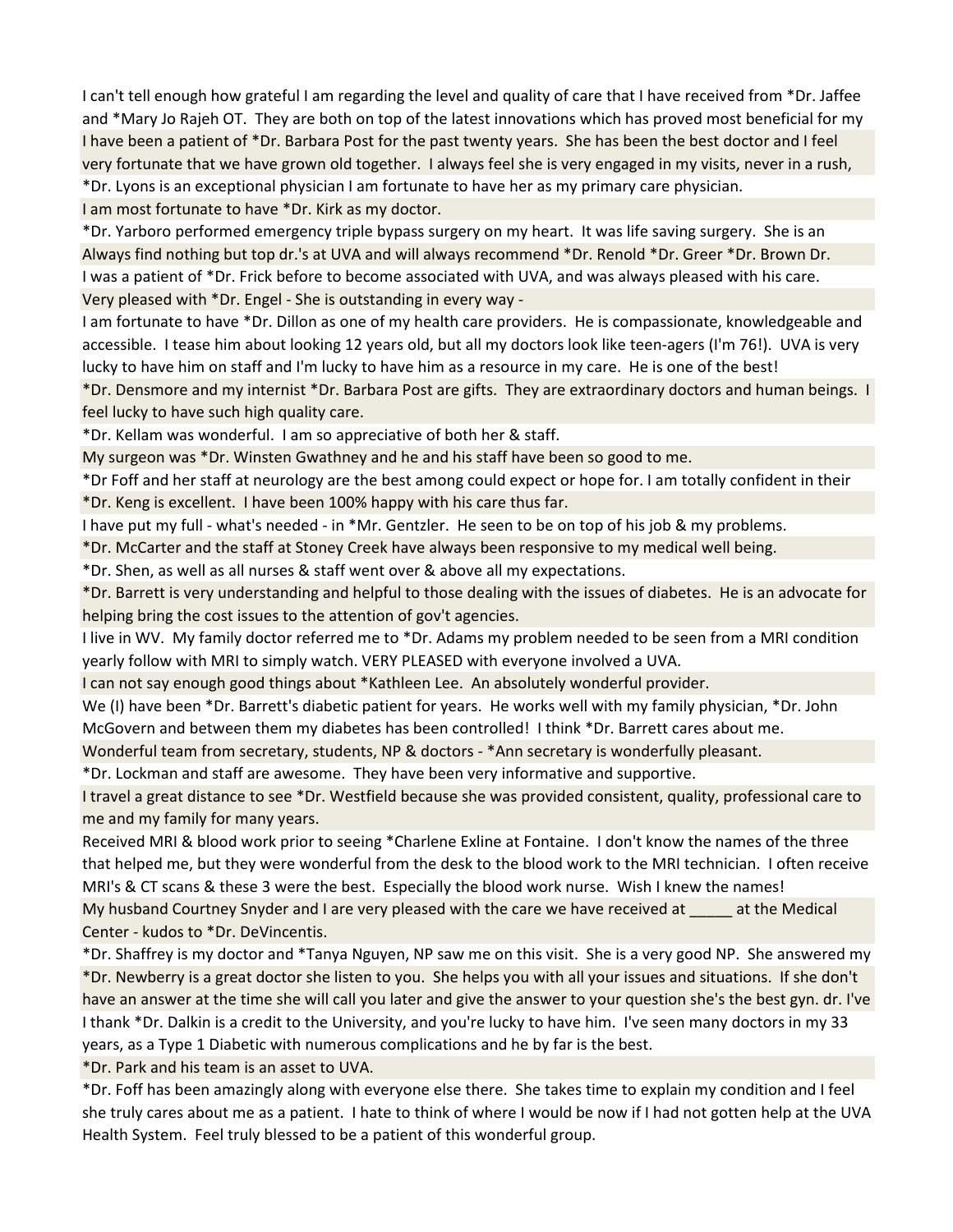I can't tell enough how grateful I am regarding the level and quality of care that I have received from *Dr. Jaffee and *Mary Jo Rajeh OT. They are both on top of the latest innovations which has proved most beneficial for my

I have been a patient of *Dr. Barbara Post for the past twenty years. She has been the best doctor and I feel very fortunate that we have grown old together. I always feel she is very engaged in my visits, never in a rush,

*Dr. Lyons is an exceptional physician I am fortunate to have her as my primary care physician.

I am most fortunate to have *Dr. Kirk as my doctor.

*Dr. Yarboro performed emergency triple bypass surgery on my heart. It was life saving surgery. She is an

Always find nothing but top dr.'s at UVA and will always recommend *Dr. Renold *Dr. Greer *Dr. Brown Dr.

I was a patient of *Dr. Frick before to become associated with UVA, and was always pleased with his care.

Very pleased with *Dr. Engel - She is outstanding in every way -

I am fortunate to have *Dr. Dillon as one of my health care providers. He is compassionate, knowledgeable and accessible. I tease him about looking 12 years old, but all my doctors look like teen-agers (I'm 76!). UVA is very lucky to have him on staff and I'm lucky to have him as a resource in my care. He is one of the best!

*Dr. Densmore and my internist *Dr. Barbara Post are gifts. They are extraordinary doctors and human beings. I feel lucky to have such high quality care.

*Dr. Kellam was wonderful. I am so appreciative of both her & staff.

My surgeon was *Dr. Winsten Gwathney and he and his staff have been so good to me.

*Dr Foff and her staff at neurology are the best among could expect or hope for. I am totally confident in their

*Dr. Keng is excellent. I have been 100% happy with his care thus far.

I have put my full - what's needed - in *Mr. Gentzler. He seen to be on top of his job & my problems.

*Dr. McCarter and the staff at Stoney Creek have always been responsive to my medical well being.

*Dr. Shen, as well as all nurses & staff went over & above all my expectations.

*Dr. Barrett is very understanding and helpful to those dealing with the issues of diabetes. He is an advocate for helping bring the cost issues to the attention of gov't agencies.

I live in WV. My family doctor referred me to *Dr. Adams my problem needed to be seen from a MRI condition yearly follow with MRI to simply watch. VERY PLEASED with everyone involved a UVA.

I can not say enough good things about *Kathleen Lee. An absolutely wonderful provider.

We (I) have been *Dr. Barrett's diabetic patient for years. He works well with my family physician, *Dr. John McGovern and between them my diabetes has been controlled! I think *Dr. Barrett cares about me.

Wonderful team from secretary, students, NP & doctors - *Ann secretary is wonderfully pleasant.

*Dr. Lockman and staff are awesome. They have been very informative and supportive.

I travel a great distance to see *Dr. Westfield because she was provided consistent, quality, professional care to me and my family for many years.

Received MRI & blood work prior to seeing *Charlene Exline at Fontaine. I don't know the names of the three that helped me, but they were wonderful from the desk to the blood work to the MRI technician. I often receive MRI's & CT scans & these 3 were the best. Especially the blood work nurse. Wish I knew the names!

My husband Courtney Snyder and I are very pleased with the care we have received at _____ at the Medical Center - kudos to *Dr. DeVincentis.

*Dr. Shaffrey is my doctor and *Tanya Nguyen, NP saw me on this visit. She is a very good NP. She answered my

*Dr. Newberry is a great doctor she listen to you. She helps you with all your issues and situations. If she don't have an answer at the time she will call you later and give the answer to your question she's the best gyn. dr. I've

I thank *Dr. Dalkin is a credit to the University, and you're lucky to have him. I've seen many doctors in my 33 years, as a Type 1 Diabetic with numerous complications and he by far is the best.

*Dr. Park and his team is an asset to UVA.

*Dr. Foff has been amazingly along with everyone else there. She takes time to explain my condition and I feel she truly cares about me as a patient. I hate to think of where I would be now if I had not gotten help at the UVA Health System. Feel truly blessed to be a patient of this wonderful group.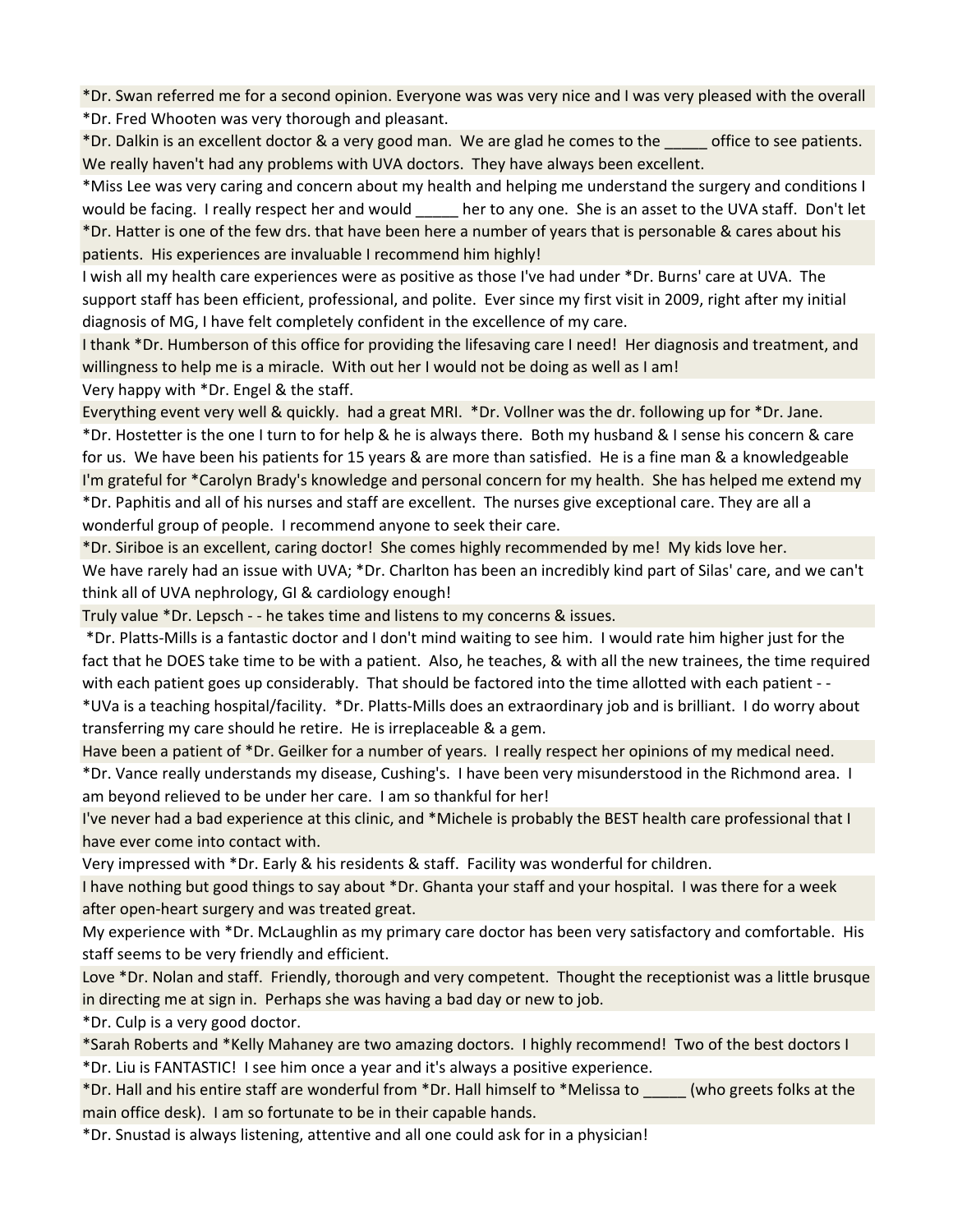*Dr. Swan referred me for a second opinion. Everyone was was very nice and I was very pleased with the overall

*Dr. Fred Whooten was very thorough and pleasant.

*Dr. Dalkin is an excellent doctor & a very good man. We are glad he comes to the _____ office to see patients. We really haven't had any problems with UVA doctors. They have always been excellent.

*Miss Lee was very caring and concern about my health and helping me understand the surgery and conditions I would be facing. I really respect her and would _____ her to any one. She is an asset to the UVA staff. Don't let

*Dr. Hatter is one of the few drs. that have been here a number of years that is personable & cares about his patients. His experiences are invaluable I recommend him highly!

I wish all my health care experiences were as positive as those I've had under *Dr. Burns' care at UVA. The support staff has been efficient, professional, and polite. Ever since my first visit in 2009, right after my initial diagnosis of MG, I have felt completely confident in the excellence of my care.

I thank *Dr. Humberson of this office for providing the lifesaving care I need! Her diagnosis and treatment, and willingness to help me is a miracle. With out her I would not be doing as well as I am!

Very happy with *Dr. Engel & the staff.

Everything event very well & quickly. had a great MRI. *Dr. Vollner was the dr. following up for *Dr. Jane.

*Dr. Hostetter is the one I turn to for help & he is always there. Both my husband & I sense his concern & care for us. We have been his patients for 15 years & are more than satisfied. He is a fine man & a knowledgeable

I'm grateful for *Carolyn Brady's knowledge and personal concern for my health. She has helped me extend my

*Dr. Paphitis and all of his nurses and staff are excellent. The nurses give exceptional care. They are all a wonderful group of people. I recommend anyone to seek their care.

*Dr. Siriboe is an excellent, caring doctor! She comes highly recommended by me! My kids love her.

We have rarely had an issue with UVA; *Dr. Charlton has been an incredibly kind part of Silas' care, and we can't think all of UVA nephrology, GI & cardiology enough!

Truly value *Dr. Lepsch - - he takes time and listens to my concerns & issues.

*Dr. Platts-Mills is a fantastic doctor and I don't mind waiting to see him. I would rate him higher just for the fact that he DOES take time to be with a patient. Also, he teaches, & with all the new trainees, the time required with each patient goes up considerably. That should be factored into the time allotted with each patient - - *UVa is a teaching hospital/facility. *Dr. Platts-Mills does an extraordinary job and is brilliant. I do worry about transferring my care should he retire. He is irreplaceable & a gem.

Have been a patient of *Dr. Geilker for a number of years. I really respect her opinions of my medical need.

*Dr. Vance really understands my disease, Cushing's. I have been very misunderstood in the Richmond area. I am beyond relieved to be under her care. I am so thankful for her!

I've never had a bad experience at this clinic, and *Michele is probably the BEST health care professional that I have ever come into contact with.

Very impressed with *Dr. Early & his residents & staff. Facility was wonderful for children.

I have nothing but good things to say about *Dr. Ghanta your staff and your hospital. I was there for a week after open-heart surgery and was treated great.

My experience with *Dr. McLaughlin as my primary care doctor has been very satisfactory and comfortable. His staff seems to be very friendly and efficient.

Love *Dr. Nolan and staff. Friendly, thorough and very competent. Thought the receptionist was a little brusque in directing me at sign in. Perhaps she was having a bad day or new to job.

*Dr. Culp is a very good doctor.

*Sarah Roberts and *Kelly Mahaney are two amazing doctors. I highly recommend! Two of the best doctors I

*Dr. Liu is FANTASTIC! I see him once a year and it's always a positive experience.

*Dr. Hall and his entire staff are wonderful from *Dr. Hall himself to *Melissa to _____ (who greets folks at the main office desk). I am so fortunate to be in their capable hands.

*Dr. Snustad is always listening, attentive and all one could ask for in a physician!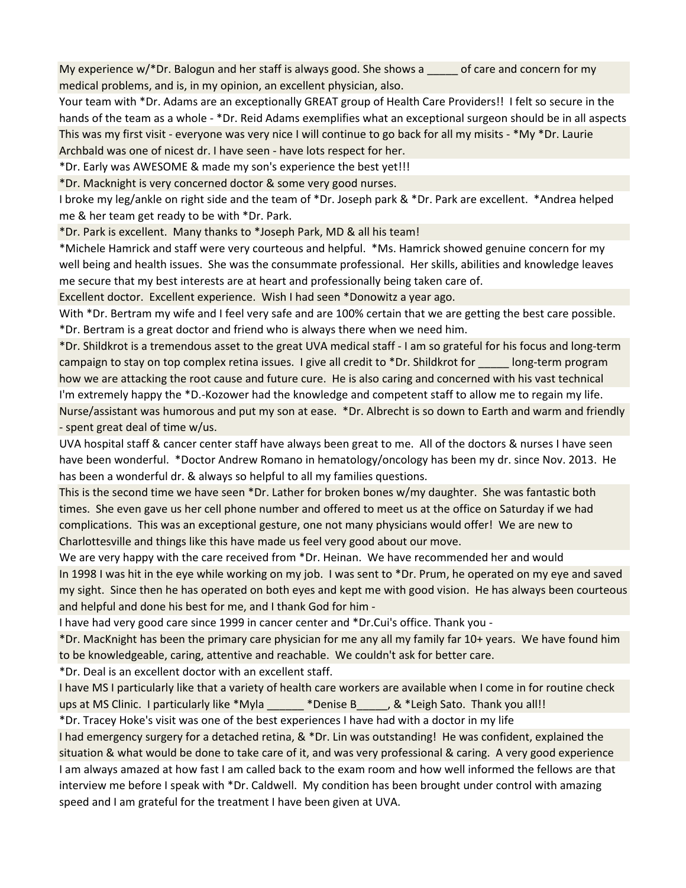My experience w/*Dr. Balogun and her staff is always good. She shows a _____ of care and concern for my medical problems, and is, in my opinion, an excellent physician, also.

Your team with *Dr. Adams are an exceptionally GREAT group of Health Care Providers!! I felt so secure in the hands of the team as a whole - *Dr. Reid Adams exemplifies what an exceptional surgeon should be in all aspects

This was my first visit - everyone was very nice I will continue to go back for all my misits - *My *Dr. Laurie Archbald was one of nicest dr. I have seen - have lots respect for her.

*Dr. Early was AWESOME & made my son's experience the best yet!!!

*Dr. Macknight is very concerned doctor & some very good nurses.

I broke my leg/ankle on right side and the team of *Dr. Joseph park & *Dr. Park are excellent. *Andrea helped me & her team get ready to be with *Dr. Park.

*Dr. Park is excellent. Many thanks to *Joseph Park, MD & all his team!

*Michele Hamrick and staff were very courteous and helpful. *Ms. Hamrick showed genuine concern for my well being and health issues. She was the consummate professional. Her skills, abilities and knowledge leaves me secure that my best interests are at heart and professionally being taken care of.

Excellent doctor. Excellent experience. Wish I had seen *Donowitz a year ago.

With *Dr. Bertram my wife and I feel very safe and are 100% certain that we are getting the best care possible. *Dr. Bertram is a great doctor and friend who is always there when we need him.

*Dr. Shildkrot is a tremendous asset to the great UVA medical staff - I am so grateful for his focus and long-term campaign to stay on top complex retina issues. I give all credit to *Dr. Shildkrot for _____ long-term program how we are attacking the root cause and future cure. He is also caring and concerned with his vast technical

I'm extremely happy the *D.-Kozower had the knowledge and competent staff to allow me to regain my life.

Nurse/assistant was humorous and put my son at ease. *Dr. Albrecht is so down to Earth and warm and friendly - spent great deal of time w/us.

UVA hospital staff & cancer center staff have always been great to me. All of the doctors & nurses I have seen have been wonderful. *Doctor Andrew Romano in hematology/oncology has been my dr. since Nov. 2013. He has been a wonderful dr. & always so helpful to all my families questions.

This is the second time we have seen *Dr. Lather for broken bones w/my daughter. She was fantastic both times. She even gave us her cell phone number and offered to meet us at the office on Saturday if we had complications. This was an exceptional gesture, one not many physicians would offer! We are new to Charlottesville and things like this have made us feel very good about our move.

We are very happy with the care received from *Dr. Heinan. We have recommended her and would

In 1998 I was hit in the eye while working on my job. I was sent to *Dr. Prum, he operated on my eye and saved my sight. Since then he has operated on both eyes and kept me with good vision. He has always been courteous and helpful and done his best for me, and I thank God for him -

I have had very good care since 1999 in cancer center and *Dr.Cui's office. Thank you -

*Dr. MacKnight has been the primary care physician for me any all my family far 10+ years. We have found him to be knowledgeable, caring, attentive and reachable. We couldn't ask for better care.

*Dr. Deal is an excellent doctor with an excellent staff.

I have MS I particularly like that a variety of health care workers are available when I come in for routine check ups at MS Clinic. I particularly like *Myla ______ *Denise B_____, & *Leigh Sato. Thank you all!!

*Dr. Tracey Hoke's visit was one of the best experiences I have had with a doctor in my life

I had emergency surgery for a detached retina, & *Dr. Lin was outstanding! He was confident, explained the situation & what would be done to take care of it, and was very professional & caring. A very good experience

I am always amazed at how fast I am called back to the exam room and how well informed the fellows are that interview me before I speak with *Dr. Caldwell. My condition has been brought under control with amazing speed and I am grateful for the treatment I have been given at UVA.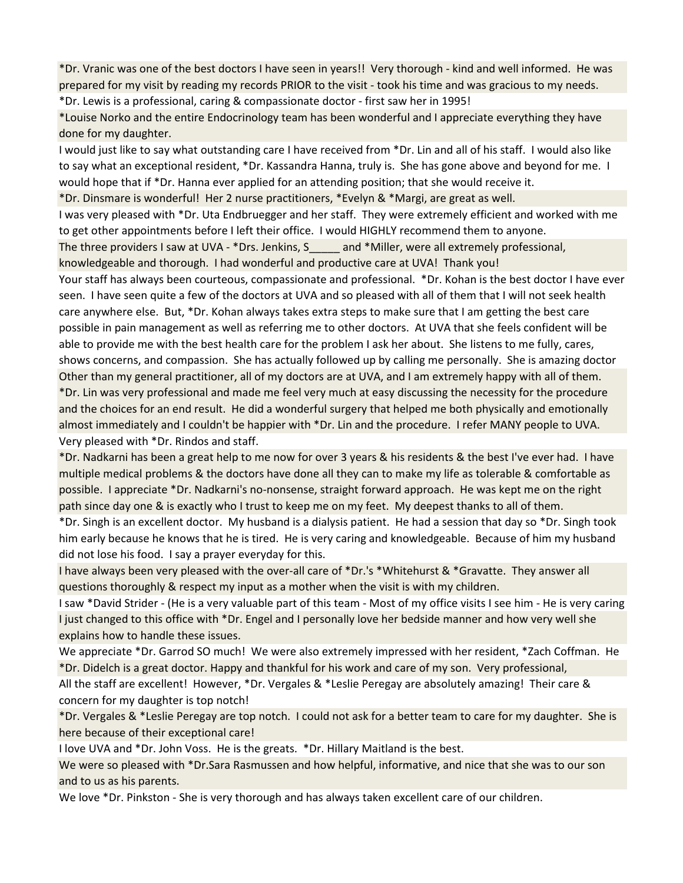*Dr. Vranic was one of the best doctors I have seen in years!! Very thorough - kind and well informed. He was prepared for my visit by reading my records PRIOR to the visit - took his time and was gracious to my needs.

*Dr. Lewis is a professional, caring & compassionate doctor - first saw her in 1995!

*Louise Norko and the entire Endocrinology team has been wonderful and I appreciate everything they have done for my daughter.

I would just like to say what outstanding care I have received from *Dr. Lin and all of his staff. I would also like to say what an exceptional resident, *Dr. Kassandra Hanna, truly is. She has gone above and beyond for me. I would hope that if *Dr. Hanna ever applied for an attending position; that she would receive it.

*Dr. Dinsmare is wonderful! Her 2 nurse practitioners, *Evelyn & *Margi, are great as well.

I was very pleased with *Dr. Uta Endbruegger and her staff. They were extremely efficient and worked with me to get other appointments before I left their office. I would HIGHLY recommend them to anyone.

The three providers I saw at UVA - *Drs. Jenkins, S_____ and *Miller, were all extremely professional, knowledgeable and thorough. I had wonderful and productive care at UVA! Thank you!

Your staff has always been courteous, compassionate and professional. *Dr. Kohan is the best doctor I have ever seen. I have seen quite a few of the doctors at UVA and so pleased with all of them that I will not seek health care anywhere else. But, *Dr. Kohan always takes extra steps to make sure that I am getting the best care possible in pain management as well as referring me to other doctors. At UVA that she feels confident will be able to provide me with the best health care for the problem I ask her about. She listens to me fully, cares, shows concerns, and compassion. She has actually followed up by calling me personally. She is amazing doctor

Other than my general practitioner, all of my doctors are at UVA, and I am extremely happy with all of them. *Dr. Lin was very professional and made me feel very much at easy discussing the necessity for the procedure and the choices for an end result. He did a wonderful surgery that helped me both physically and emotionally almost immediately and I couldn't be happier with *Dr. Lin and the procedure. I refer MANY people to UVA.

Very pleased with *Dr. Rindos and staff.

*Dr. Nadkarni has been a great help to me now for over 3 years & his residents & the best I've ever had. I have multiple medical problems & the doctors have done all they can to make my life as tolerable & comfortable as possible. I appreciate *Dr. Nadkarni's no-nonsense, straight forward approach. He was kept me on the right path since day one & is exactly who I trust to keep me on my feet. My deepest thanks to all of them.

*Dr. Singh is an excellent doctor. My husband is a dialysis patient. He had a session that day so *Dr. Singh took him early because he knows that he is tired. He is very caring and knowledgeable. Because of him my husband did not lose his food. I say a prayer everyday for this.

I have always been very pleased with the over-all care of *Dr.'s *Whitehurst & *Gravatte. They answer all questions thoroughly & respect my input as a mother when the visit is with my children.

I saw *David Strider - (He is a very valuable part of this team - Most of my office visits I see him - He is very caring

I just changed to this office with *Dr. Engel and I personally love her bedside manner and how very well she explains how to handle these issues.

We appreciate *Dr. Garrod SO much! We were also extremely impressed with her resident, *Zach Coffman. He

*Dr. Didelch is a great doctor. Happy and thankful for his work and care of my son. Very professional,

All the staff are excellent! However, *Dr. Vergales & *Leslie Peregay are absolutely amazing! Their care & concern for my daughter is top notch!

*Dr. Vergales & *Leslie Peregay are top notch. I could not ask for a better team to care for my daughter. She is here because of their exceptional care!

I love UVA and *Dr. John Voss. He is the greats. *Dr. Hillary Maitland is the best.

We were so pleased with *Dr.Sara Rasmussen and how helpful, informative, and nice that she was to our son and to us as his parents.

We love *Dr. Pinkston - She is very thorough and has always taken excellent care of our children.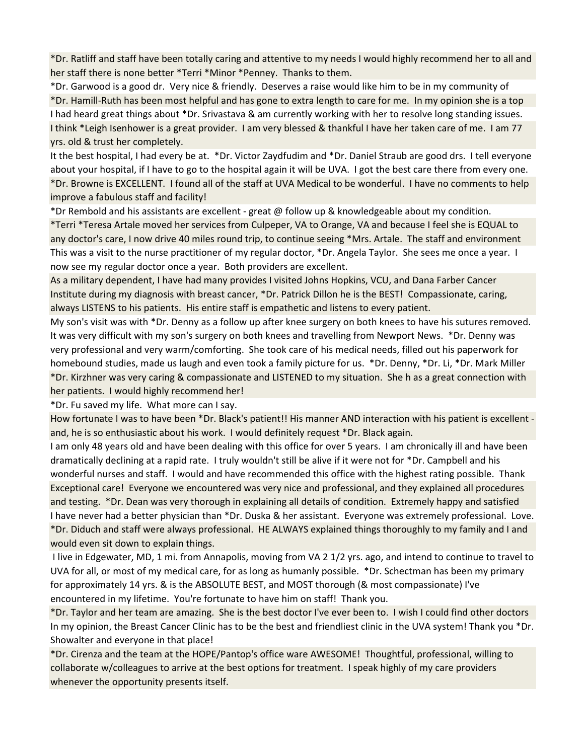*Dr. Ratliff and staff have been totally caring and attentive to my needs I would highly recommend her to all and her staff there is none better *Terri *Minor *Penney. Thanks to them.

*Dr. Garwood is a good dr. Very nice & friendly. Deserves a raise would like him to be in my community of

*Dr. Hamill-Ruth has been most helpful and has gone to extra length to care for me. In my opinion she is a top

I had heard great things about *Dr. Srivastava & am currently working with her to resolve long standing issues.

I think *Leigh Isenhower is a great provider. I am very blessed & thankful I have her taken care of me. I am 77 yrs. old & trust her completely.

It the best hospital, I had every be at. *Dr. Victor Zaydfudim and *Dr. Daniel Straub are good drs. I tell everyone about your hospital, if I have to go to the hospital again it will be UVA. I got the best care there from every one.

*Dr. Browne is EXCELLENT. I found all of the staff at UVA Medical to be wonderful. I have no comments to help improve a fabulous staff and facility!

*Dr Rembold and his assistants are excellent - great @ follow up & knowledgeable about my condition.

*Terri *Teresa Artale moved her services from Culpeper, VA to Orange, VA and because I feel she is EQUAL to any doctor's care, I now drive 40 miles round trip, to continue seeing *Mrs. Artale. The staff and environment

This was a visit to the nurse practitioner of my regular doctor, *Dr. Angela Taylor. She sees me once a year. I now see my regular doctor once a year. Both providers are excellent.

As a military dependent, I have had many provides I visited Johns Hopkins, VCU, and Dana Farber Cancer Institute during my diagnosis with breast cancer, *Dr. Patrick Dillon he is the BEST! Compassionate, caring, always LISTENS to his patients. His entire staff is empathetic and listens to every patient.

My son's visit was with *Dr. Denny as a follow up after knee surgery on both knees to have his sutures removed. It was very difficult with my son's surgery on both knees and travelling from Newport News. *Dr. Denny was very professional and very warm/comforting. She took care of his medical needs, filled out his paperwork for homebound studies, made us laugh and even took a family picture for us. *Dr. Denny, *Dr. Li, *Dr. Mark Miller

*Dr. Kirzhner was very caring & compassionate and LISTENED to my situation. She h as a great connection with her patients. I would highly recommend her!

*Dr. Fu saved my life. What more can I say.

How fortunate I was to have been *Dr. Black's patient!! His manner AND interaction with his patient is excellent - and, he is so enthusiastic about his work. I would definitely request *Dr. Black again.

I am only 48 years old and have been dealing with this office for over 5 years. I am chronically ill and have been dramatically declining at a rapid rate. I truly wouldn't still be alive if it were not for *Dr. Campbell and his wonderful nurses and staff. I would and have recommended this office with the highest rating possible. Thank

Exceptional care! Everyone we encountered was very nice and professional, and they explained all procedures and testing. *Dr. Dean was very thorough in explaining all details of condition. Extremely happy and satisfied

I have never had a better physician than *Dr. Duska & her assistant. Everyone was extremely professional. Love.

*Dr. Diduch and staff were always professional. HE ALWAYS explained things thoroughly to my family and I and would even sit down to explain things.

I live in Edgewater, MD, 1 mi. from Annapolis, moving from VA 2 1/2 yrs. ago, and intend to continue to travel to UVA for all, or most of my medical care, for as long as humanly possible. *Dr. Schectman has been my primary for approximately 14 yrs. & is the ABSOLUTE BEST, and MOST thorough (& most compassionate) I've encountered in my lifetime. You're fortunate to have him on staff! Thank you.

*Dr. Taylor and her team are amazing. She is the best doctor I've ever been to. I wish I could find other doctors

In my opinion, the Breast Cancer Clinic has to be the best and friendliest clinic in the UVA system! Thank you *Dr. Showalter and everyone in that place!

*Dr. Cirenza and the team at the HOPE/Pantop's office ware AWESOME! Thoughtful, professional, willing to collaborate w/colleagues to arrive at the best options for treatment. I speak highly of my care providers whenever the opportunity presents itself.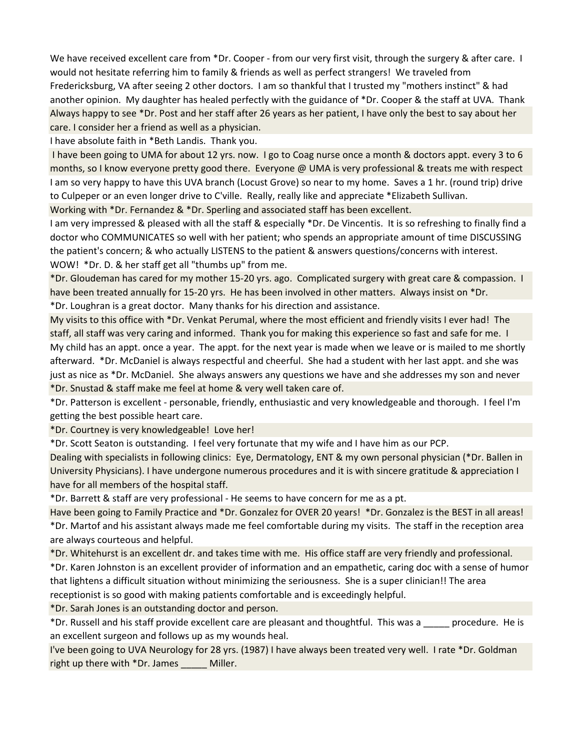We have received excellent care from *Dr. Cooper - from our very first visit, through the surgery & after care. I would not hesitate referring him to family & friends as well as perfect strangers! We traveled from Fredericksburg, VA after seeing 2 other doctors. I am so thankful that I trusted my "mothers instinct" & had another opinion. My daughter has healed perfectly with the guidance of *Dr. Cooper & the staff at UVA. Thank

Always happy to see *Dr. Post and her staff after 26 years as her patient, I have only the best to say about her care. I consider her a friend as well as a physician.

I have absolute faith in *Beth Landis. Thank you.

I have been going to UMA for about 12 yrs. now. I go to Coag nurse once a month & doctors appt. every 3 to 6 months, so I know everyone pretty good there. Everyone @ UMA is very professional & treats me with respect

I am so very happy to have this UVA branch (Locust Grove) so near to my home. Saves a 1 hr. (round trip) drive to Culpeper or an even longer drive to C'ville. Really, really like and appreciate *Elizabeth Sullivan.

Working with *Dr. Fernandez & *Dr. Sperling and associated staff has been excellent.

I am very impressed & pleased with all the staff & especially *Dr. De Vincentis. It is so refreshing to finally find a doctor who COMMUNICATES so well with her patient; who spends an appropriate amount of time DISCUSSING the patient's concern; & who actually LISTENS to the patient & answers questions/concerns with interest. WOW! *Dr. D. & her staff get all "thumbs up" from me.

*Dr. Gloudeman has cared for my mother 15-20 yrs. ago. Complicated surgery with great care & compassion. I have been treated annually for 15-20 yrs. He has been involved in other matters. Always insist on *Dr.

*Dr. Loughran is a great doctor. Many thanks for his direction and assistance.

My visits to this office with *Dr. Venkat Perumal, where the most efficient and friendly visits I ever had! The staff, all staff was very caring and informed. Thank you for making this experience so fast and safe for me. I

My child has an appt. once a year. The appt. for the next year is made when we leave or is mailed to me shortly afterward. *Dr. McDaniel is always respectful and cheerful. She had a student with her last appt. and she was just as nice as *Dr. McDaniel. She always answers any questions we have and she addresses my son and never

*Dr. Snustad & staff make me feel at home & very well taken care of.

*Dr. Patterson is excellent - personable, friendly, enthusiastic and very knowledgeable and thorough. I feel I'm getting the best possible heart care.

*Dr. Courtney is very knowledgeable! Love her!

*Dr. Scott Seaton is outstanding. I feel very fortunate that my wife and I have him as our PCP.

Dealing with specialists in following clinics: Eye, Dermatology, ENT & my own personal physician (*Dr. Ballen in University Physicians). I have undergone numerous procedures and it is with sincere gratitude & appreciation I have for all members of the hospital staff.

*Dr. Barrett & staff are very professional - He seems to have concern for me as a pt.

Have been going to Family Practice and *Dr. Gonzalez for OVER 20 years! *Dr. Gonzalez is the BEST in all areas!

*Dr. Martof and his assistant always made me feel comfortable during my visits. The staff in the reception area are always courteous and helpful.

*Dr. Whitehurst is an excellent dr. and takes time with me. His office staff are very friendly and professional.

*Dr. Karen Johnston is an excellent provider of information and an empathetic, caring doc with a sense of humor that lightens a difficult situation without minimizing the seriousness. She is a super clinician!! The area receptionist is so good with making patients comfortable and is exceedingly helpful.

*Dr. Sarah Jones is an outstanding doctor and person.

*Dr. Russell and his staff provide excellent care are pleasant and thoughtful. This was a _____ procedure. He is an excellent surgeon and follows up as my wounds heal.

I've been going to UVA Neurology for 28 yrs. (1987) I have always been treated very well. I rate *Dr. Goldman right up there with *Dr. James _____ Miller.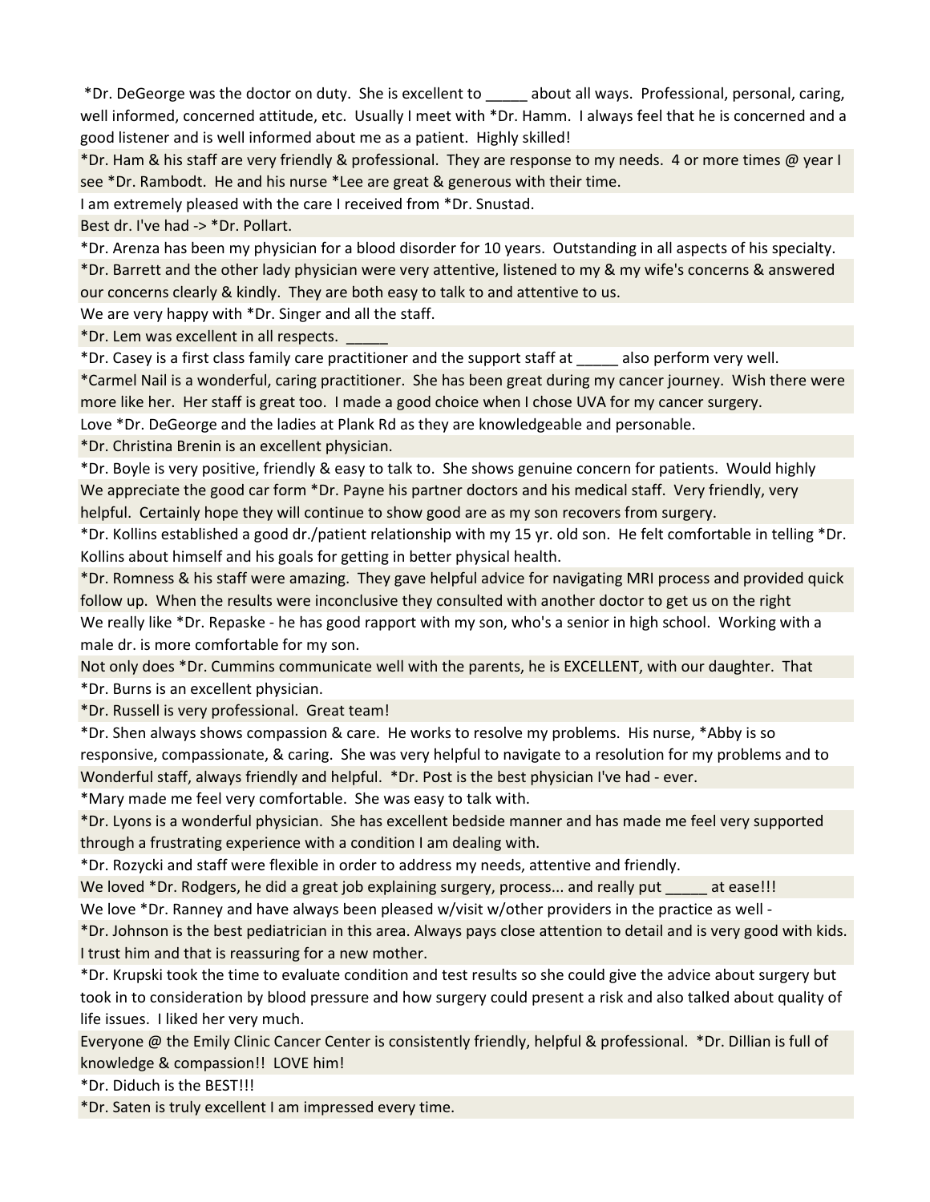*Dr. DeGeorge was the doctor on duty. She is excellent to _____ about all ways. Professional, personal, caring, well informed, concerned attitude, etc. Usually I meet with *Dr. Hamm. I always feel that he is concerned and a good listener and is well informed about me as a patient. Highly skilled!

*Dr. Ham & his staff are very friendly & professional. They are response to my needs. 4 or more times @ year I see *Dr. Rambodt. He and his nurse *Lee are great & generous with their time.

I am extremely pleased with the care I received from *Dr. Snustad.

Best dr. I've had -> *Dr. Pollart.

*Dr. Arenza has been my physician for a blood disorder for 10 years. Outstanding in all aspects of his specialty.

*Dr. Barrett and the other lady physician were very attentive, listened to my & my wife's concerns & answered our concerns clearly & kindly. They are both easy to talk to and attentive to us.

We are very happy with *Dr. Singer and all the staff.

*Dr. Lem was excellent in all respects. _____

*Dr. Casey is a first class family care practitioner and the support staff at _____ also perform very well.

*Carmel Nail is a wonderful, caring practitioner. She has been great during my cancer journey. Wish there were more like her. Her staff is great too. I made a good choice when I chose UVA for my cancer surgery.

Love *Dr. DeGeorge and the ladies at Plank Rd as they are knowledgeable and personable.

*Dr. Christina Brenin is an excellent physician.

*Dr. Boyle is very positive, friendly & easy to talk to. She shows genuine concern for patients. Would highly

We appreciate the good car form *Dr. Payne his partner doctors and his medical staff. Very friendly, very helpful. Certainly hope they will continue to show good are as my son recovers from surgery.

*Dr. Kollins established a good dr./patient relationship with my 15 yr. old son. He felt comfortable in telling *Dr. Kollins about himself and his goals for getting in better physical health.

*Dr. Romness & his staff were amazing. They gave helpful advice for navigating MRI process and provided quick follow up. When the results were inconclusive they consulted with another doctor to get us on the right

We really like *Dr. Repaske - he has good rapport with my son, who's a senior in high school. Working with a male dr. is more comfortable for my son.

Not only does *Dr. Cummins communicate well with the parents, he is EXCELLENT, with our daughter. That

*Dr. Burns is an excellent physician.

*Dr. Russell is very professional. Great team!

*Dr. Shen always shows compassion & care. He works to resolve my problems. His nurse, *Abby is so responsive, compassionate, & caring. She was very helpful to navigate to a resolution for my problems and to

Wonderful staff, always friendly and helpful. *Dr. Post is the best physician I've had - ever.

*Mary made me feel very comfortable. She was easy to talk with.

*Dr. Lyons is a wonderful physician. She has excellent bedside manner and has made me feel very supported through a frustrating experience with a condition I am dealing with.

*Dr. Rozycki and staff were flexible in order to address my needs, attentive and friendly.

We loved *Dr. Rodgers, he did a great job explaining surgery, process... and really put _____ at ease!!!

We love *Dr. Ranney and have always been pleased w/visit w/other providers in the practice as well -

*Dr. Johnson is the best pediatrician in this area. Always pays close attention to detail and is very good with kids. I trust him and that is reassuring for a new mother.

*Dr. Krupski took the time to evaluate condition and test results so she could give the advice about surgery but took in to consideration by blood pressure and how surgery could present a risk and also talked about quality of life issues. I liked her very much.

Everyone @ the Emily Clinic Cancer Center is consistently friendly, helpful & professional. *Dr. Dillian is full of knowledge & compassion!! LOVE him!

*Dr. Diduch is the BEST!!!

*Dr. Saten is truly excellent I am impressed every time.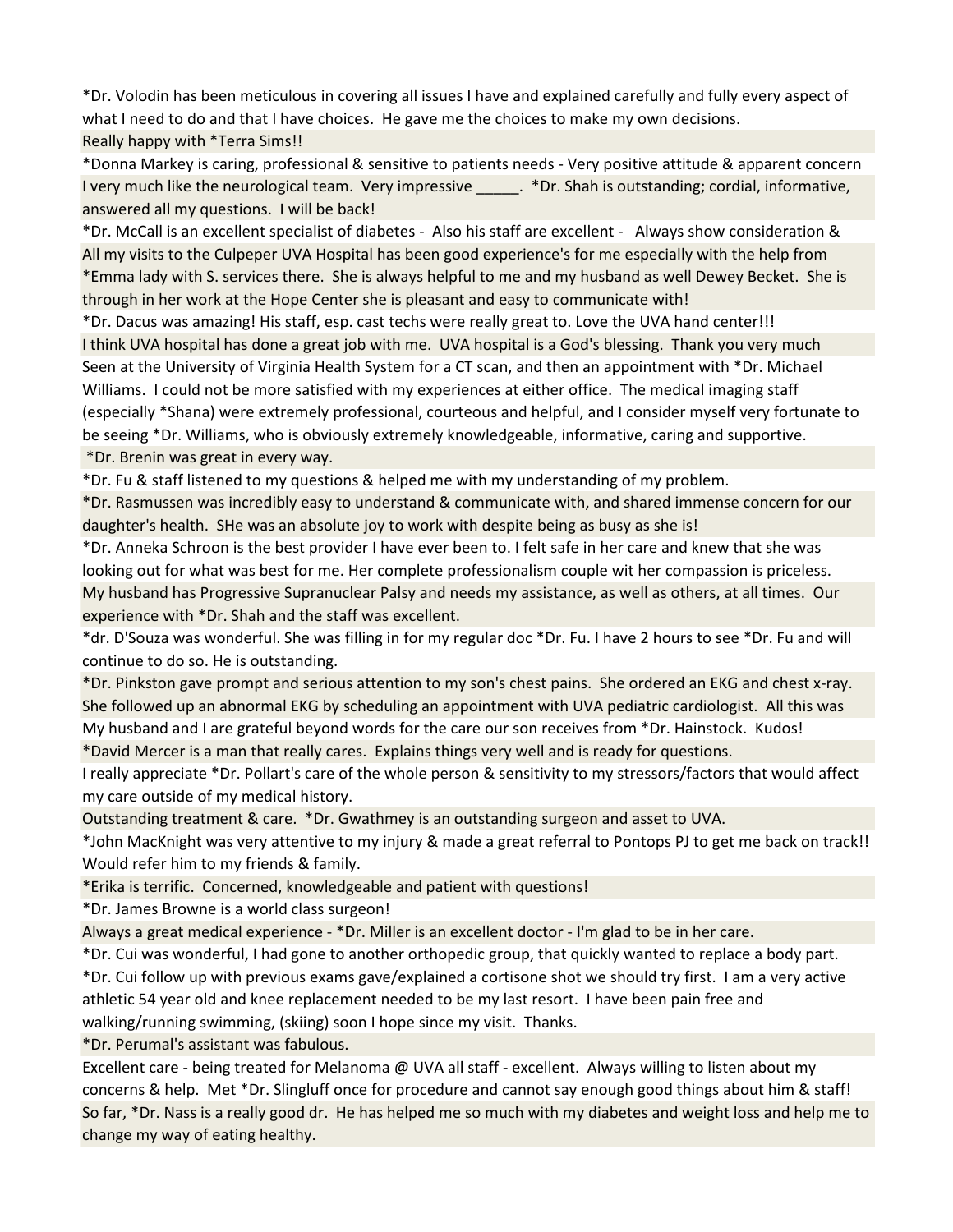*Dr. Volodin has been meticulous in covering all issues I have and explained carefully and fully every aspect of what I need to do and that I have choices. He gave me the choices to make my own decisions.

Really happy with *Terra Sims!!

*Donna Markey is caring, professional & sensitive to patients needs - Very positive attitude & apparent concern

I very much like the neurological team. Very impressive _____. *Dr. Shah is outstanding; cordial, informative, answered all my questions. I will be back!

*Dr. McCall is an excellent specialist of diabetes - Also his staff are excellent - Always show consideration &

All my visits to the Culpeper UVA Hospital has been good experience's for me especially with the help from *Emma lady with S. services there. She is always helpful to me and my husband as well Dewey Becket. She is through in her work at the Hope Center she is pleasant and easy to communicate with!

*Dr. Dacus was amazing! His staff, esp. cast techs were really great to. Love the UVA hand center!!!

I think UVA hospital has done a great job with me. UVA hospital is a God's blessing. Thank you very much

Seen at the University of Virginia Health System for a CT scan, and then an appointment with *Dr. Michael Williams. I could not be more satisfied with my experiences at either office. The medical imaging staff (especially *Shana) were extremely professional, courteous and helpful, and I consider myself very fortunate to be seeing *Dr. Williams, who is obviously extremely knowledgeable, informative, caring and supportive.

*Dr. Brenin was great in every way.

*Dr. Fu & staff listened to my questions & helped me with my understanding of my problem.

*Dr. Rasmussen was incredibly easy to understand & communicate with, and shared immense concern for our daughter's health. SHe was an absolute joy to work with despite being as busy as she is!

*Dr. Anneka Schroon is the best provider I have ever been to. I felt safe in her care and knew that she was looking out for what was best for me. Her complete professionalism couple wit her compassion is priceless.

My husband has Progressive Supranuclear Palsy and needs my assistance, as well as others, at all times. Our experience with *Dr. Shah and the staff was excellent.

*dr. D'Souza was wonderful. She was filling in for my regular doc *Dr. Fu. I have 2 hours to see *Dr. Fu and will continue to do so. He is outstanding.

*Dr. Pinkston gave prompt and serious attention to my son's chest pains. She ordered an EKG and chest x-ray. She followed up an abnormal EKG by scheduling an appointment with UVA pediatric cardiologist. All this was

My husband and I are grateful beyond words for the care our son receives from *Dr. Hainstock. Kudos!

*David Mercer is a man that really cares. Explains things very well and is ready for questions.

I really appreciate *Dr. Pollart's care of the whole person & sensitivity to my stressors/factors that would affect my care outside of my medical history.

Outstanding treatment & care. *Dr. Gwathmey is an outstanding surgeon and asset to UVA.

*John MacKnight was very attentive to my injury & made a great referral to Pontops PJ to get me back on track!! Would refer him to my friends & family.

*Erika is terrific. Concerned, knowledgeable and patient with questions!

*Dr. James Browne is a world class surgeon!

Always a great medical experience - *Dr. Miller is an excellent doctor - I'm glad to be in her care.

*Dr. Cui was wonderful, I had gone to another orthopedic group, that quickly wanted to replace a body part. *Dr. Cui follow up with previous exams gave/explained a cortisone shot we should try first. I am a very active athletic 54 year old and knee replacement needed to be my last resort. I have been pain free and walking/running swimming, (skiing) soon I hope since my visit. Thanks.

*Dr. Perumal's assistant was fabulous.

Excellent care - being treated for Melanoma @ UVA all staff - excellent. Always willing to listen about my concerns & help. Met *Dr. Slingluff once for procedure and cannot say enough good things about him & staff!

So far, *Dr. Nass is a really good dr. He has helped me so much with my diabetes and weight loss and help me to change my way of eating healthy.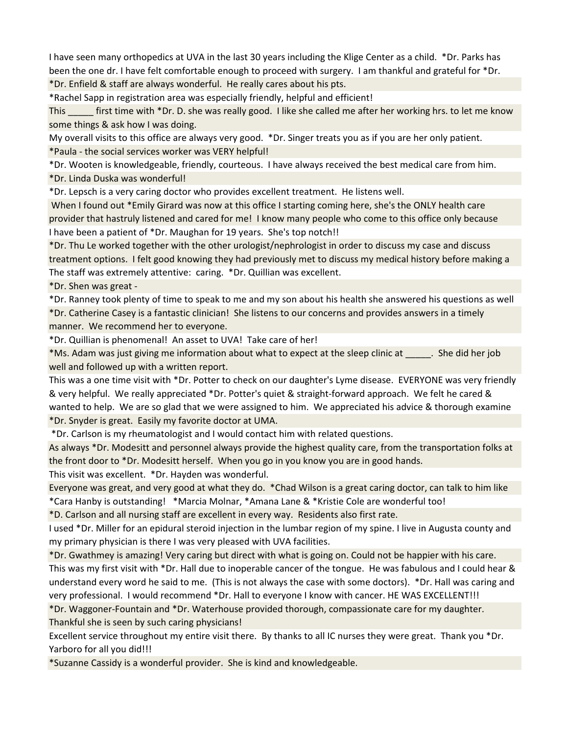I have seen many orthopedics at UVA in the last 30 years including the Klige Center as a child. *Dr. Parks has been the one dr. I have felt comfortable enough to proceed with surgery. I am thankful and grateful for *Dr.

*Dr. Enfield & staff are always wonderful. He really cares about his pts.

*Rachel Sapp in registration area was especially friendly, helpful and efficient!

This _____ first time with *Dr. D. she was really good. I like she called me after her working hrs. to let me know some things & ask how I was doing.

My overall visits to this office are always very good. *Dr. Singer treats you as if you are her only patient.

*Paula - the social services worker was VERY helpful!

*Dr. Wooten is knowledgeable, friendly, courteous. I have always received the best medical care from him.

*Dr. Linda Duska was wonderful!

*Dr. Lepsch is a very caring doctor who provides excellent treatment. He listens well.

When I found out *Emily Girard was now at this office I starting coming here, she's the ONLY health care provider that hastruly listened and cared for me! I know many people who come to this office only because

I have been a patient of *Dr. Maughan for 19 years. She's top notch!!

*Dr. Thu Le worked together with the other urologist/nephrologist in order to discuss my case and discuss treatment options. I felt good knowing they had previously met to discuss my medical history before making a

The staff was extremely attentive: caring. *Dr. Quillian was excellent.

*Dr. Shen was great -

*Dr. Ranney took plenty of time to speak to me and my son about his health she answered his questions as well

*Dr. Catherine Casey is a fantastic clinician! She listens to our concerns and provides answers in a timely manner. We recommend her to everyone.

*Dr. Quillian is phenomenal! An asset to UVA! Take care of her!

*Ms. Adam was just giving me information about what to expect at the sleep clinic at _____. She did her job well and followed up with a written report.

This was a one time visit with *Dr. Potter to check on our daughter's Lyme disease. EVERYONE was very friendly & very helpful. We really appreciated *Dr. Potter's quiet & straight-forward approach. We felt he cared & wanted to help. We are so glad that we were assigned to him. We appreciated his advice & thorough examine

*Dr. Snyder is great. Easily my favorite doctor at UMA.

*Dr. Carlson is my rheumatologist and I would contact him with related questions.

As always *Dr. Modesitt and personnel always provide the highest quality care, from the transportation folks at the front door to *Dr. Modesitt herself. When you go in you know you are in good hands.

This visit was excellent. *Dr. Hayden was wonderful.

Everyone was great, and very good at what they do. *Chad Wilson is a great caring doctor, can talk to him like

*Cara Hanby is outstanding! *Marcia Molnar, *Amana Lane & *Kristie Cole are wonderful too!

*D. Carlson and all nursing staff are excellent in every way. Residents also first rate.

I used *Dr. Miller for an epidural steroid injection in the lumbar region of my spine. I live in Augusta county and my primary physician is there I was very pleased with UVA facilities.

*Dr. Gwathmey is amazing! Very caring but direct with what is going on. Could not be happier with his care.

This was my first visit with *Dr. Hall due to inoperable cancer of the tongue. He was fabulous and I could hear & understand every word he said to me. (This is not always the case with some doctors). *Dr. Hall was caring and very professional. I would recommend *Dr. Hall to everyone I know with cancer. HE WAS EXCELLENT!!!

*Dr. Waggoner-Fountain and *Dr. Waterhouse provided thorough, compassionate care for my daughter. Thankful she is seen by such caring physicians!

Excellent service throughout my entire visit there. By thanks to all IC nurses they were great. Thank you *Dr. Yarboro for all you did!!!

*Suzanne Cassidy is a wonderful provider. She is kind and knowledgeable.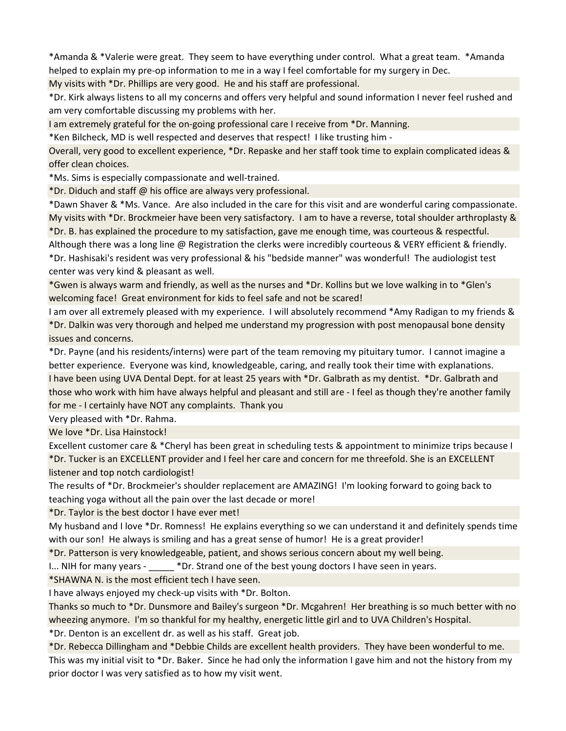*Amanda & *Valerie were great. They seem to have everything under control. What a great team. *Amanda helped to explain my pre-op information to me in a way I feel comfortable for my surgery in Dec.

My visits with *Dr. Phillips are very good. He and his staff are professional.

*Dr. Kirk always listens to all my concerns and offers very helpful and sound information I never feel rushed and am very comfortable discussing my problems with her.

I am extremely grateful for the on-going professional care I receive from *Dr. Manning.

*Ken Bilcheck, MD is well respected and deserves that respect! I like trusting him -

Overall, very good to excellent experience, *Dr. Repaske and her staff took time to explain complicated ideas & offer clean choices.

*Ms. Sims is especially compassionate and well-trained.

*Dr. Diduch and staff @ his office are always very professional.

*Dawn Shaver & *Ms. Vance. Are also included in the care for this visit and are wonderful caring compassionate.

My visits with *Dr. Brockmeier have been very satisfactory. I am to have a reverse, total shoulder arthroplasty & *Dr. B. has explained the procedure to my satisfaction, gave me enough time, was courteous & respectful.

Although there was a long line @ Registration the clerks were incredibly courteous & VERY efficient & friendly.

*Dr. Hashisaki's resident was very professional & his "bedside manner" was wonderful! The audiologist test center was very kind & pleasant as well.

*Gwen is always warm and friendly, as well as the nurses and *Dr. Kollins but we love walking in to *Glen's welcoming face! Great environment for kids to feel safe and not be scared!

I am over all extremely pleased with my experience. I will absolutely recommend *Amy Radigan to my friends &

*Dr. Dalkin was very thorough and helped me understand my progression with post menopausal bone density issues and concerns.

*Dr. Payne (and his residents/interns) were part of the team removing my pituitary tumor. I cannot imagine a better experience. Everyone was kind, knowledgeable, caring, and really took their time with explanations.

I have been using UVA Dental Dept. for at least 25 years with *Dr. Galbrath as my dentist. *Dr. Galbrath and those who work with him have always helpful and pleasant and still are - I feel as though they're another family for me - I certainly have NOT any complaints. Thank you

Very pleased with *Dr. Rahma.

We love *Dr. Lisa Hainstock!

Excellent customer care & *Cheryl has been great in scheduling tests & appointment to minimize trips because I

*Dr. Tucker is an EXCELLENT provider and I feel her care and concern for me threefold. She is an EXCELLENT listener and top notch cardiologist!

The results of *Dr. Brockmeier's shoulder replacement are AMAZING! I'm looking forward to going back to teaching yoga without all the pain over the last decade or more!

*Dr. Taylor is the best doctor I have ever met!

My husband and I love *Dr. Romness! He explains everything so we can understand it and definitely spends time with our son! He always is smiling and has a great sense of humor! He is a great provider!

*Dr. Patterson is very knowledgeable, patient, and shows serious concern about my well being.

I... NIH for many years - _____ *Dr. Strand one of the best young doctors I have seen in years.

*SHAWNA N. is the most efficient tech I have seen.

I have always enjoyed my check-up visits with *Dr. Bolton.

Thanks so much to *Dr. Dunsmore and Bailey's surgeon *Dr. Mcgahren! Her breathing is so much better with no wheezing anymore. I'm so thankful for my healthy, energetic little girl and to UVA Children's Hospital.

*Dr. Denton is an excellent dr. as well as his staff. Great job.

*Dr. Rebecca Dillingham and *Debbie Childs are excellent health providers. They have been wonderful to me.

This was my initial visit to *Dr. Baker. Since he had only the information I gave him and not the history from my prior doctor I was very satisfied as to how my visit went.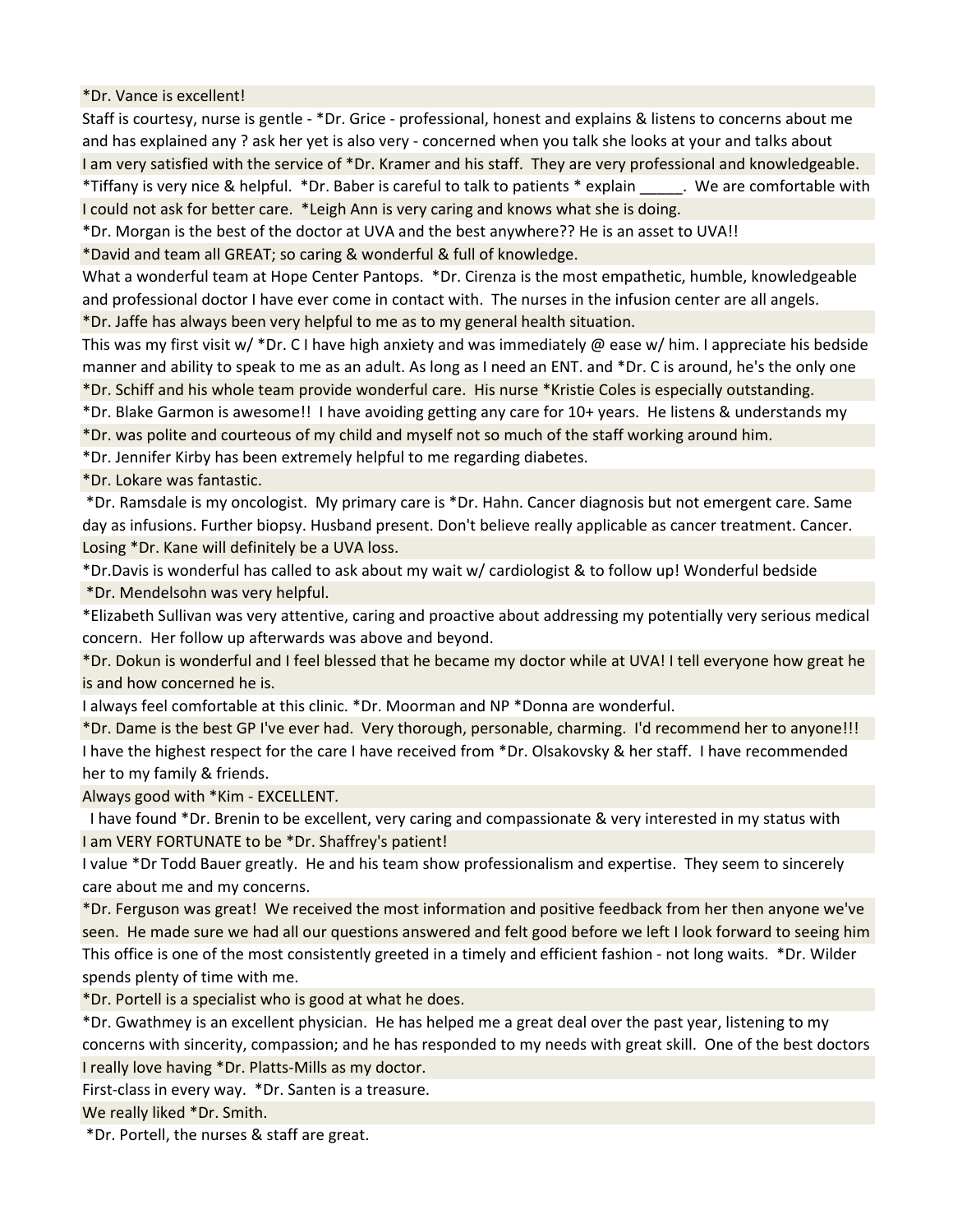*Dr. Vance is excellent!

Staff is courtesy, nurse is gentle - *Dr. Grice - professional, honest and explains & listens to concerns about me and has explained any ? ask her yet is also very - concerned when you talk she looks at your and talks about

I am very satisfied with the service of *Dr. Kramer and his staff. They are very professional and knowledgeable.

*Tiffany is very nice & helpful. *Dr. Baber is careful to talk to patients * explain _____. We are comfortable with

I could not ask for better care. *Leigh Ann is very caring and knows what she is doing.

*Dr. Morgan is the best of the doctor at UVA and the best anywhere?? He is an asset to UVA!!

*David and team all GREAT; so caring & wonderful & full of knowledge.

What a wonderful team at Hope Center Pantops. *Dr. Cirenza is the most empathetic, humble, knowledgeable and professional doctor I have ever come in contact with. The nurses in the infusion center are all angels.

*Dr. Jaffe has always been very helpful to me as to my general health situation.

This was my first visit w/ *Dr. C I have high anxiety and was immediately @ ease w/ him. I appreciate his bedside manner and ability to speak to me as an adult. As long as I need an ENT. and *Dr. C is around, he's the only one

*Dr. Schiff and his whole team provide wonderful care. His nurse *Kristie Coles is especially outstanding.

*Dr. Blake Garmon is awesome!! I have avoiding getting any care for 10+ years. He listens & understands my

*Dr. was polite and courteous of my child and myself not so much of the staff working around him.

*Dr. Jennifer Kirby has been extremely helpful to me regarding diabetes.

*Dr. Lokare was fantastic.

*Dr. Ramsdale is my oncologist. My primary care is *Dr. Hahn. Cancer diagnosis but not emergent care. Same day as infusions. Further biopsy. Husband present. Don't believe really applicable as cancer treatment. Cancer.

Losing *Dr. Kane will definitely be a UVA loss.

*Dr.Davis is wonderful has called to ask about my wait w/ cardiologist & to follow up! Wonderful bedside

*Dr. Mendelsohn was very helpful.

*Elizabeth Sullivan was very attentive, caring and proactive about addressing my potentially very serious medical concern. Her follow up afterwards was above and beyond.

*Dr. Dokun is wonderful and I feel blessed that he became my doctor while at UVA! I tell everyone how great he is and how concerned he is.

I always feel comfortable at this clinic. *Dr. Moorman and NP *Donna are wonderful.

*Dr. Dame is the best GP I've ever had. Very thorough, personable, charming. I'd recommend her to anyone!!!

I have the highest respect for the care I have received from *Dr. Olsakovsky & her staff. I have recommended her to my family & friends.

Always good with *Kim - EXCELLENT.

I have found *Dr. Brenin to be excellent, very caring and compassionate & very interested in my status with

I am VERY FORTUNATE to be *Dr. Shaffrey's patient!

I value *Dr Todd Bauer greatly. He and his team show professionalism and expertise. They seem to sincerely care about me and my concerns.

*Dr. Ferguson was great! We received the most information and positive feedback from her then anyone we've seen. He made sure we had all our questions answered and felt good before we left I look forward to seeing him

This office is one of the most consistently greeted in a timely and efficient fashion - not long waits. *Dr. Wilder spends plenty of time with me.

*Dr. Portell is a specialist who is good at what he does.

*Dr. Gwathmey is an excellent physician. He has helped me a great deal over the past year, listening to my concerns with sincerity, compassion; and he has responded to my needs with great skill. One of the best doctors

I really love having *Dr. Platts-Mills as my doctor.

First-class in every way. *Dr. Santen is a treasure.

We really liked *Dr. Smith.

*Dr. Portell, the nurses & staff are great.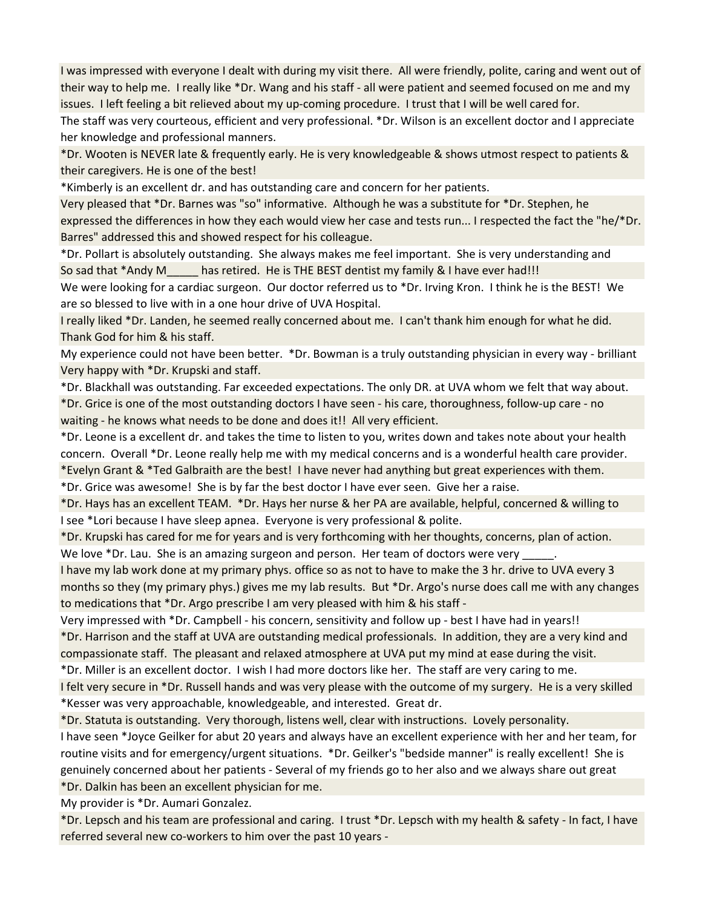I was impressed with everyone I dealt with during my visit there. All were friendly, polite, caring and went out of their way to help me. I really like *Dr. Wang and his staff - all were patient and seemed focused on me and my issues. I left feeling a bit relieved about my up-coming procedure. I trust that I will be well cared for.

The staff was very courteous, efficient and very professional. *Dr. Wilson is an excellent doctor and I appreciate her knowledge and professional manners.

*Dr. Wooten is NEVER late & frequently early. He is very knowledgeable & shows utmost respect to patients & their caregivers. He is one of the best!

*Kimberly is an excellent dr. and has outstanding care and concern for her patients.

Very pleased that *Dr. Barnes was "so" informative. Although he was a substitute for *Dr. Stephen, he expressed the differences in how they each would view her case and tests run... I respected the fact the "he/*Dr. Barres" addressed this and showed respect for his colleague.

*Dr. Pollart is absolutely outstanding. She always makes me feel important. She is very understanding and

So sad that *Andy M_____ has retired. He is THE BEST dentist my family & I have ever had!!!

We were looking for a cardiac surgeon. Our doctor referred us to *Dr. Irving Kron. I think he is the BEST! We are so blessed to live with in a one hour drive of UVA Hospital.

I really liked *Dr. Landen, he seemed really concerned about me. I can't thank him enough for what he did. Thank God for him & his staff.

My experience could not have been better. *Dr. Bowman is a truly outstanding physician in every way - brilliant

Very happy with *Dr. Krupski and staff.

*Dr. Blackhall was outstanding. Far exceeded expectations. The only DR. at UVA whom we felt that way about.

*Dr. Grice is one of the most outstanding doctors I have seen - his care, thoroughness, follow-up care - no waiting - he knows what needs to be done and does it!! All very efficient.

*Dr. Leone is a excellent dr. and takes the time to listen to you, writes down and takes note about your health concern. Overall *Dr. Leone really help me with my medical concerns and is a wonderful health care provider.

*Evelyn Grant & *Ted Galbraith are the best! I have never had anything but great experiences with them.

*Dr. Grice was awesome! She is by far the best doctor I have ever seen. Give her a raise.

*Dr. Hays has an excellent TEAM. *Dr. Hays her nurse & her PA are available, helpful, concerned & willing to

I see *Lori because I have sleep apnea. Everyone is very professional & polite.

*Dr. Krupski has cared for me for years and is very forthcoming with her thoughts, concerns, plan of action.

We love *Dr. Lau. She is an amazing surgeon and person. Her team of doctors were very _____.

I have my lab work done at my primary phys. office so as not to have to make the 3 hr. drive to UVA every 3 months so they (my primary phys.) gives me my lab results. But *Dr. Argo's nurse does call me with any changes to medications that *Dr. Argo prescribe I am very pleased with him & his staff -

Very impressed with *Dr. Campbell - his concern, sensitivity and follow up - best I have had in years!!

*Dr. Harrison and the staff at UVA are outstanding medical professionals. In addition, they are a very kind and compassionate staff. The pleasant and relaxed atmosphere at UVA put my mind at ease during the visit.

*Dr. Miller is an excellent doctor. I wish I had more doctors like her. The staff are very caring to me.

I felt very secure in *Dr. Russell hands and was very please with the outcome of my surgery. He is a very skilled

*Kesser was very approachable, knowledgeable, and interested. Great dr.

*Dr. Statuta is outstanding. Very thorough, listens well, clear with instructions. Lovely personality.

I have seen *Joyce Geilker for abut 20 years and always have an excellent experience with her and her team, for routine visits and for emergency/urgent situations. *Dr. Geilker's "bedside manner" is really excellent! She is genuinely concerned about her patients - Several of my friends go to her also and we always share out great

*Dr. Dalkin has been an excellent physician for me.

My provider is *Dr. Aumari Gonzalez.

*Dr. Lepsch and his team are professional and caring. I trust *Dr. Lepsch with my health & safety - In fact, I have referred several new co-workers to him over the past 10 years -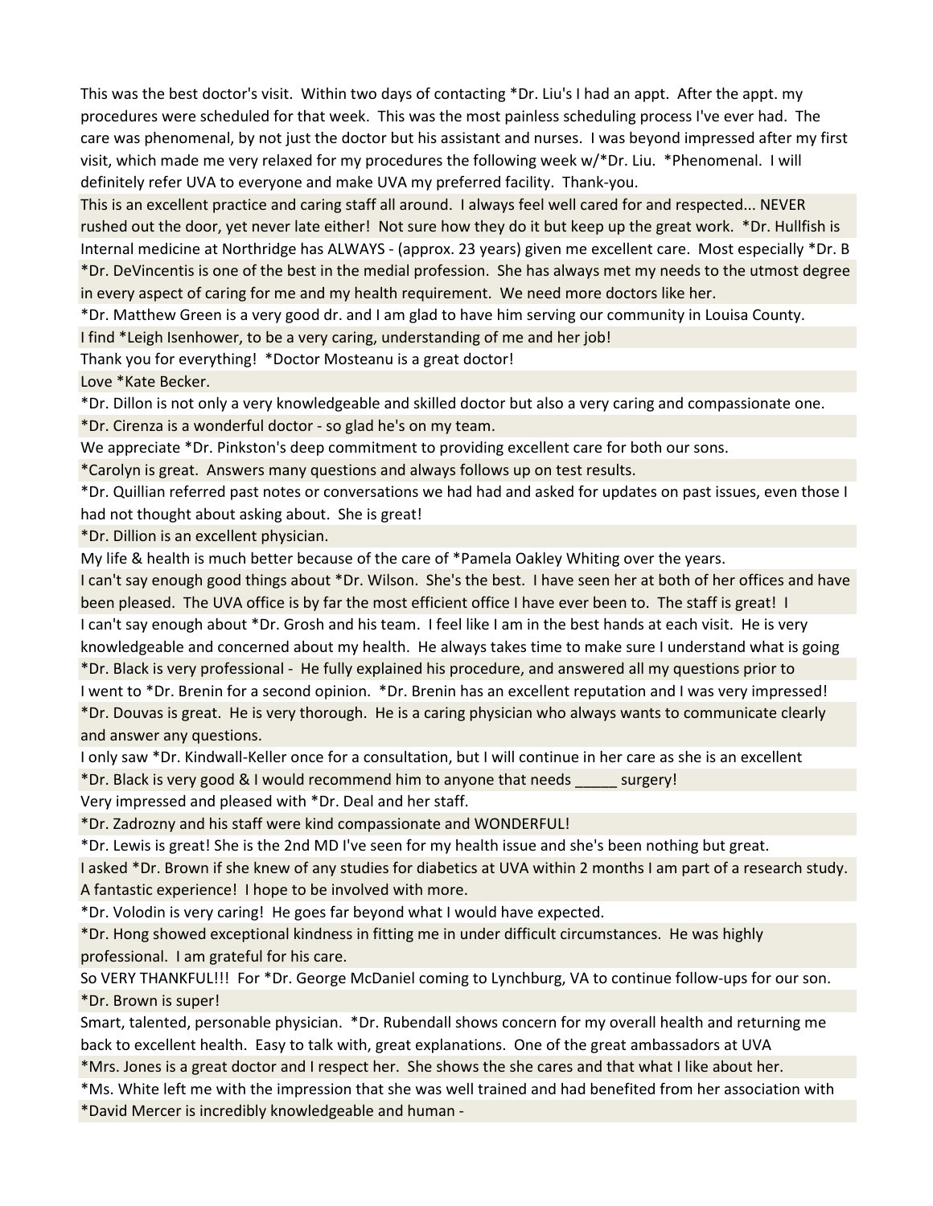This was the best doctor's visit. Within two days of contacting *Dr. Liu's I had an appt. After the appt. my procedures were scheduled for that week. This was the most painless scheduling process I've ever had. The care was phenomenal, by not just the doctor but his assistant and nurses. I was beyond impressed after my first visit, which made me very relaxed for my procedures the following week w/*Dr. Liu. *Phenomenal. I will definitely refer UVA to everyone and make UVA my preferred facility. Thank-you.

This is an excellent practice and caring staff all around. I always feel well cared for and respected... NEVER rushed out the door, yet never late either! Not sure how they do it but keep up the great work. *Dr. Hullfish is

Internal medicine at Northridge has ALWAYS - (approx. 23 years) given me excellent care. Most especially *Dr. B

*Dr. DeVincentis is one of the best in the medial profession. She has always met my needs to the utmost degree in every aspect of caring for me and my health requirement. We need more doctors like her.

*Dr. Matthew Green is a very good dr. and I am glad to have him serving our community in Louisa County.

I find *Leigh Isenhower, to be a very caring, understanding of me and her job!

Thank you for everything! *Doctor Mosteanu is a great doctor!

Love *Kate Becker.

*Dr. Dillon is not only a very knowledgeable and skilled doctor but also a very caring and compassionate one.

*Dr. Cirenza is a wonderful doctor - so glad he's on my team.

We appreciate *Dr. Pinkston's deep commitment to providing excellent care for both our sons.

*Carolyn is great. Answers many questions and always follows up on test results.

*Dr. Quillian referred past notes or conversations we had had and asked for updates on past issues, even those I had not thought about asking about. She is great!

*Dr. Dillion is an excellent physician.

My life & health is much better because of the care of *Pamela Oakley Whiting over the years.

I can't say enough good things about *Dr. Wilson. She's the best. I have seen her at both of her offices and have been pleased. The UVA office is by far the most efficient office I have ever been to. The staff is great! I

I can't say enough about *Dr. Grosh and his team. I feel like I am in the best hands at each visit. He is very knowledgeable and concerned about my health. He always takes time to make sure I understand what is going

*Dr. Black is very professional - He fully explained his procedure, and answered all my questions prior to

I went to *Dr. Brenin for a second opinion. *Dr. Brenin has an excellent reputation and I was very impressed!

*Dr. Douvas is great. He is very thorough. He is a caring physician who always wants to communicate clearly and answer any questions.

I only saw *Dr. Kindwall-Keller once for a consultation, but I will continue in her care as she is an excellent

*Dr. Black is very good & I would recommend him to anyone that needs _____ surgery!

Very impressed and pleased with *Dr. Deal and her staff.

*Dr. Zadrozny and his staff were kind compassionate and WONDERFUL!

*Dr. Lewis is great! She is the 2nd MD I've seen for my health issue and she's been nothing but great.

I asked *Dr. Brown if she knew of any studies for diabetics at UVA within 2 months I am part of a research study. A fantastic experience! I hope to be involved with more.

*Dr. Volodin is very caring! He goes far beyond what I would have expected.

*Dr. Hong showed exceptional kindness in fitting me in under difficult circumstances. He was highly professional. I am grateful for his care.

So VERY THANKFUL!!! For *Dr. George McDaniel coming to Lynchburg, VA to continue follow-ups for our son.

*Dr. Brown is super!

Smart, talented, personable physician. *Dr. Rubendall shows concern for my overall health and returning me back to excellent health. Easy to talk with, great explanations. One of the great ambassadors at UVA

*Mrs. Jones is a great doctor and I respect her. She shows the she cares and that what I like about her.

*Ms. White left me with the impression that she was well trained and had benefited from her association with

*David Mercer is incredibly knowledgeable and human -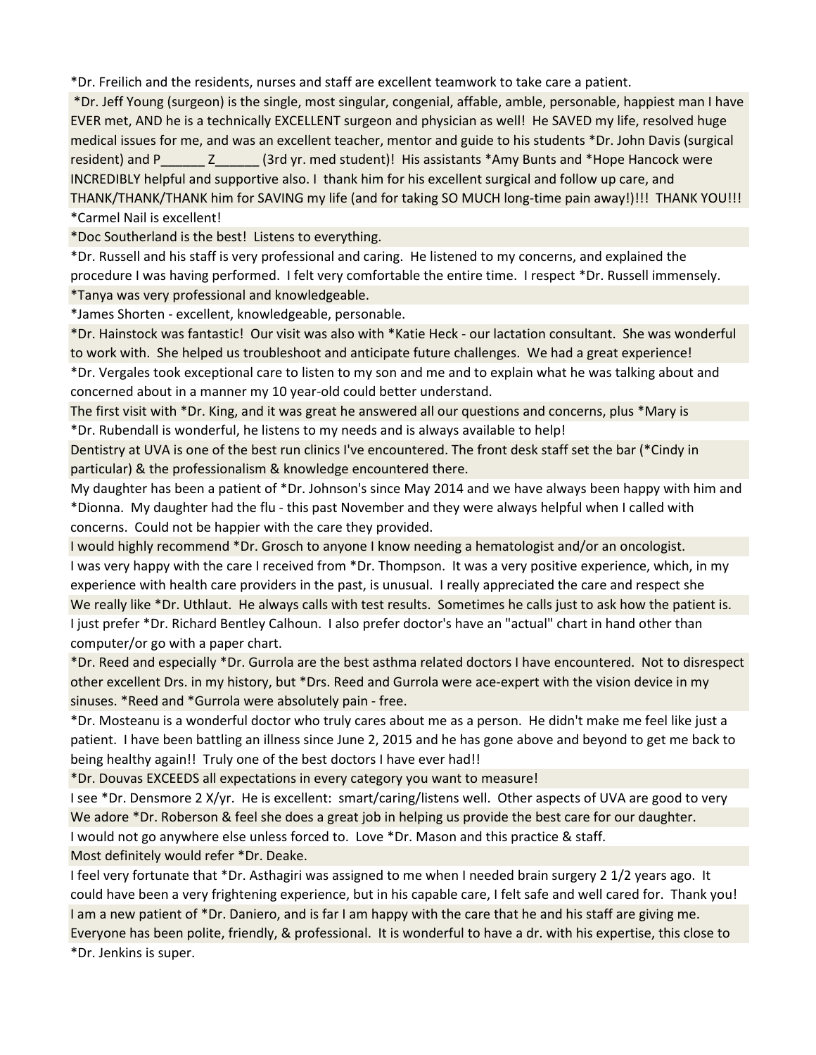*Dr. Freilich and the residents, nurses and staff are excellent teamwork to take care a patient.

*Dr. Jeff Young (surgeon) is the single, most singular, congenial, affable, amble, personable, happiest man I have EVER met, AND he is a technically EXCELLENT surgeon and physician as well! He SAVED my life, resolved huge medical issues for me, and was an excellent teacher, mentor and guide to his students *Dr. John Davis (surgical resident) and P______ Z______ (3rd yr. med student)! His assistants *Amy Bunts and *Hope Hancock were INCREDIBLY helpful and supportive also. I thank him for his excellent surgical and follow up care, and THANK/THANK/THANK him for SAVING my life (and for taking SO MUCH long-time pain away!)!!! THANK YOU!!!

*Carmel Nail is excellent!

*Doc Southerland is the best! Listens to everything.

*Dr. Russell and his staff is very professional and caring. He listened to my concerns, and explained the procedure I was having performed. I felt very comfortable the entire time. I respect *Dr. Russell immensely.

*Tanya was very professional and knowledgeable.

*James Shorten - excellent, knowledgeable, personable.

*Dr. Hainstock was fantastic! Our visit was also with *Katie Heck - our lactation consultant. She was wonderful to work with. She helped us troubleshoot and anticipate future challenges. We had a great experience!

*Dr. Vergales took exceptional care to listen to my son and me and to explain what he was talking about and concerned about in a manner my 10 year-old could better understand.

The first visit with *Dr. King, and it was great he answered all our questions and concerns, plus *Mary is

*Dr. Rubendall is wonderful, he listens to my needs and is always available to help!

Dentistry at UVA is one of the best run clinics I've encountered. The front desk staff set the bar (*Cindy in particular) & the professionalism & knowledge encountered there.

My daughter has been a patient of *Dr. Johnson's since May 2014 and we have always been happy with him and *Dionna. My daughter had the flu - this past November and they were always helpful when I called with concerns. Could not be happier with the care they provided.

I would highly recommend *Dr. Grosch to anyone I know needing a hematologist and/or an oncologist.

I was very happy with the care I received from *Dr. Thompson. It was a very positive experience, which, in my experience with health care providers in the past, is unusual. I really appreciated the care and respect she

We really like *Dr. Uthlaut. He always calls with test results. Sometimes he calls just to ask how the patient is.

I just prefer *Dr. Richard Bentley Calhoun. I also prefer doctor's have an "actual" chart in hand other than computer/or go with a paper chart.

*Dr. Reed and especially *Dr. Gurrola are the best asthma related doctors I have encountered. Not to disrespect other excellent Drs. in my history, but *Drs. Reed and Gurrola were ace-expert with the vision device in my sinuses. *Reed and *Gurrola were absolutely pain - free.

*Dr. Mosteanu is a wonderful doctor who truly cares about me as a person. He didn't make me feel like just a patient. I have been battling an illness since June 2, 2015 and he has gone above and beyond to get me back to being healthy again!! Truly one of the best doctors I have ever had!!

*Dr. Douvas EXCEEDS all expectations in every category you want to measure!

I see *Dr. Densmore 2 X/yr. He is excellent: smart/caring/listens well. Other aspects of UVA are good to very

We adore *Dr. Roberson & feel she does a great job in helping us provide the best care for our daughter.

I would not go anywhere else unless forced to. Love *Dr. Mason and this practice & staff.

Most definitely would refer *Dr. Deake.

I feel very fortunate that *Dr. Asthagiri was assigned to me when I needed brain surgery 2 1/2 years ago. It could have been a very frightening experience, but in his capable care, I felt safe and well cared for. Thank you!

I am a new patient of *Dr. Daniero, and is far I am happy with the care that he and his staff are giving me. Everyone has been polite, friendly, & professional. It is wonderful to have a dr. with his expertise, this close to

*Dr. Jenkins is super.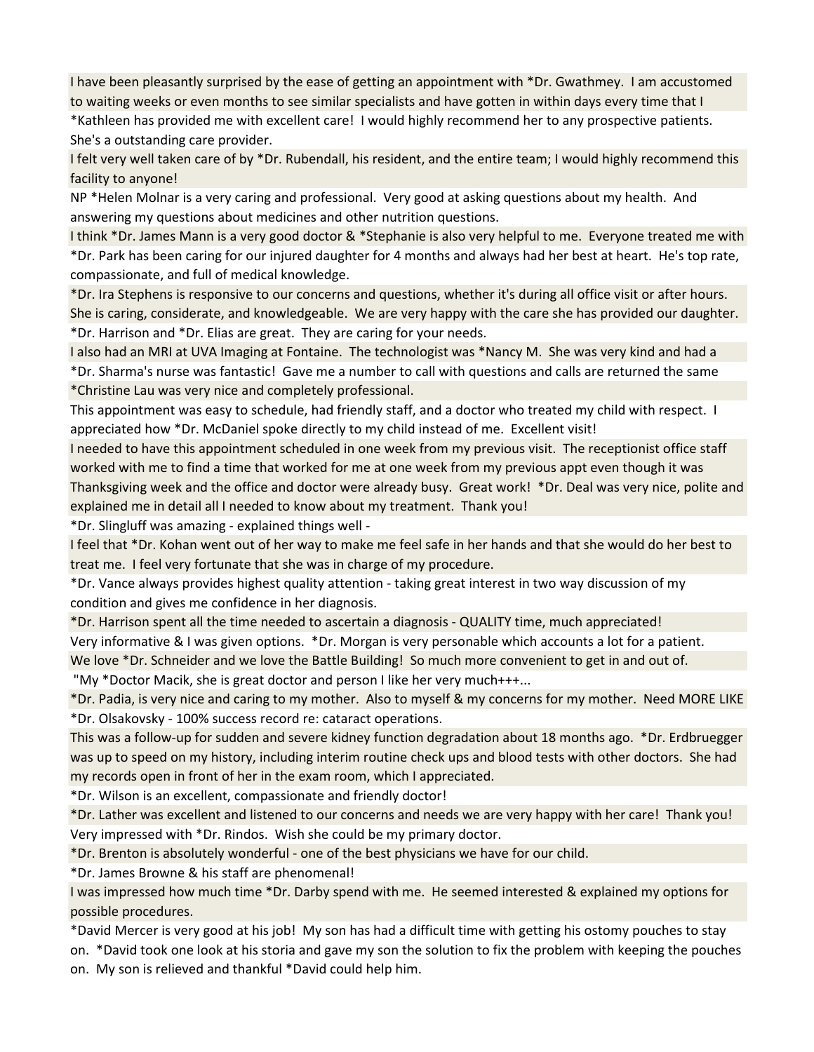I have been pleasantly surprised by the ease of getting an appointment with *Dr. Gwathmey. I am accustomed to waiting weeks or even months to see similar specialists and have gotten in within days every time that I

*Kathleen has provided me with excellent care! I would highly recommend her to any prospective patients. She's a outstanding care provider.

I felt very well taken care of by *Dr. Rubendall, his resident, and the entire team; I would highly recommend this facility to anyone!

NP *Helen Molnar is a very caring and professional. Very good at asking questions about my health. And answering my questions about medicines and other nutrition questions.

I think *Dr. James Mann is a very good doctor & *Stephanie is also very helpful to me. Everyone treated me with

*Dr. Park has been caring for our injured daughter for 4 months and always had her best at heart. He's top rate, compassionate, and full of medical knowledge.

*Dr. Ira Stephens is responsive to our concerns and questions, whether it's during all office visit or after hours. She is caring, considerate, and knowledgeable. We are very happy with the care she has provided our daughter.

*Dr. Harrison and *Dr. Elias are great. They are caring for your needs.

I also had an MRI at UVA Imaging at Fontaine. The technologist was *Nancy M. She was very kind and had a

*Dr. Sharma's nurse was fantastic! Gave me a number to call with questions and calls are returned the same

*Christine Lau was very nice and completely professional.

This appointment was easy to schedule, had friendly staff, and a doctor who treated my child with respect. I appreciated how *Dr. McDaniel spoke directly to my child instead of me. Excellent visit!

I needed to have this appointment scheduled in one week from my previous visit. The receptionist office staff worked with me to find a time that worked for me at one week from my previous appt even though it was Thanksgiving week and the office and doctor were already busy. Great work! *Dr. Deal was very nice, polite and explained me in detail all I needed to know about my treatment. Thank you!

*Dr. Slingluff was amazing - explained things well -

I feel that *Dr. Kohan went out of her way to make me feel safe in her hands and that she would do her best to treat me. I feel very fortunate that she was in charge of my procedure.

*Dr. Vance always provides highest quality attention - taking great interest in two way discussion of my condition and gives me confidence in her diagnosis.

*Dr. Harrison spent all the time needed to ascertain a diagnosis - QUALITY time, much appreciated!

Very informative & I was given options. *Dr. Morgan is very personable which accounts a lot for a patient.

We love *Dr. Schneider and we love the Battle Building! So much more convenient to get in and out of.

"My *Doctor Macik, she is great doctor and person I like her very much+++...

*Dr. Padia, is very nice and caring to my mother. Also to myself & my concerns for my mother. Need MORE LIKE

*Dr. Olsakovsky - 100% success record re: cataract operations.

This was a follow-up for sudden and severe kidney function degradation about 18 months ago. *Dr. Erdbruegger was up to speed on my history, including interim routine check ups and blood tests with other doctors. She had my records open in front of her in the exam room, which I appreciated.

*Dr. Wilson is an excellent, compassionate and friendly doctor!

*Dr. Lather was excellent and listened to our concerns and needs we are very happy with her care! Thank you!

Very impressed with *Dr. Rindos. Wish she could be my primary doctor.

*Dr. Brenton is absolutely wonderful - one of the best physicians we have for our child.

*Dr. James Browne & his staff are phenomenal!

I was impressed how much time *Dr. Darby spend with me. He seemed interested & explained my options for possible procedures.

*David Mercer is very good at his job! My son has had a difficult time with getting his ostomy pouches to stay on. *David took one look at his storia and gave my son the solution to fix the problem with keeping the pouches on. My son is relieved and thankful *David could help him.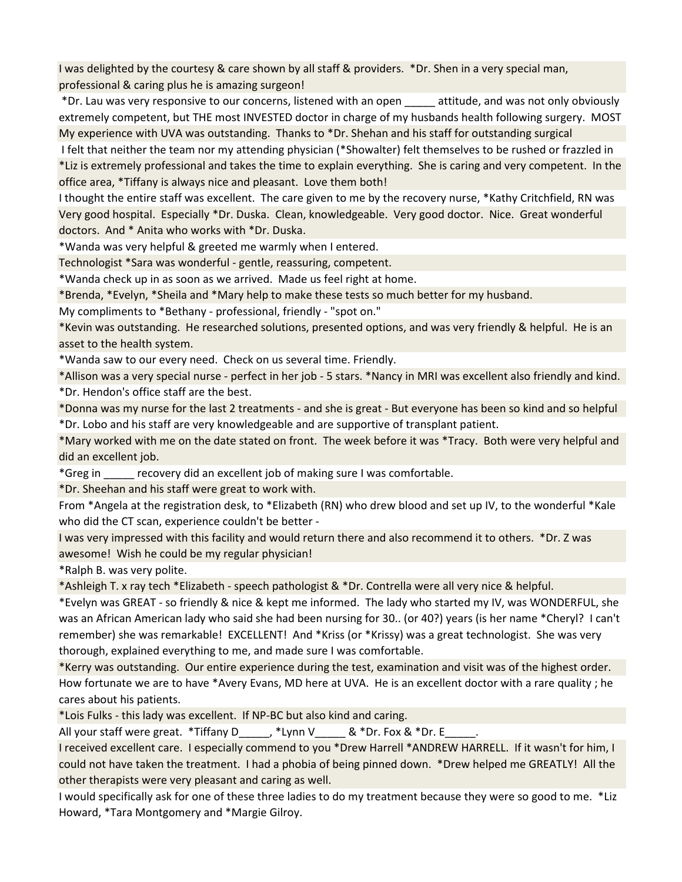I was delighted by the courtesy & care shown by all staff & providers. *Dr. Shen in a very special man, professional & caring plus he is amazing surgeon!

*Dr. Lau was very responsive to our concerns, listened with an open _____ attitude, and was not only obviously extremely competent, but THE most INVESTED doctor in charge of my husbands health following surgery. MOST

My experience with UVA was outstanding. Thanks to *Dr. Shehan and his staff for outstanding surgical

I felt that neither the team nor my attending physician (*Showalter) felt themselves to be rushed or frazzled in

*Liz is extremely professional and takes the time to explain everything. She is caring and very competent. In the office area, *Tiffany is always nice and pleasant. Love them both!

I thought the entire staff was excellent. The care given to me by the recovery nurse, *Kathy Critchfield, RN was

Very good hospital. Especially *Dr. Duska. Clean, knowledgeable. Very good doctor. Nice. Great wonderful doctors. And * Anita who works with *Dr. Duska.

*Wanda was very helpful & greeted me warmly when I entered.

Technologist *Sara was wonderful - gentle, reassuring, competent.

*Wanda check up in as soon as we arrived. Made us feel right at home.

*Brenda, *Evelyn, *Sheila and *Mary help to make these tests so much better for my husband.

My compliments to *Bethany - professional, friendly - "spot on."

*Kevin was outstanding. He researched solutions, presented options, and was very friendly & helpful. He is an asset to the health system.

*Wanda saw to our every need. Check on us several time. Friendly.

*Allison was a very special nurse - perfect in her job - 5 stars. *Nancy in MRI was excellent also friendly and kind.

*Dr. Hendon's office staff are the best.

*Donna was my nurse for the last 2 treatments - and she is great - But everyone has been so kind and so helpful

*Dr. Lobo and his staff are very knowledgeable and are supportive of transplant patient.

*Mary worked with me on the date stated on front. The week before it was *Tracy. Both were very helpful and did an excellent job.

*Greg in _____ recovery did an excellent job of making sure I was comfortable.

*Dr. Sheehan and his staff were great to work with.

From *Angela at the registration desk, to *Elizabeth (RN) who drew blood and set up IV, to the wonderful *Kale who did the CT scan, experience couldn't be better -

I was very impressed with this facility and would return there and also recommend it to others. *Dr. Z was awesome! Wish he could be my regular physician!

*Ralph B. was very polite.

*Ashleigh T. x ray tech *Elizabeth - speech pathologist & *Dr. Contrella were all very nice & helpful.

*Evelyn was GREAT - so friendly & nice & kept me informed. The lady who started my IV, was WONDERFUL, she was an African American lady who said she had been nursing for 30.. (or 40?) years (is her name *Cheryl? I can't remember) she was remarkable! EXCELLENT! And *Kriss (or *Krissy) was a great technologist. She was very thorough, explained everything to me, and made sure I was comfortable.

*Kerry was outstanding. Our entire experience during the test, examination and visit was of the highest order.

How fortunate we are to have *Avery Evans, MD here at UVA. He is an excellent doctor with a rare quality ; he cares about his patients.

*Lois Fulks - this lady was excellent. If NP-BC but also kind and caring.

All your staff were great. *Tiffany D_____, *Lynn V_____ & *Dr. Fox & *Dr. E_____.

I received excellent care. I especially commend to you *Drew Harrell *ANDREW HARRELL. If it wasn't for him, I could not have taken the treatment. I had a phobia of being pinned down. *Drew helped me GREATLY! All the other therapists were very pleasant and caring as well.

I would specifically ask for one of these three ladies to do my treatment because they were so good to me. *Liz Howard, *Tara Montgomery and *Margie Gilroy.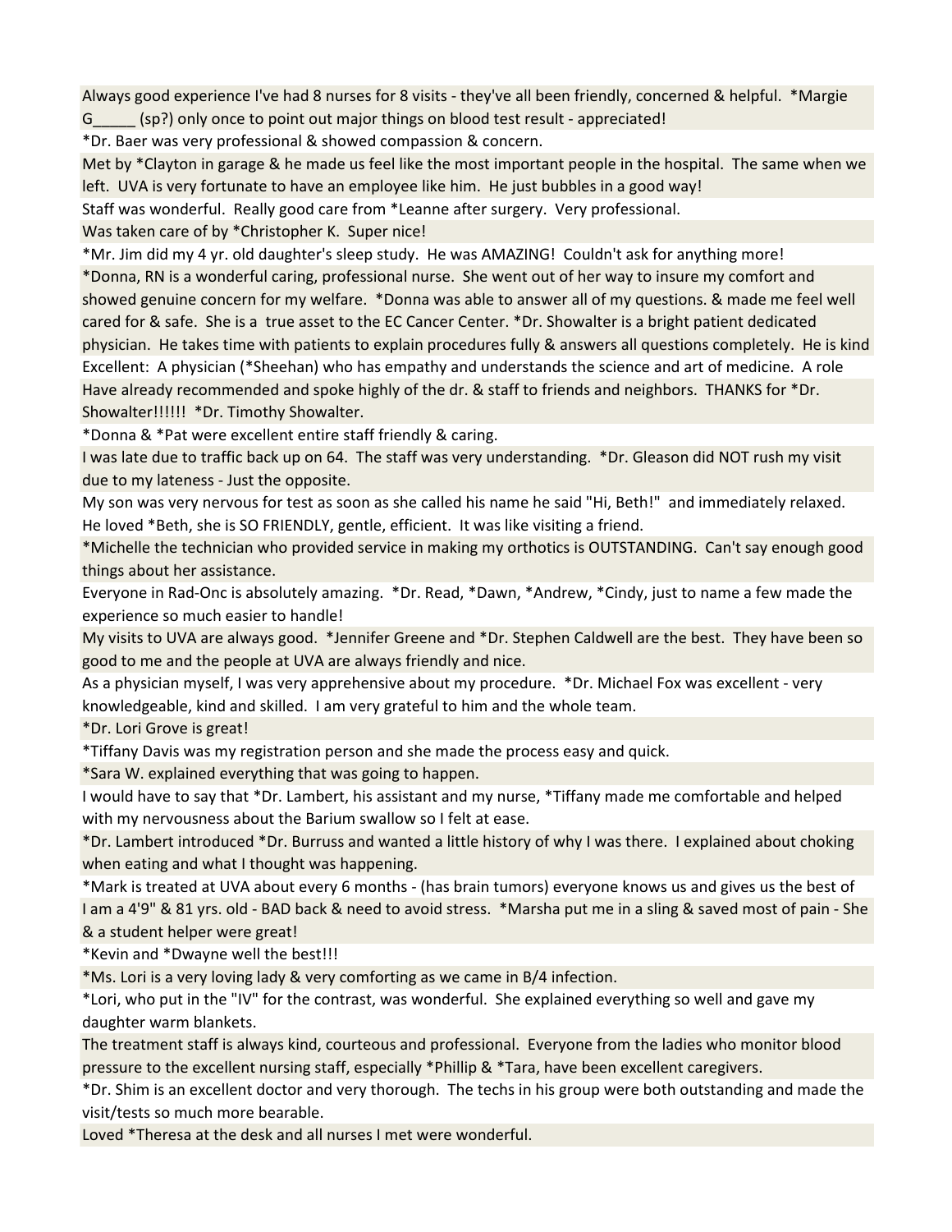Always good experience I've had 8 nurses for 8 visits - they've all been friendly, concerned & helpful. *Margie G_____ (sp?) only once to point out major things on blood test result - appreciated!

*Dr. Baer was very professional & showed compassion & concern.

Met by *Clayton in garage & he made us feel like the most important people in the hospital. The same when we left. UVA is very fortunate to have an employee like him. He just bubbles in a good way!

Staff was wonderful. Really good care from *Leanne after surgery. Very professional.

Was taken care of by *Christopher K. Super nice!

*Mr. Jim did my 4 yr. old daughter's sleep study. He was AMAZING! Couldn't ask for anything more!

*Donna, RN is a wonderful caring, professional nurse. She went out of her way to insure my comfort and showed genuine concern for my welfare. *Donna was able to answer all of my questions. & made me feel well cared for & safe. She is a true asset to the EC Cancer Center. *Dr. Showalter is a bright patient dedicated physician. He takes time with patients to explain procedures fully & answers all questions completely. He is kind

Excellent: A physician (*Sheehan) who has empathy and understands the science and art of medicine. A role

Have already recommended and spoke highly of the dr. & staff to friends and neighbors. THANKS for *Dr. Showalter!!!!!! *Dr. Timothy Showalter.

*Donna & *Pat were excellent entire staff friendly & caring.

I was late due to traffic back up on 64. The staff was very understanding. *Dr. Gleason did NOT rush my visit due to my lateness - Just the opposite.

My son was very nervous for test as soon as she called his name he said "Hi, Beth!" and immediately relaxed. He loved *Beth, she is SO FRIENDLY, gentle, efficient. It was like visiting a friend.

*Michelle the technician who provided service in making my orthotics is OUTSTANDING. Can't say enough good things about her assistance.

Everyone in Rad-Onc is absolutely amazing. *Dr. Read, *Dawn, *Andrew, *Cindy, just to name a few made the experience so much easier to handle!

My visits to UVA are always good. *Jennifer Greene and *Dr. Stephen Caldwell are the best. They have been so good to me and the people at UVA are always friendly and nice.

As a physician myself, I was very apprehensive about my procedure. *Dr. Michael Fox was excellent - very knowledgeable, kind and skilled. I am very grateful to him and the whole team.

*Dr. Lori Grove is great!

*Tiffany Davis was my registration person and she made the process easy and quick.

*Sara W. explained everything that was going to happen.

I would have to say that *Dr. Lambert, his assistant and my nurse, *Tiffany made me comfortable and helped with my nervousness about the Barium swallow so I felt at ease.

*Dr. Lambert introduced *Dr. Burruss and wanted a little history of why I was there. I explained about choking when eating and what I thought was happening.

*Mark is treated at UVA about every 6 months - (has brain tumors) everyone knows us and gives us the best of

I am a 4'9" & 81 yrs. old - BAD back & need to avoid stress. *Marsha put me in a sling & saved most of pain - She & a student helper were great!

*Kevin and *Dwayne well the best!!!

*Ms. Lori is a very loving lady & very comforting as we came in B/4 infection.

*Lori, who put in the "IV" for the contrast, was wonderful. She explained everything so well and gave my daughter warm blankets.

The treatment staff is always kind, courteous and professional. Everyone from the ladies who monitor blood pressure to the excellent nursing staff, especially *Phillip & *Tara, have been excellent caregivers.

*Dr. Shim is an excellent doctor and very thorough. The techs in his group were both outstanding and made the visit/tests so much more bearable.

Loved *Theresa at the desk and all nurses I met were wonderful.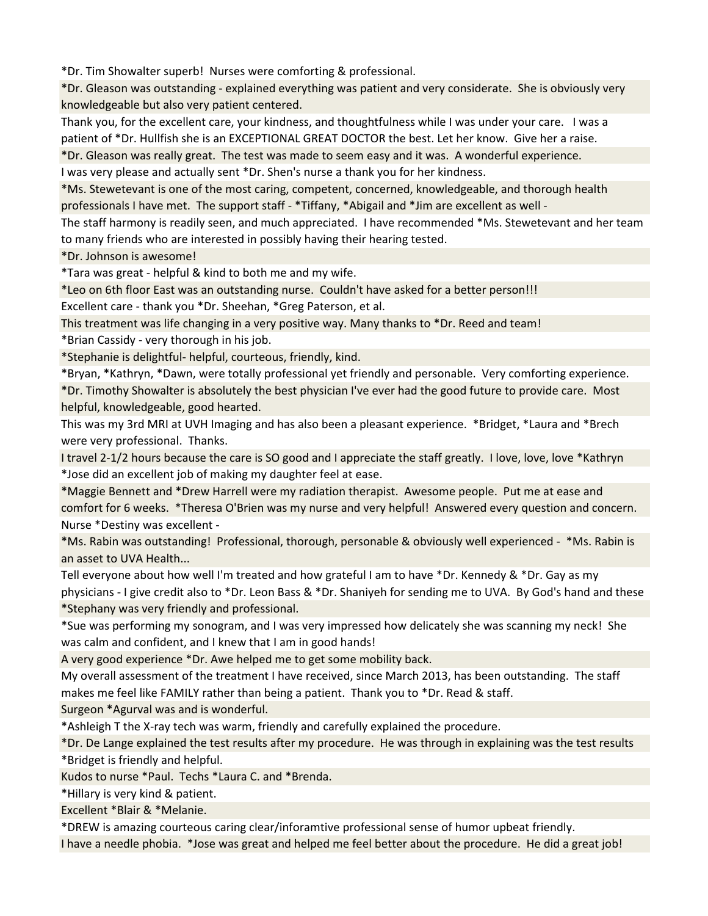*Dr. Tim Showalter superb!  Nurses were comforting & professional.

*Dr. Gleason was outstanding - explained everything was patient and very considerate.  She is obviously very knowledgeable but also very patient centered.

Thank you, for the excellent care, your kindness, and thoughtfulness while I was under your care.   I was a patient of *Dr. Hullfish she is an EXCEPTIONAL GREAT DOCTOR the best. Let her know.  Give her a raise.

*Dr. Gleason was really great.  The test was made to seem easy and it was.  A wonderful experience.

I was very please and actually sent *Dr. Shen's nurse a thank you for her kindness.

*Ms. Stewetevant is one of the most caring, competent, concerned, knowledgeable, and thorough health professionals I have met.  The support staff - *Tiffany, *Abigail and *Jim are excellent as well - The staff harmony is readily seen, and much appreciated.  I have recommended *Ms. Stewetevant and her team to many friends who are interested in possibly having their hearing tested.

*Dr. Johnson is awesome!

*Tara was great - helpful & kind to both me and my wife.

*Leo on 6th floor East was an outstanding nurse.  Couldn't have asked for a better person!!!

Excellent care - thank you *Dr. Sheehan, *Greg Paterson, et al.

This treatment was life changing in a very positive way. Many thanks to *Dr. Reed and team!

*Brian Cassidy - very thorough in his job.

*Stephanie is delightful- helpful, courteous, friendly, kind.

*Bryan, *Kathryn, *Dawn, were totally professional yet friendly and personable.  Very comforting experience.

*Dr. Timothy Showalter is absolutely the best physician I've ever had the good future to provide care.  Most helpful, knowledgeable, good hearted.

This was my 3rd MRI at UVH Imaging and has also been a pleasant experience.  *Bridget, *Laura and *Brech were very professional.  Thanks.

I travel 2-1/2 hours because the care is SO good and I appreciate the staff greatly.  I love, love, love *Kathryn

*Jose did an excellent job of making my daughter feel at ease.

*Maggie Bennett and *Drew Harrell were my radiation therapist.  Awesome people.  Put me at ease and comfort for 6 weeks.  *Theresa O'Brien was my nurse and very helpful!  Answered every question and concern.

Nurse *Destiny was excellent -

*Ms. Rabin was outstanding!  Professional, thorough, personable & obviously well experienced -  *Ms. Rabin is an asset to UVA Health...

Tell everyone about how well I'm treated and how grateful I am to have *Dr. Kennedy & *Dr. Gay as my physicians - I give credit also to *Dr. Leon Bass & *Dr. Shaniyeh for sending me to UVA.  By God's hand and these

*Stephany was very friendly and professional.

*Sue was performing my sonogram, and I was very impressed how delicately she was scanning my neck!  She was calm and confident, and I knew that I am in good hands!

A very good experience *Dr. Awe helped me to get some mobility back.

My overall assessment of the treatment I have received, since March 2013, has been outstanding.  The staff makes me feel like FAMILY rather than being a patient.  Thank you to *Dr. Read & staff.

Surgeon *Agurval was and is wonderful.

*Ashleigh T the X-ray tech was warm, friendly and carefully explained the procedure.

*Dr. De Lange explained the test results after my procedure.  He was through in explaining was the test results

*Bridget is friendly and helpful.

Kudos to nurse *Paul.  Techs *Laura C. and *Brenda.

*Hillary is very kind & patient.

Excellent *Blair & *Melanie.

*DREW is amazing courteous caring clear/inforamtive professional sense of humor upbeat friendly.

I have a needle phobia.  *Jose was great and helped me feel better about the procedure.  He did a great job!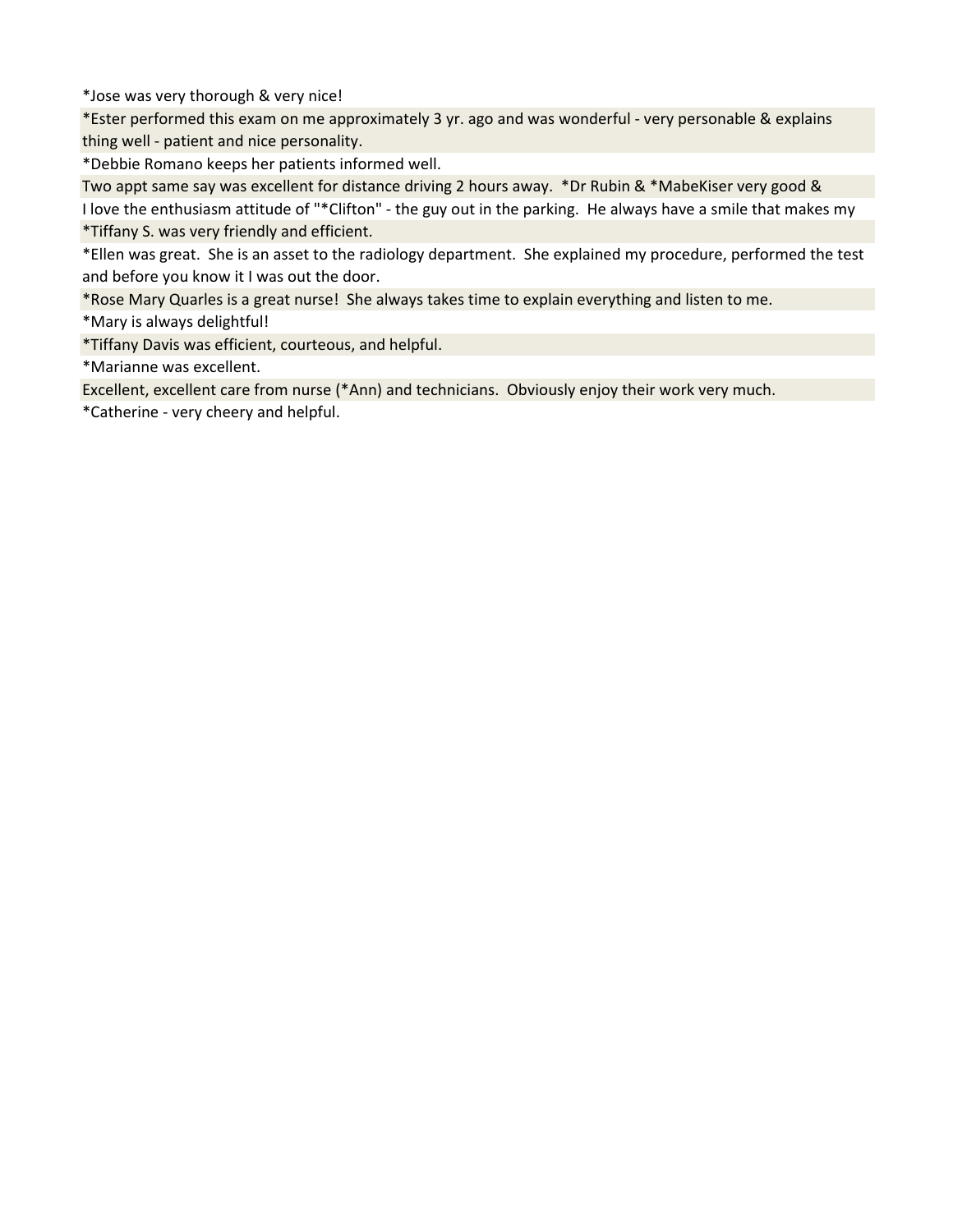*Jose was very thorough & very nice!

*Ester performed this exam on me approximately 3 yr. ago and was wonderful - very personable & explains thing well - patient and nice personality.

*Debbie Romano keeps her patients informed well.

Two appt same say was excellent for distance driving 2 hours away. *Dr Rubin & *MabeKiser very good &

I love the enthusiasm attitude of "*Clifton" - the guy out in the parking. He always have a smile that makes my

*Tiffany S. was very friendly and efficient.

*Ellen was great. She is an asset to the radiology department. She explained my procedure, performed the test and before you know it I was out the door.

*Rose Mary Quarles is a great nurse! She always takes time to explain everything and listen to me.

*Mary is always delightful!

*Tiffany Davis was efficient, courteous, and helpful.

*Marianne was excellent.

Excellent, excellent care from nurse (*Ann) and technicians. Obviously enjoy their work very much.

*Catherine - very cheery and helpful.